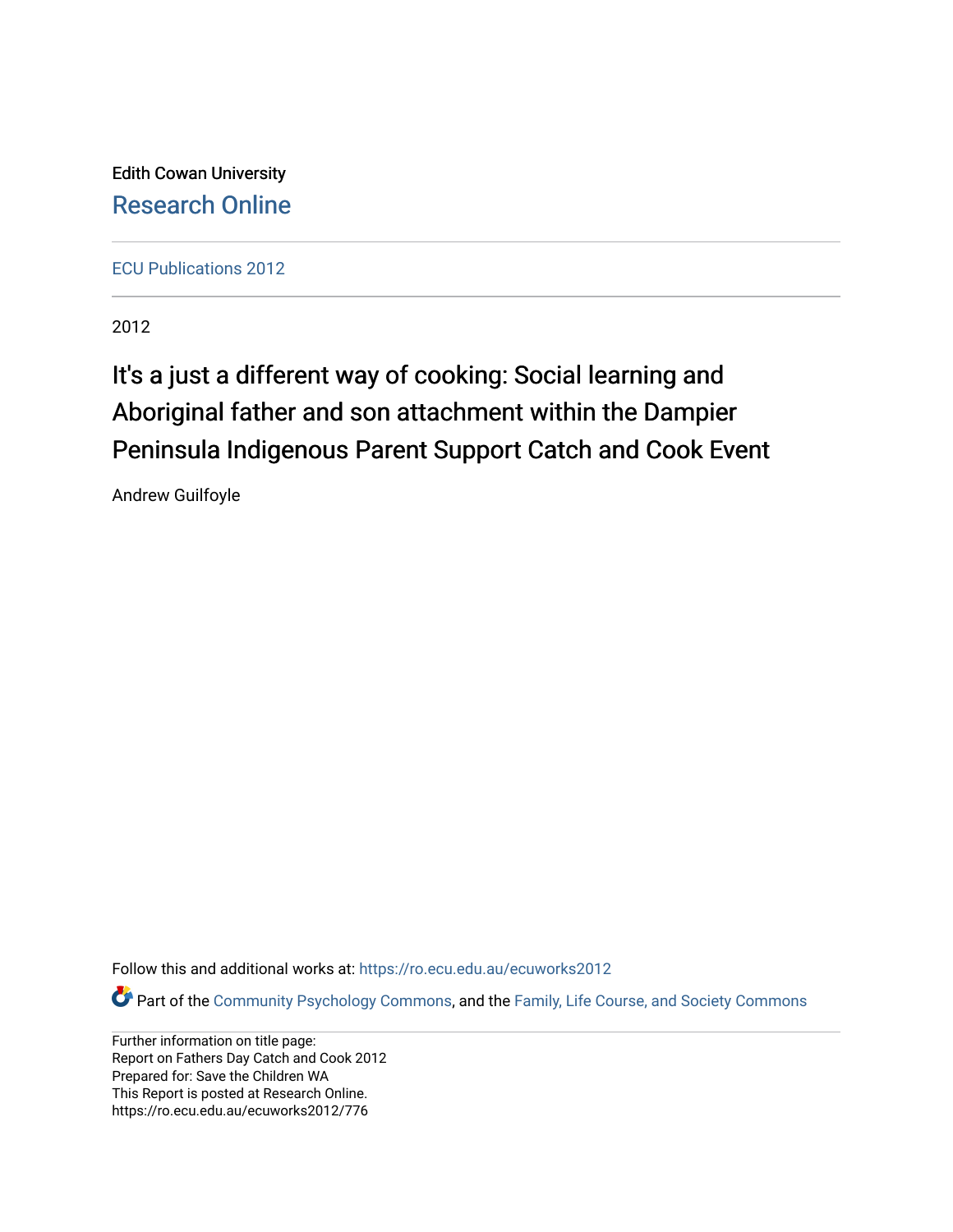Edith Cowan University

Research Online

ECU Publications 2012

2012

# It's a just a different way of cooking: Social learning and Aboriginal father and son attachment within the Dampier Peninsula Indigenous Parent Support Catch and Cook Event

Andrew Guilfoyle

Follow this and additional works at: https://ro.ecu.edu.au/ecuworks2012

Part of the Community Psychology Commons, and the Family, Life Course, and Society Commons

Further information on title page:
Report on Fathers Day Catch and Cook 2012
Prepared for: Save the Children WA
This Report is posted at Research Online.
https://ro.ecu.edu.au/ecuworks2012/776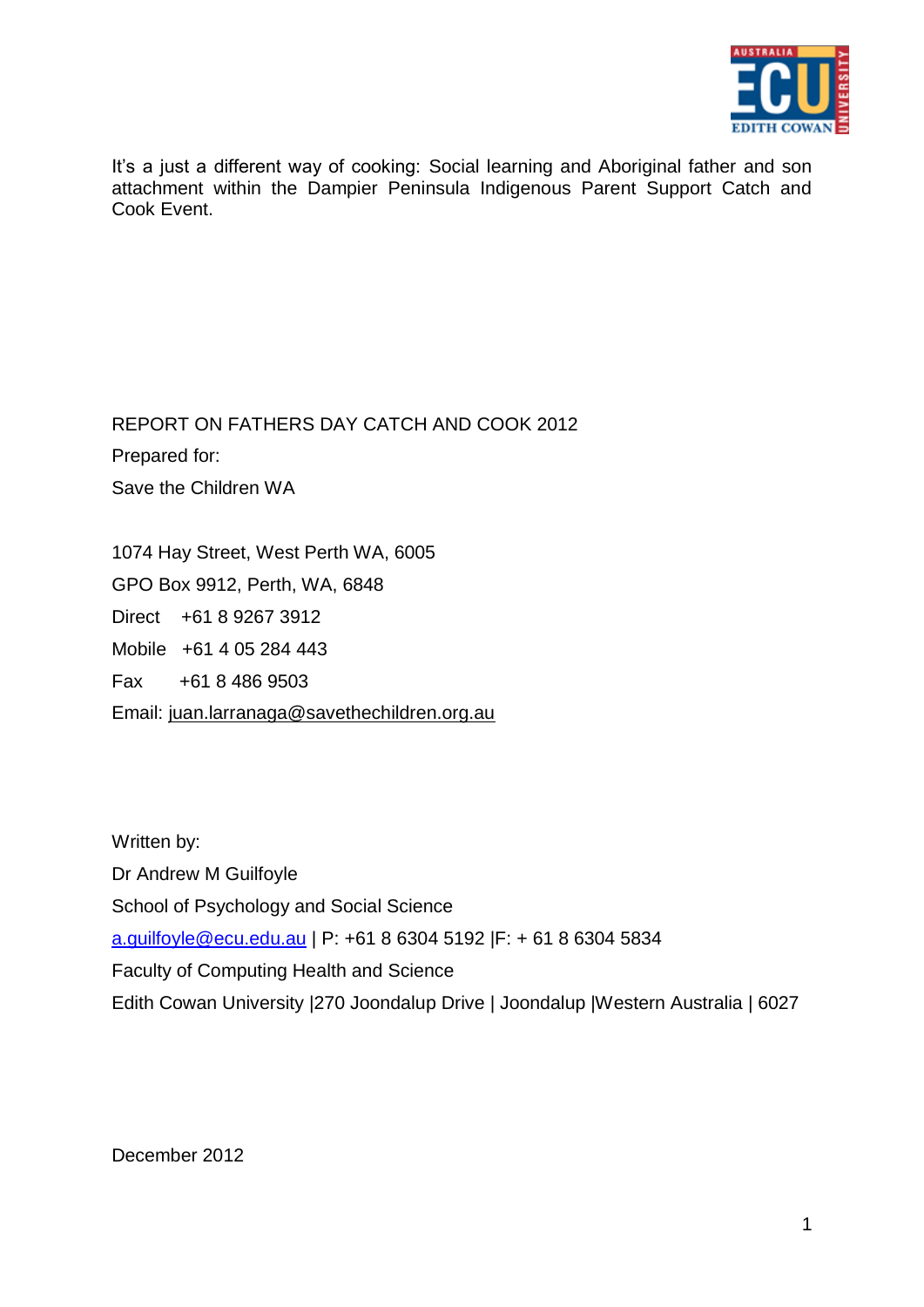It's a just a different way of cooking: Social learning and Aboriginal father and son attachment within the Dampier Peninsula Indigenous Parent Support Catch and Cook Event.

REPORT ON FATHERS DAY CATCH AND COOK 2012

Prepared for:

Save the Children WA

1074 Hay Street, West Perth WA, 6005

GPO Box 9912, Perth, WA, 6848

Direct +61 8 9267 3912

Mobile +61 4 05 284 443

Fax +61 8 486 9503

Email: juan.larranaga@savethechildren.org.au

Written by:

Dr Andrew M Guilfoyle

School of Psychology and Social Science

a.guilfoyle@ecu.edu.au | P: +61 8 6304 5192 |F: + 61 8 6304 5834

Faculty of Computing Health and Science

Edith Cowan University |270 Joondalup Drive | Joondalup |Western Australia | 6027

December 2012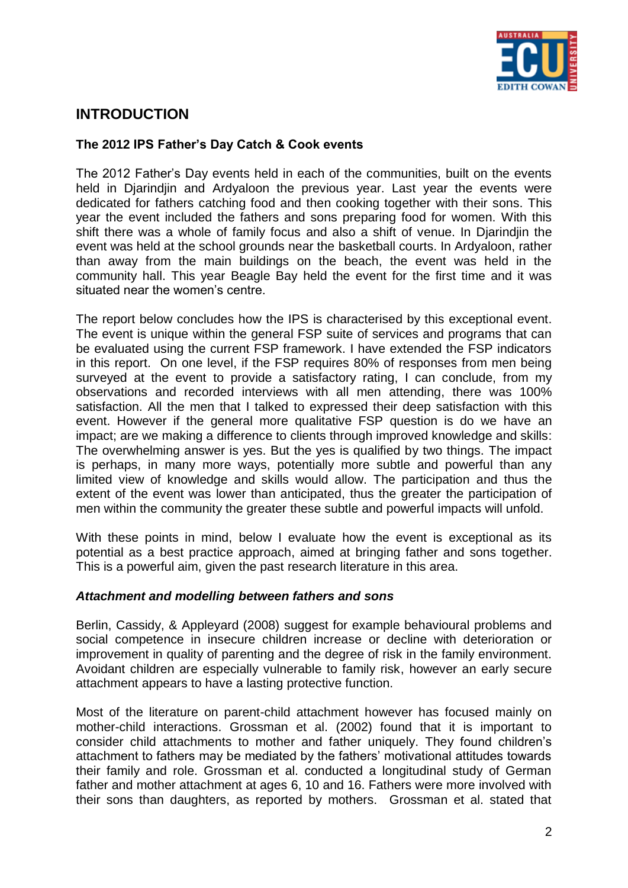## INTRODUCTION

### The 2012 IPS Father's Day Catch & Cook events

The 2012 Father's Day events held in each of the communities, built on the events held in Djarindjin and Ardyaloon the previous year. Last year the events were dedicated for fathers catching food and then cooking together with their sons. This year the event included the fathers and sons preparing food for women. With this shift there was a whole of family focus and also a shift of venue. In Djarindjin the event was held at the school grounds near the basketball courts. In Ardyaloon, rather than away from the main buildings on the beach, the event was held in the community hall. This year Beagle Bay held the event for the first time and it was situated near the women's centre.

The report below concludes how the IPS is characterised by this exceptional event. The event is unique within the general FSP suite of services and programs that can be evaluated using the current FSP framework. I have extended the FSP indicators in this report. On one level, if the FSP requires 80% of responses from men being surveyed at the event to provide a satisfactory rating, I can conclude, from my observations and recorded interviews with all men attending, there was 100% satisfaction. All the men that I talked to expressed their deep satisfaction with this event. However if the general more qualitative FSP question is do we have an impact; are we making a difference to clients through improved knowledge and skills: The overwhelming answer is yes. But the yes is qualified by two things. The impact is perhaps, in many more ways, potentially more subtle and powerful than any limited view of knowledge and skills would allow. The participation and thus the extent of the event was lower than anticipated, thus the greater the participation of men within the community the greater these subtle and powerful impacts will unfold.

With these points in mind, below I evaluate how the event is exceptional as its potential as a best practice approach, aimed at bringing father and sons together. This is a powerful aim, given the past research literature in this area.

#### *Attachment and modelling between fathers and sons*

Berlin, Cassidy, & Appleyard (2008) suggest for example behavioural problems and social competence in insecure children increase or decline with deterioration or improvement in quality of parenting and the degree of risk in the family environment. Avoidant children are especially vulnerable to family risk, however an early secure attachment appears to have a lasting protective function.

Most of the literature on parent-child attachment however has focused mainly on mother-child interactions. Grossman et al. (2002) found that it is important to consider child attachments to mother and father uniquely. They found children's attachment to fathers may be mediated by the fathers' motivational attitudes towards their family and role. Grossman et al. conducted a longitudinal study of German father and mother attachment at ages 6, 10 and 16. Fathers were more involved with their sons than daughters, as reported by mothers. Grossman et al. stated that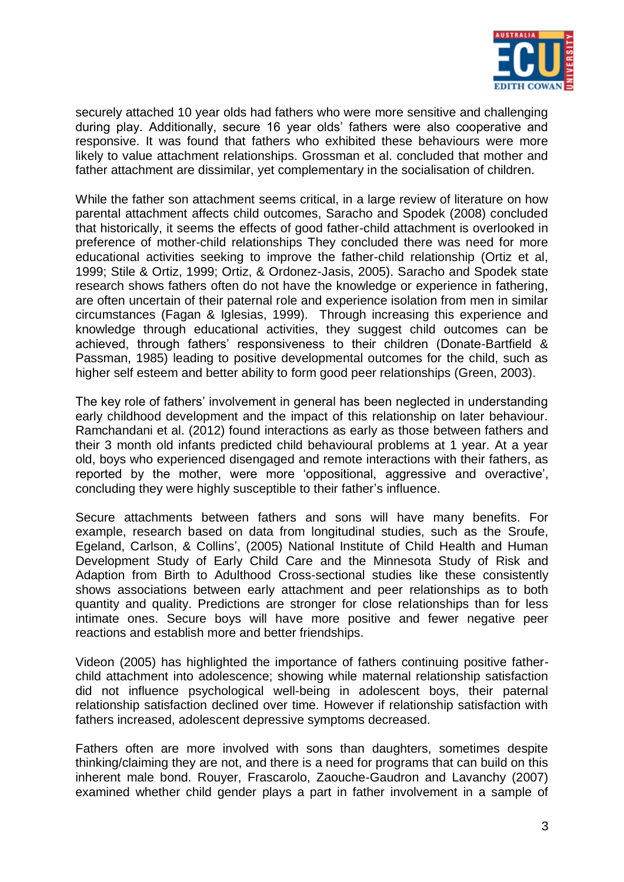securely attached 10 year olds had fathers who were more sensitive and challenging during play. Additionally, secure 16 year olds' fathers were also cooperative and responsive. It was found that fathers who exhibited these behaviours were more likely to value attachment relationships. Grossman et al. concluded that mother and father attachment are dissimilar, yet complementary in the socialisation of children.

While the father son attachment seems critical, in a large review of literature on how parental attachment affects child outcomes, Saracho and Spodek (2008) concluded that historically, it seems the effects of good father-child attachment is overlooked in preference of mother-child relationships They concluded there was need for more educational activities seeking to improve the father-child relationship (Ortiz et al, 1999; Stile & Ortiz, 1999; Ortiz, & Ordonez-Jasis, 2005). Saracho and Spodek state research shows fathers often do not have the knowledge or experience in fathering, are often uncertain of their paternal role and experience isolation from men in similar circumstances (Fagan & Iglesias, 1999). Through increasing this experience and knowledge through educational activities, they suggest child outcomes can be achieved, through fathers' responsiveness to their children (Donate-Bartfield & Passman, 1985) leading to positive developmental outcomes for the child, such as higher self esteem and better ability to form good peer relationships (Green, 2003).

The key role of fathers' involvement in general has been neglected in understanding early childhood development and the impact of this relationship on later behaviour. Ramchandani et al. (2012) found interactions as early as those between fathers and their 3 month old infants predicted child behavioural problems at 1 year. At a year old, boys who experienced disengaged and remote interactions with their fathers, as reported by the mother, were more 'oppositional, aggressive and overactive', concluding they were highly susceptible to their father's influence.

Secure attachments between fathers and sons will have many benefits. For example, research based on data from longitudinal studies, such as the Sroufe, Egeland, Carlson, & Collins', (2005) National Institute of Child Health and Human Development Study of Early Child Care and the Minnesota Study of Risk and Adaption from Birth to Adulthood Cross-sectional studies like these consistently shows associations between early attachment and peer relationships as to both quantity and quality. Predictions are stronger for close relationships than for less intimate ones. Secure boys will have more positive and fewer negative peer reactions and establish more and better friendships.

Videon (2005) has highlighted the importance of fathers continuing positive father-child attachment into adolescence; showing while maternal relationship satisfaction did not influence psychological well-being in adolescent boys, their paternal relationship satisfaction declined over time. However if relationship satisfaction with fathers increased, adolescent depressive symptoms decreased.

Fathers often are more involved with sons than daughters, sometimes despite thinking/claiming they are not, and there is a need for programs that can build on this inherent male bond. Rouyer, Frascarolo, Zaouche-Gaudron and Lavanchy (2007) examined whether child gender plays a part in father involvement in a sample of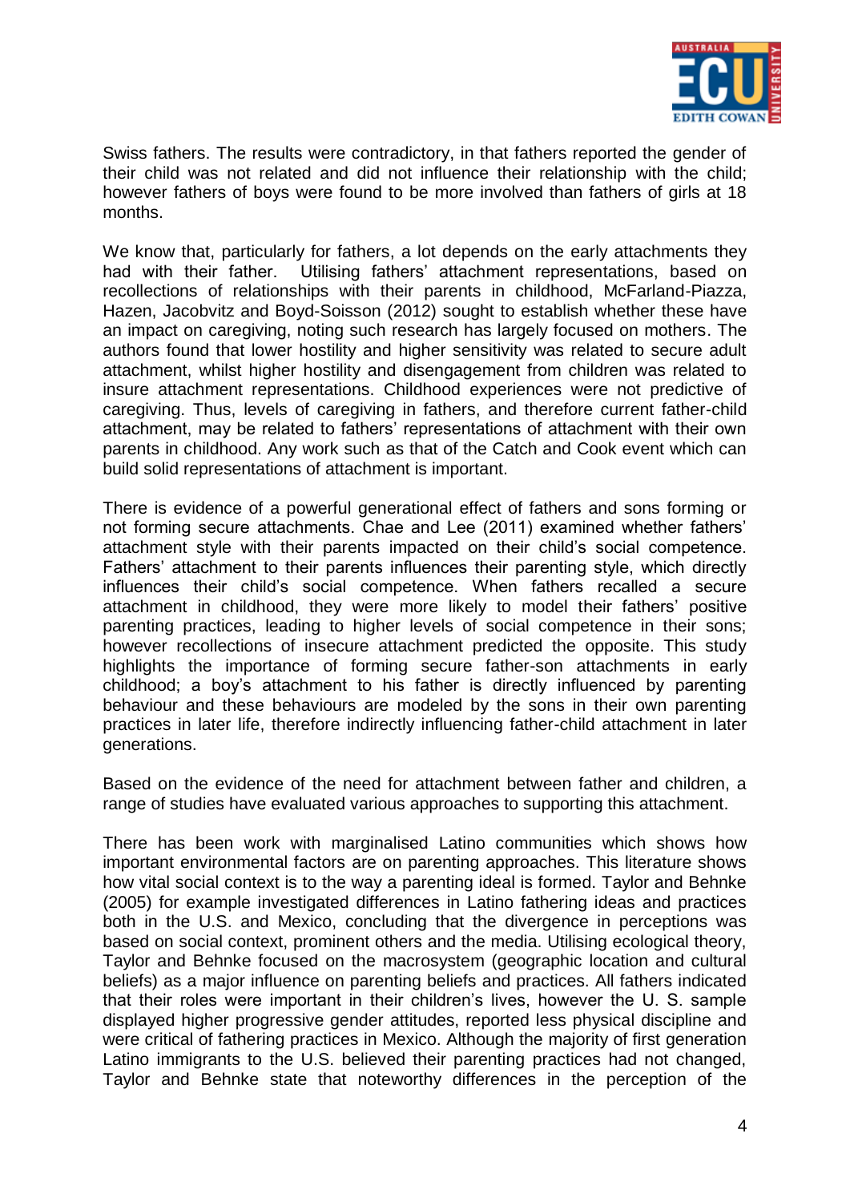Swiss fathers. The results were contradictory, in that fathers reported the gender of their child was not related and did not influence their relationship with the child; however fathers of boys were found to be more involved than fathers of girls at 18 months.

We know that, particularly for fathers, a lot depends on the early attachments they had with their father. Utilising fathers' attachment representations, based on recollections of relationships with their parents in childhood, McFarland-Piazza, Hazen, Jacobvitz and Boyd-Soisson (2012) sought to establish whether these have an impact on caregiving, noting such research has largely focused on mothers. The authors found that lower hostility and higher sensitivity was related to secure adult attachment, whilst higher hostility and disengagement from children was related to insure attachment representations. Childhood experiences were not predictive of caregiving. Thus, levels of caregiving in fathers, and therefore current father-child attachment, may be related to fathers' representations of attachment with their own parents in childhood. Any work such as that of the Catch and Cook event which can build solid representations of attachment is important.

There is evidence of a powerful generational effect of fathers and sons forming or not forming secure attachments. Chae and Lee (2011) examined whether fathers' attachment style with their parents impacted on their child's social competence. Fathers' attachment to their parents influences their parenting style, which directly influences their child's social competence. When fathers recalled a secure attachment in childhood, they were more likely to model their fathers' positive parenting practices, leading to higher levels of social competence in their sons; however recollections of insecure attachment predicted the opposite. This study highlights the importance of forming secure father-son attachments in early childhood; a boy's attachment to his father is directly influenced by parenting behaviour and these behaviours are modeled by the sons in their own parenting practices in later life, therefore indirectly influencing father-child attachment in later generations.

Based on the evidence of the need for attachment between father and children, a range of studies have evaluated various approaches to supporting this attachment.

There has been work with marginalised Latino communities which shows how important environmental factors are on parenting approaches. This literature shows how vital social context is to the way a parenting ideal is formed. Taylor and Behnke (2005) for example investigated differences in Latino fathering ideas and practices both in the U.S. and Mexico, concluding that the divergence in perceptions was based on social context, prominent others and the media. Utilising ecological theory, Taylor and Behnke focused on the macrosystem (geographic location and cultural beliefs) as a major influence on parenting beliefs and practices. All fathers indicated that their roles were important in their children's lives, however the U. S. sample displayed higher progressive gender attitudes, reported less physical discipline and were critical of fathering practices in Mexico. Although the majority of first generation Latino immigrants to the U.S. believed their parenting practices had not changed, Taylor and Behnke state that noteworthy differences in the perception of the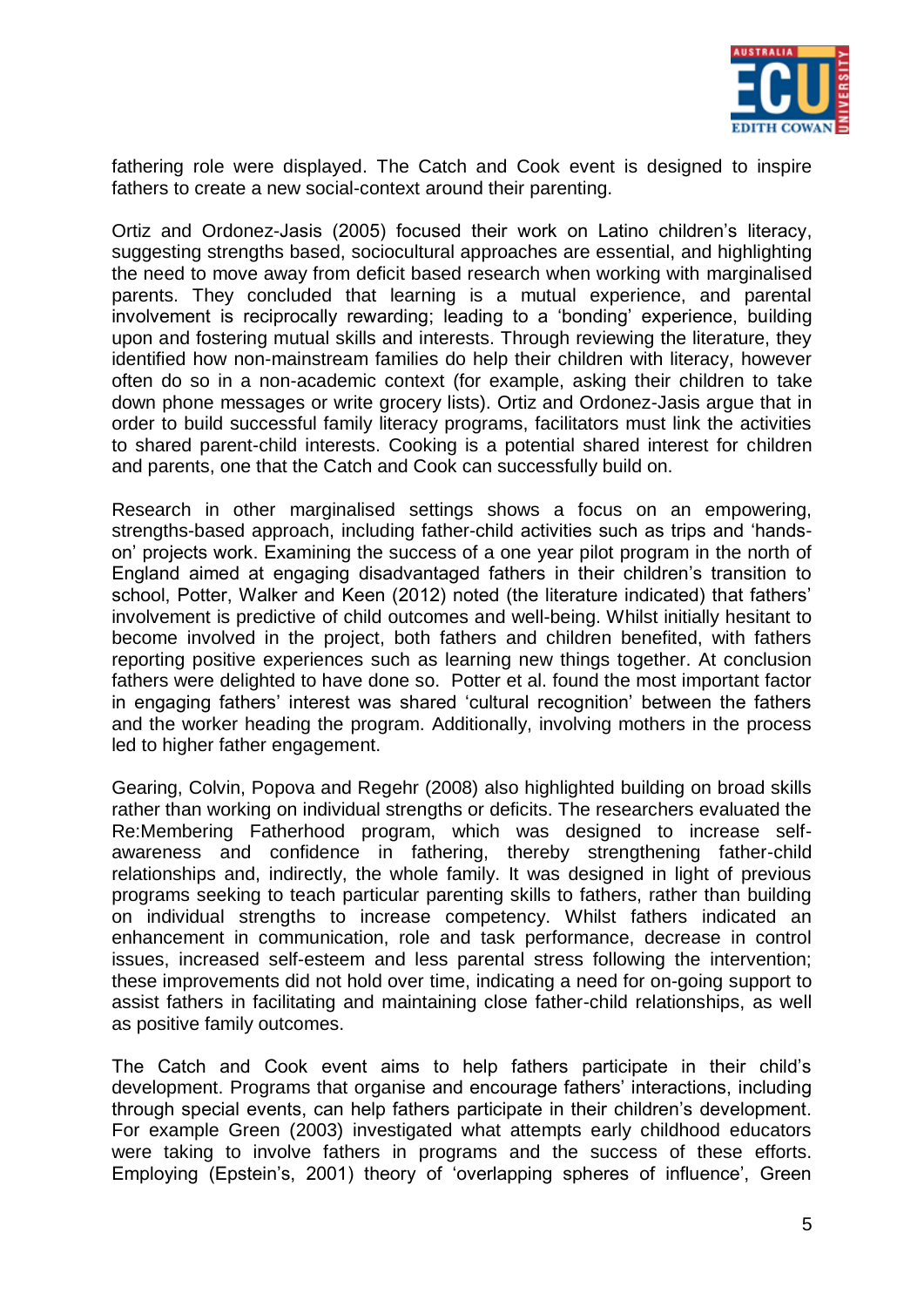fathering role were displayed. The Catch and Cook event is designed to inspire fathers to create a new social-context around their parenting.

Ortiz and Ordonez-Jasis (2005) focused their work on Latino children's literacy, suggesting strengths based, sociocultural approaches are essential, and highlighting the need to move away from deficit based research when working with marginalised parents. They concluded that learning is a mutual experience, and parental involvement is reciprocally rewarding; leading to a 'bonding' experience, building upon and fostering mutual skills and interests. Through reviewing the literature, they identified how non-mainstream families do help their children with literacy, however often do so in a non-academic context (for example, asking their children to take down phone messages or write grocery lists). Ortiz and Ordonez-Jasis argue that in order to build successful family literacy programs, facilitators must link the activities to shared parent-child interests. Cooking is a potential shared interest for children and parents, one that the Catch and Cook can successfully build on.

Research in other marginalised settings shows a focus on an empowering, strengths-based approach, including father-child activities such as trips and 'hands-on' projects work. Examining the success of a one year pilot program in the north of England aimed at engaging disadvantaged fathers in their children's transition to school, Potter, Walker and Keen (2012) noted (the literature indicated) that fathers' involvement is predictive of child outcomes and well-being. Whilst initially hesitant to become involved in the project, both fathers and children benefited, with fathers reporting positive experiences such as learning new things together. At conclusion fathers were delighted to have done so. Potter et al. found the most important factor in engaging fathers' interest was shared 'cultural recognition' between the fathers and the worker heading the program. Additionally, involving mothers in the process led to higher father engagement.

Gearing, Colvin, Popova and Regehr (2008) also highlighted building on broad skills rather than working on individual strengths or deficits. The researchers evaluated the Re:Membering Fatherhood program, which was designed to increase self-awareness and confidence in fathering, thereby strengthening father-child relationships and, indirectly, the whole family. It was designed in light of previous programs seeking to teach particular parenting skills to fathers, rather than building on individual strengths to increase competency. Whilst fathers indicated an enhancement in communication, role and task performance, decrease in control issues, increased self-esteem and less parental stress following the intervention; these improvements did not hold over time, indicating a need for on-going support to assist fathers in facilitating and maintaining close father-child relationships, as well as positive family outcomes.

The Catch and Cook event aims to help fathers participate in their child's development. Programs that organise and encourage fathers' interactions, including through special events, can help fathers participate in their children's development. For example Green (2003) investigated what attempts early childhood educators were taking to involve fathers in programs and the success of these efforts. Employing (Epstein's, 2001) theory of 'overlapping spheres of influence', Green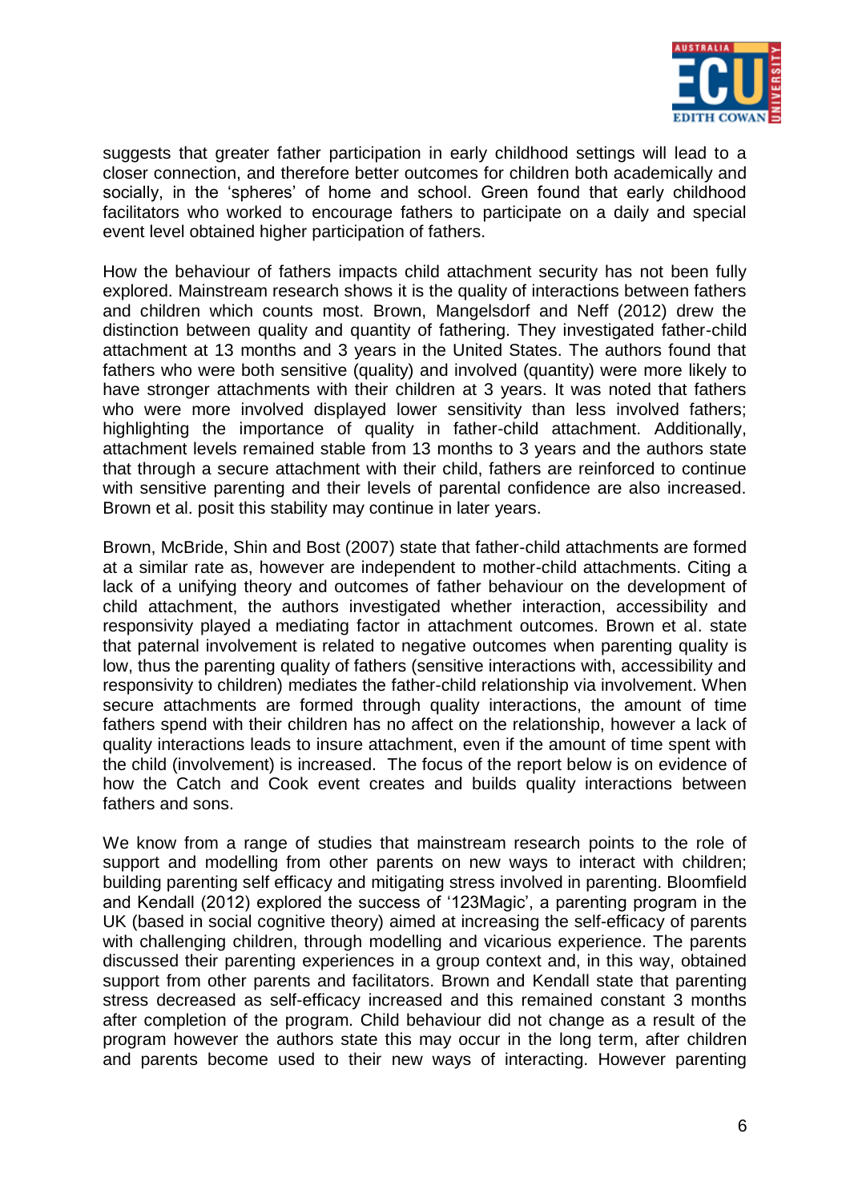suggests that greater father participation in early childhood settings will lead to a closer connection, and therefore better outcomes for children both academically and socially, in the 'spheres' of home and school. Green found that early childhood facilitators who worked to encourage fathers to participate on a daily and special event level obtained higher participation of fathers.

How the behaviour of fathers impacts child attachment security has not been fully explored. Mainstream research shows it is the quality of interactions between fathers and children which counts most. Brown, Mangelsdorf and Neff (2012) drew the distinction between quality and quantity of fathering. They investigated father-child attachment at 13 months and 3 years in the United States. The authors found that fathers who were both sensitive (quality) and involved (quantity) were more likely to have stronger attachments with their children at 3 years. It was noted that fathers who were more involved displayed lower sensitivity than less involved fathers; highlighting the importance of quality in father-child attachment. Additionally, attachment levels remained stable from 13 months to 3 years and the authors state that through a secure attachment with their child, fathers are reinforced to continue with sensitive parenting and their levels of parental confidence are also increased. Brown et al. posit this stability may continue in later years.

Brown, McBride, Shin and Bost (2007) state that father-child attachments are formed at a similar rate as, however are independent to mother-child attachments. Citing a lack of a unifying theory and outcomes of father behaviour on the development of child attachment, the authors investigated whether interaction, accessibility and responsivity played a mediating factor in attachment outcomes. Brown et al. state that paternal involvement is related to negative outcomes when parenting quality is low, thus the parenting quality of fathers (sensitive interactions with, accessibility and responsivity to children) mediates the father-child relationship via involvement. When secure attachments are formed through quality interactions, the amount of time fathers spend with their children has no affect on the relationship, however a lack of quality interactions leads to insure attachment, even if the amount of time spent with the child (involvement) is increased. The focus of the report below is on evidence of how the Catch and Cook event creates and builds quality interactions between fathers and sons.

We know from a range of studies that mainstream research points to the role of support and modelling from other parents on new ways to interact with children; building parenting self efficacy and mitigating stress involved in parenting. Bloomfield and Kendall (2012) explored the success of '123Magic', a parenting program in the UK (based in social cognitive theory) aimed at increasing the self-efficacy of parents with challenging children, through modelling and vicarious experience. The parents discussed their parenting experiences in a group context and, in this way, obtained support from other parents and facilitators. Brown and Kendall state that parenting stress decreased as self-efficacy increased and this remained constant 3 months after completion of the program. Child behaviour did not change as a result of the program however the authors state this may occur in the long term, after children and parents become used to their new ways of interacting. However parenting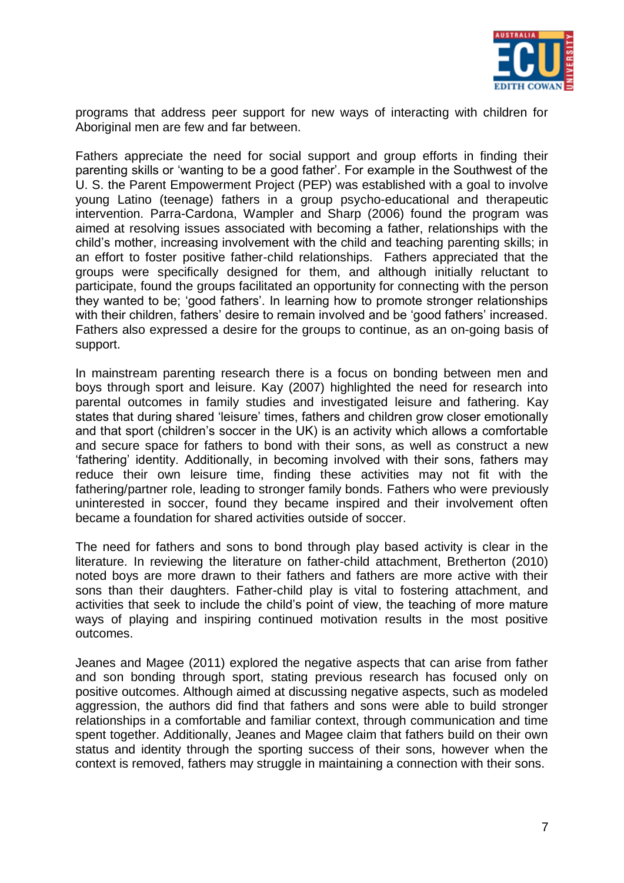programs that address peer support for new ways of interacting with children for Aboriginal men are few and far between.

Fathers appreciate the need for social support and group efforts in finding their parenting skills or 'wanting to be a good father'. For example in the Southwest of the U. S. the Parent Empowerment Project (PEP) was established with a goal to involve young Latino (teenage) fathers in a group psycho-educational and therapeutic intervention. Parra-Cardona, Wampler and Sharp (2006) found the program was aimed at resolving issues associated with becoming a father, relationships with the child's mother, increasing involvement with the child and teaching parenting skills; in an effort to foster positive father-child relationships. Fathers appreciated that the groups were specifically designed for them, and although initially reluctant to participate, found the groups facilitated an opportunity for connecting with the person they wanted to be; 'good fathers'. In learning how to promote stronger relationships with their children, fathers' desire to remain involved and be 'good fathers' increased. Fathers also expressed a desire for the groups to continue, as an on-going basis of support.

In mainstream parenting research there is a focus on bonding between men and boys through sport and leisure. Kay (2007) highlighted the need for research into parental outcomes in family studies and investigated leisure and fathering. Kay states that during shared 'leisure' times, fathers and children grow closer emotionally and that sport (children's soccer in the UK) is an activity which allows a comfortable and secure space for fathers to bond with their sons, as well as construct a new 'fathering' identity. Additionally, in becoming involved with their sons, fathers may reduce their own leisure time, finding these activities may not fit with the fathering/partner role, leading to stronger family bonds. Fathers who were previously uninterested in soccer, found they became inspired and their involvement often became a foundation for shared activities outside of soccer.

The need for fathers and sons to bond through play based activity is clear in the literature. In reviewing the literature on father-child attachment, Bretherton (2010) noted boys are more drawn to their fathers and fathers are more active with their sons than their daughters. Father-child play is vital to fostering attachment, and activities that seek to include the child's point of view, the teaching of more mature ways of playing and inspiring continued motivation results in the most positive outcomes.

Jeanes and Magee (2011) explored the negative aspects that can arise from father and son bonding through sport, stating previous research has focused only on positive outcomes. Although aimed at discussing negative aspects, such as modeled aggression, the authors did find that fathers and sons were able to build stronger relationships in a comfortable and familiar context, through communication and time spent together. Additionally, Jeanes and Magee claim that fathers build on their own status and identity through the sporting success of their sons, however when the context is removed, fathers may struggle in maintaining a connection with their sons.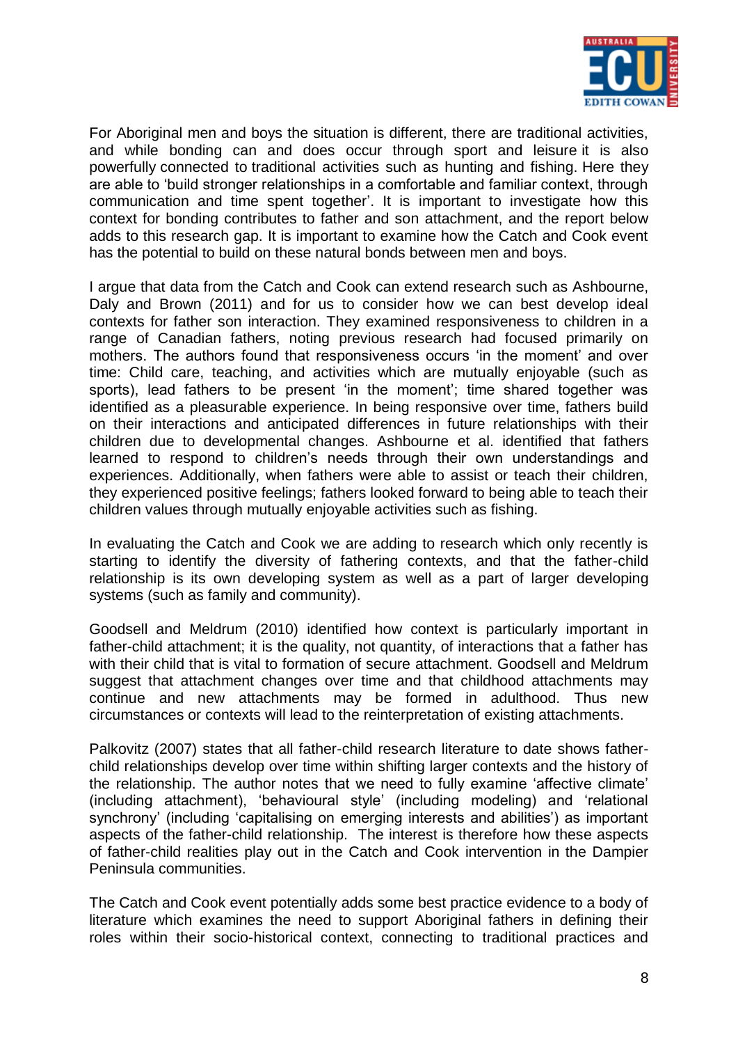For Aboriginal men and boys the situation is different, there are traditional activities, and while bonding can and does occur through sport and leisure it is also powerfully connected to traditional activities such as hunting and fishing. Here they are able to 'build stronger relationships in a comfortable and familiar context, through communication and time spent together'. It is important to investigate how this context for bonding contributes to father and son attachment, and the report below adds to this research gap. It is important to examine how the Catch and Cook event has the potential to build on these natural bonds between men and boys.

I argue that data from the Catch and Cook can extend research such as Ashbourne, Daly and Brown (2011) and for us to consider how we can best develop ideal contexts for father son interaction. They examined responsiveness to children in a range of Canadian fathers, noting previous research had focused primarily on mothers. The authors found that responsiveness occurs 'in the moment' and over time: Child care, teaching, and activities which are mutually enjoyable (such as sports), lead fathers to be present 'in the moment'; time shared together was identified as a pleasurable experience. In being responsive over time, fathers build on their interactions and anticipated differences in future relationships with their children due to developmental changes. Ashbourne et al. identified that fathers learned to respond to children's needs through their own understandings and experiences. Additionally, when fathers were able to assist or teach their children, they experienced positive feelings; fathers looked forward to being able to teach their children values through mutually enjoyable activities such as fishing.

In evaluating the Catch and Cook we are adding to research which only recently is starting to identify the diversity of fathering contexts, and that the father-child relationship is its own developing system as well as a part of larger developing systems (such as family and community).

Goodsell and Meldrum (2010) identified how context is particularly important in father-child attachment; it is the quality, not quantity, of interactions that a father has with their child that is vital to formation of secure attachment. Goodsell and Meldrum suggest that attachment changes over time and that childhood attachments may continue and new attachments may be formed in adulthood. Thus new circumstances or contexts will lead to the reinterpretation of existing attachments.

Palkovitz (2007) states that all father-child research literature to date shows father-child relationships develop over time within shifting larger contexts and the history of the relationship. The author notes that we need to fully examine 'affective climate' (including attachment), 'behavioural style' (including modeling) and 'relational synchrony' (including 'capitalising on emerging interests and abilities') as important aspects of the father-child relationship. The interest is therefore how these aspects of father-child realities play out in the Catch and Cook intervention in the Dampier Peninsula communities.

The Catch and Cook event potentially adds some best practice evidence to a body of literature which examines the need to support Aboriginal fathers in defining their roles within their socio-historical context, connecting to traditional practices and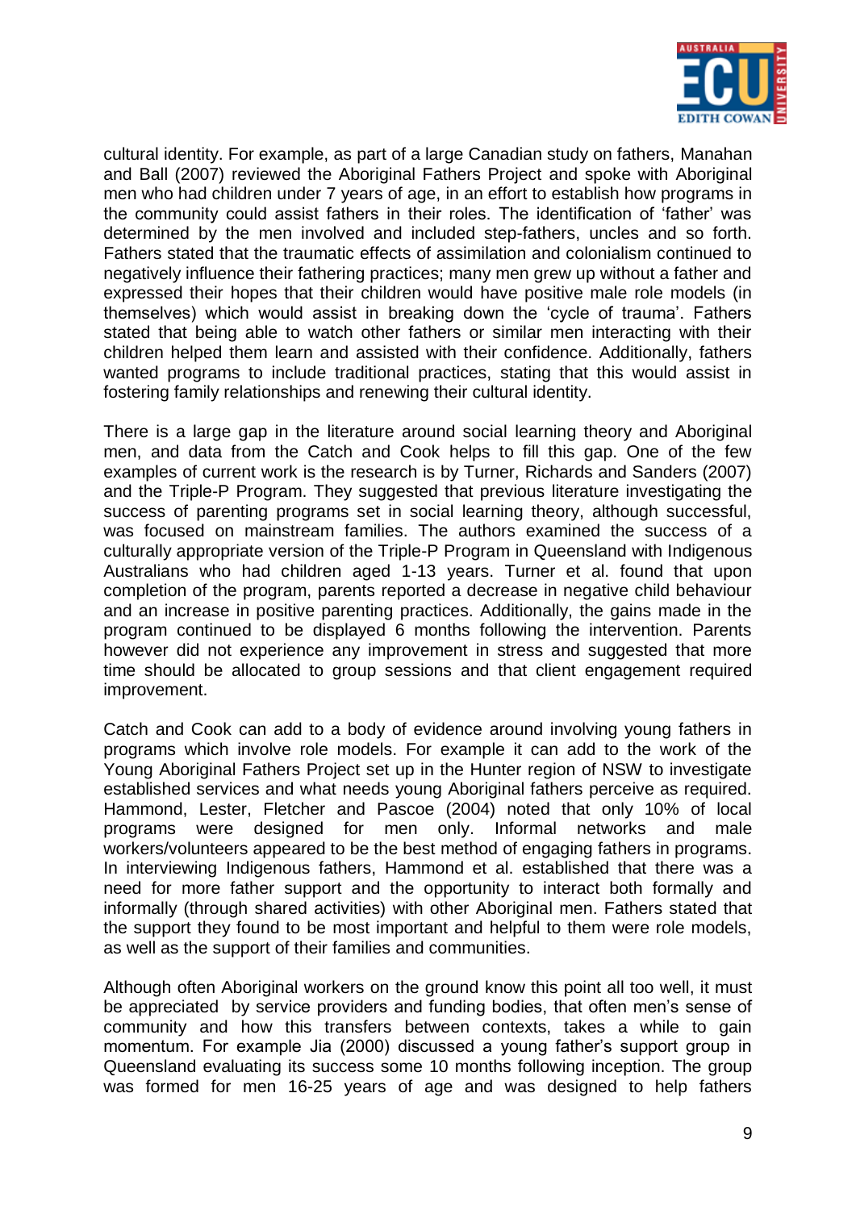cultural identity. For example, as part of a large Canadian study on fathers, Manahan and Ball (2007) reviewed the Aboriginal Fathers Project and spoke with Aboriginal men who had children under 7 years of age, in an effort to establish how programs in the community could assist fathers in their roles. The identification of 'father' was determined by the men involved and included step-fathers, uncles and so forth. Fathers stated that the traumatic effects of assimilation and colonialism continued to negatively influence their fathering practices; many men grew up without a father and expressed their hopes that their children would have positive male role models (in themselves) which would assist in breaking down the 'cycle of trauma'. Fathers stated that being able to watch other fathers or similar men interacting with their children helped them learn and assisted with their confidence. Additionally, fathers wanted programs to include traditional practices, stating that this would assist in fostering family relationships and renewing their cultural identity.

There is a large gap in the literature around social learning theory and Aboriginal men, and data from the Catch and Cook helps to fill this gap. One of the few examples of current work is the research is by Turner, Richards and Sanders (2007) and the Triple-P Program. They suggested that previous literature investigating the success of parenting programs set in social learning theory, although successful, was focused on mainstream families. The authors examined the success of a culturally appropriate version of the Triple-P Program in Queensland with Indigenous Australians who had children aged 1-13 years. Turner et al. found that upon completion of the program, parents reported a decrease in negative child behaviour and an increase in positive parenting practices. Additionally, the gains made in the program continued to be displayed 6 months following the intervention. Parents however did not experience any improvement in stress and suggested that more time should be allocated to group sessions and that client engagement required improvement.

Catch and Cook can add to a body of evidence around involving young fathers in programs which involve role models. For example it can add to the work of the Young Aboriginal Fathers Project set up in the Hunter region of NSW to investigate established services and what needs young Aboriginal fathers perceive as required. Hammond, Lester, Fletcher and Pascoe (2004) noted that only 10% of local programs were designed for men only. Informal networks and male workers/volunteers appeared to be the best method of engaging fathers in programs. In interviewing Indigenous fathers, Hammond et al. established that there was a need for more father support and the opportunity to interact both formally and informally (through shared activities) with other Aboriginal men. Fathers stated that the support they found to be most important and helpful to them were role models, as well as the support of their families and communities.

Although often Aboriginal workers on the ground know this point all too well, it must be appreciated by service providers and funding bodies, that often men's sense of community and how this transfers between contexts, takes a while to gain momentum. For example Jia (2000) discussed a young father's support group in Queensland evaluating its success some 10 months following inception. The group was formed for men 16-25 years of age and was designed to help fathers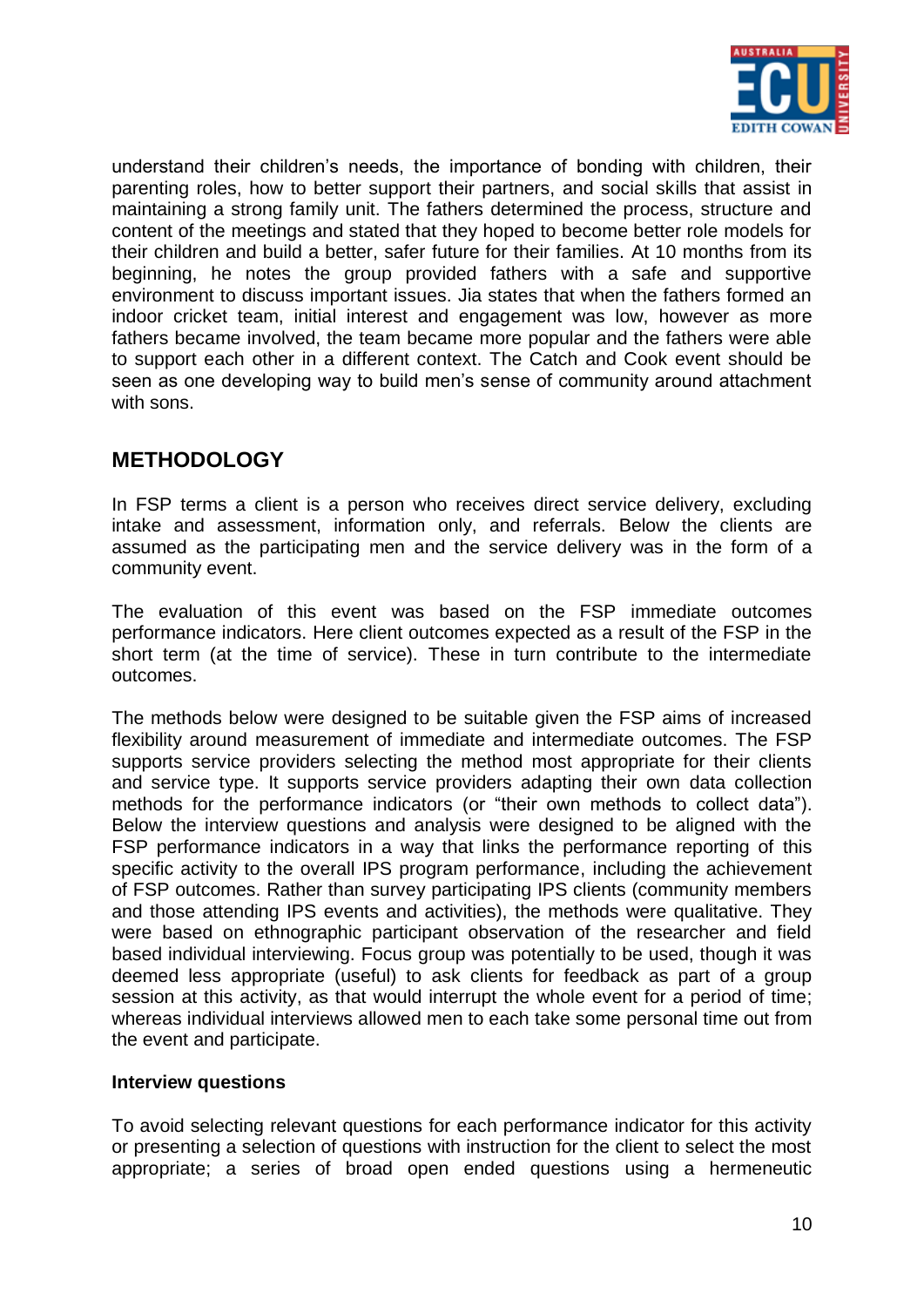understand their children's needs, the importance of bonding with children, their parenting roles, how to better support their partners, and social skills that assist in maintaining a strong family unit. The fathers determined the process, structure and content of the meetings and stated that they hoped to become better role models for their children and build a better, safer future for their families. At 10 months from its beginning, he notes the group provided fathers with a safe and supportive environment to discuss important issues. Jia states that when the fathers formed an indoor cricket team, initial interest and engagement was low, however as more fathers became involved, the team became more popular and the fathers were able to support each other in a different context. The Catch and Cook event should be seen as one developing way to build men's sense of community around attachment with sons.

## METHODOLOGY

In FSP terms a client is a person who receives direct service delivery, excluding intake and assessment, information only, and referrals. Below the clients are assumed as the participating men and the service delivery was in the form of a community event.

The evaluation of this event was based on the FSP immediate outcomes performance indicators. Here client outcomes expected as a result of the FSP in the short term (at the time of service). These in turn contribute to the intermediate outcomes.

The methods below were designed to be suitable given the FSP aims of increased flexibility around measurement of immediate and intermediate outcomes. The FSP supports service providers selecting the method most appropriate for their clients and service type. It supports service providers adapting their own data collection methods for the performance indicators (or "their own methods to collect data"). Below the interview questions and analysis were designed to be aligned with the FSP performance indicators in a way that links the performance reporting of this specific activity to the overall IPS program performance, including the achievement of FSP outcomes. Rather than survey participating IPS clients (community members and those attending IPS events and activities), the methods were qualitative. They were based on ethnographic participant observation of the researcher and field based individual interviewing. Focus group was potentially to be used, though it was deemed less appropriate (useful) to ask clients for feedback as part of a group session at this activity, as that would interrupt the whole event for a period of time; whereas individual interviews allowed men to each take some personal time out from the event and participate.

**Interview questions**

To avoid selecting relevant questions for each performance indicator for this activity or presenting a selection of questions with instruction for the client to select the most appropriate; a series of broad open ended questions using a hermeneutic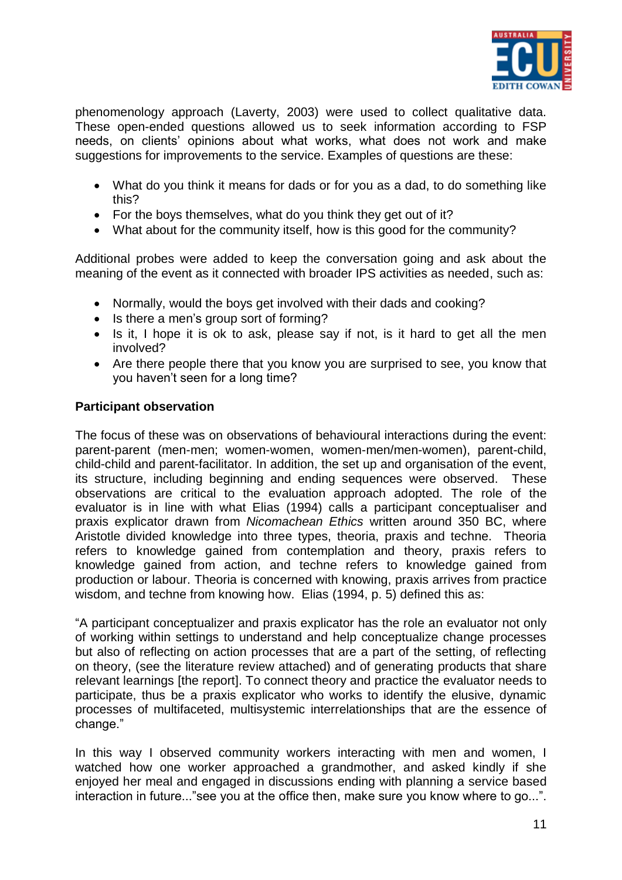phenomenology approach (Laverty, 2003) were used to collect qualitative data. These open-ended questions allowed us to seek information according to FSP needs, on clients' opinions about what works, what does not work and make suggestions for improvements to the service. Examples of questions are these:

- What do you think it means for dads or for you as a dad, to do something like this?
- For the boys themselves, what do you think they get out of it?
- What about for the community itself, how is this good for the community?

Additional probes were added to keep the conversation going and ask about the meaning of the event as it connected with broader IPS activities as needed, such as:

- Normally, would the boys get involved with their dads and cooking?
- Is there a men's group sort of forming?
- Is it, I hope it is ok to ask, please say if not, is it hard to get all the men involved?
- Are there people there that you know you are surprised to see, you know that you haven't seen for a long time?

**Participant observation**

The focus of these was on observations of behavioural interactions during the event: parent-parent (men-men; women-women, women-men/men-women), parent-child, child-child and parent-facilitator. In addition, the set up and organisation of the event, its structure, including beginning and ending sequences were observed. These observations are critical to the evaluation approach adopted. The role of the evaluator is in line with what Elias (1994) calls a participant conceptualiser and praxis explicator drawn from *Nicomachean Ethics* written around 350 BC, where Aristotle divided knowledge into three types, theoria, praxis and techne. Theoria refers to knowledge gained from contemplation and theory, praxis refers to knowledge gained from action, and techne refers to knowledge gained from production or labour. Theoria is concerned with knowing, praxis arrives from practice wisdom, and techne from knowing how. Elias (1994, p. 5) defined this as:

"A participant conceptualizer and praxis explicator has the role an evaluator not only of working within settings to understand and help conceptualize change processes but also of reflecting on action processes that are a part of the setting, of reflecting on theory, (see the literature review attached) and of generating products that share relevant learnings [the report]. To connect theory and practice the evaluator needs to participate, thus be a praxis explicator who works to identify the elusive, dynamic processes of multifaceted, multisystemic interrelationships that are the essence of change."

In this way I observed community workers interacting with men and women, I watched how one worker approached a grandmother, and asked kindly if she enjoyed her meal and engaged in discussions ending with planning a service based interaction in future..."see you at the office then, make sure you know where to go...".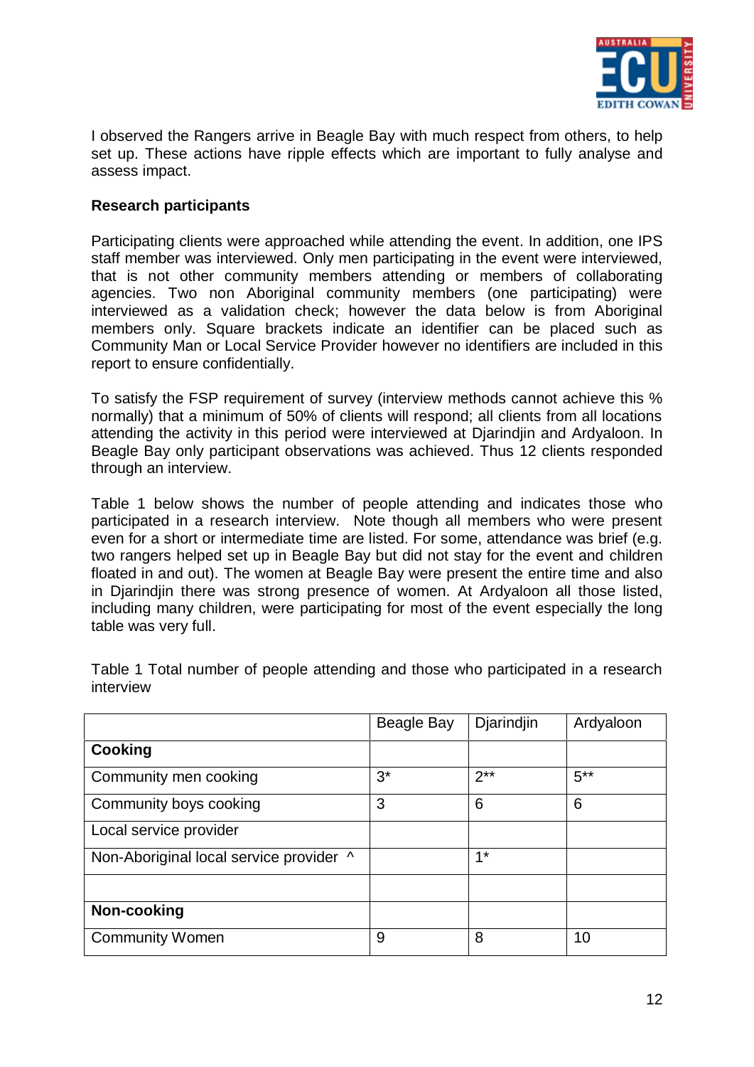I observed the Rangers arrive in Beagle Bay with much respect from others, to help set up. These actions have ripple effects which are important to fully analyse and assess impact.

**Research participants**

Participating clients were approached while attending the event. In addition, one IPS staff member was interviewed. Only men participating in the event were interviewed, that is not other community members attending or members of collaborating agencies. Two non Aboriginal community members (one participating) were interviewed as a validation check; however the data below is from Aboriginal members only. Square brackets indicate an identifier can be placed such as Community Man or Local Service Provider however no identifiers are included in this report to ensure confidentially.

To satisfy the FSP requirement of survey (interview methods cannot achieve this % normally) that a minimum of 50% of clients will respond; all clients from all locations attending the activity in this period were interviewed at Djarindjin and Ardyaloon. In Beagle Bay only participant observations was achieved. Thus 12 clients responded through an interview.

Table 1 below shows the number of people attending and indicates those who participated in a research interview. Note though all members who were present even for a short or intermediate time are listed. For some, attendance was brief (e.g. two rangers helped set up in Beagle Bay but did not stay for the event and children floated in and out). The women at Beagle Bay were present the entire time and also in Djarindjin there was strong presence of women. At Ardyaloon all those listed, including many children, were participating for most of the event especially the long table was very full.

Table 1 Total number of people attending and those who participated in a research interview

| | Beagle Bay | Djarindjin | Ardyaloon |
|---|---|---|---|
| **Cooking** | | | |
| Community men cooking | 3* | 2** | 5** |
| Community boys cooking | 3 | 6 | 6 |
| Local service provider | | | |
| Non-Aboriginal local service provider ^ | | 1* | |
| | | | |
| **Non-cooking** | | | |
| Community Women | 9 | 8 | 10 |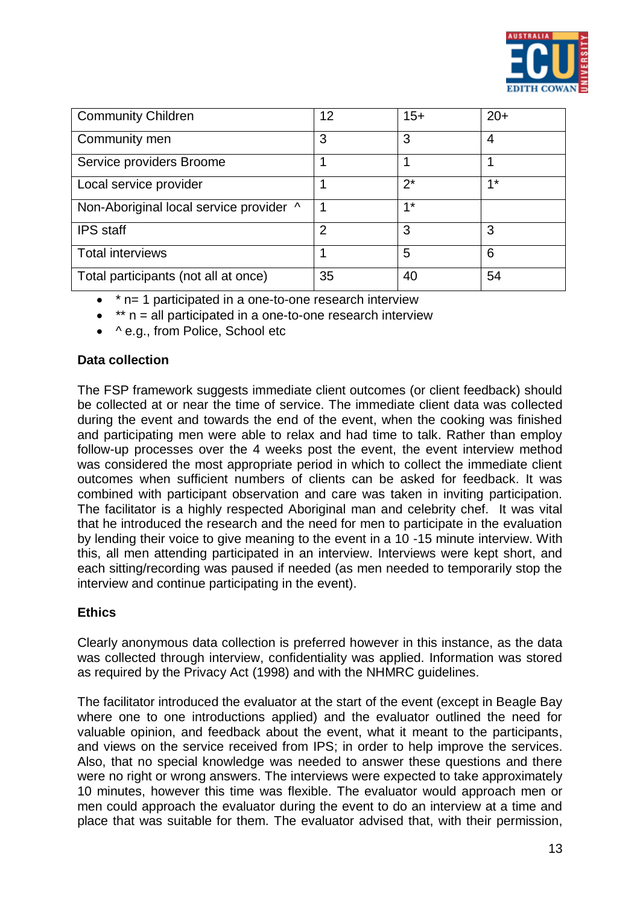| Community Children | 12 | 15+ | 20+ |
|---|---|---|---|
| Community men | 3 | 3 | 4 |
| Service providers Broome | 1 | 1 | 1 |
| Local service provider | 1 | 2* | 1* |
| Non-Aboriginal local service provider ^ | 1 | 1* | |
| IPS staff | 2 | 3 | 3 |
| Total interviews | 1 | 5 | 6 |
| Total participants (not all at once) | 35 | 40 | 54 |

- * n= 1 participated in a one-to-one research interview
- ** n = all participated in a one-to-one research interview
- ^ e.g., from Police, School etc

**Data collection**

The FSP framework suggests immediate client outcomes (or client feedback) should be collected at or near the time of service. The immediate client data was collected during the event and towards the end of the event, when the cooking was finished and participating men were able to relax and had time to talk. Rather than employ follow-up processes over the 4 weeks post the event, the event interview method was considered the most appropriate period in which to collect the immediate client outcomes when sufficient numbers of clients can be asked for feedback. It was combined with participant observation and care was taken in inviting participation. The facilitator is a highly respected Aboriginal man and celebrity chef. It was vital that he introduced the research and the need for men to participate in the evaluation by lending their voice to give meaning to the event in a 10 -15 minute interview. With this, all men attending participated in an interview. Interviews were kept short, and each sitting/recording was paused if needed (as men needed to temporarily stop the interview and continue participating in the event).

**Ethics**

Clearly anonymous data collection is preferred however in this instance, as the data was collected through interview, confidentiality was applied. Information was stored as required by the Privacy Act (1998) and with the NHMRC guidelines.

The facilitator introduced the evaluator at the start of the event (except in Beagle Bay where one to one introductions applied) and the evaluator outlined the need for valuable opinion, and feedback about the event, what it meant to the participants, and views on the service received from IPS; in order to help improve the services. Also, that no special knowledge was needed to answer these questions and there were no right or wrong answers. The interviews were expected to take approximately 10 minutes, however this time was flexible. The evaluator would approach men or men could approach the evaluator during the event to do an interview at a time and place that was suitable for them. The evaluator advised that, with their permission,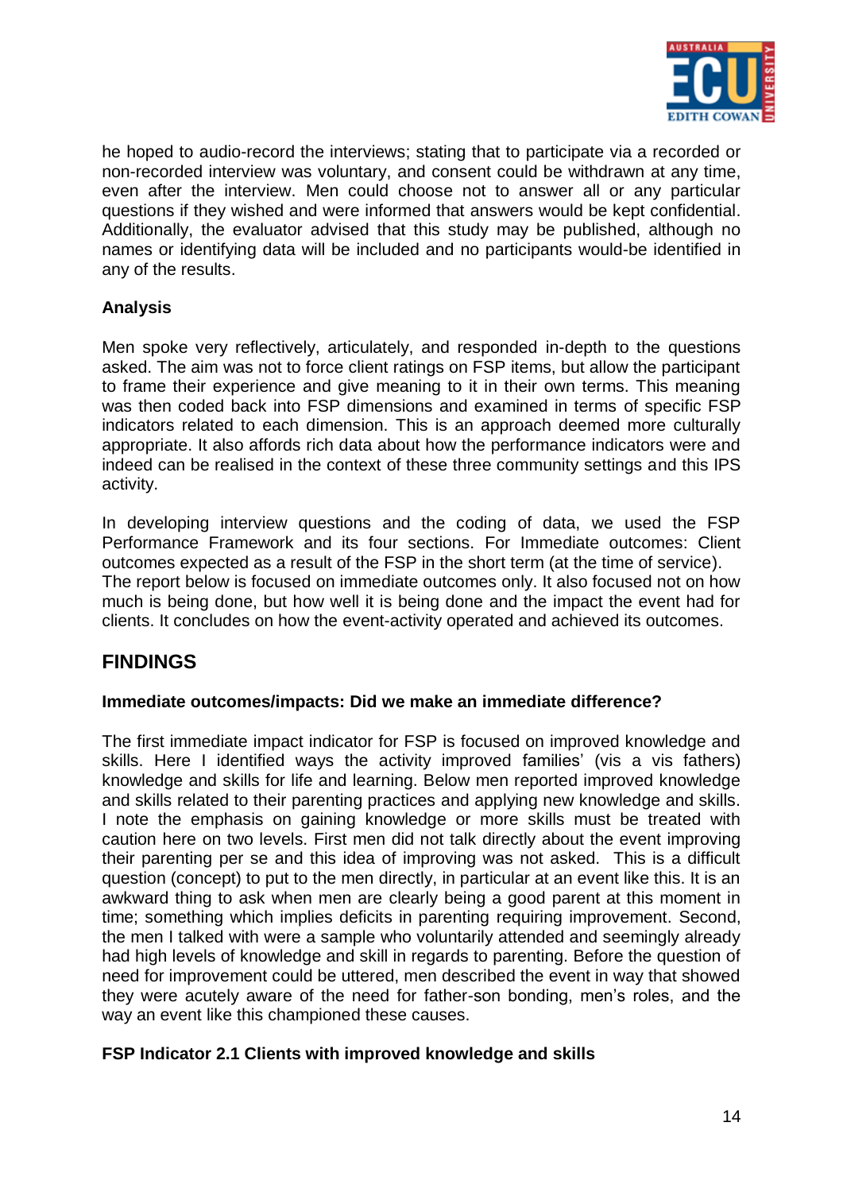he hoped to audio-record the interviews; stating that to participate via a recorded or non-recorded interview was voluntary, and consent could be withdrawn at any time, even after the interview. Men could choose not to answer all or any particular questions if they wished and were informed that answers would be kept confidential. Additionally, the evaluator advised that this study may be published, although no names or identifying data will be included and no participants would-be identified in any of the results.

**Analysis**

Men spoke very reflectively, articulately, and responded in-depth to the questions asked. The aim was not to force client ratings on FSP items, but allow the participant to frame their experience and give meaning to it in their own terms. This meaning was then coded back into FSP dimensions and examined in terms of specific FSP indicators related to each dimension. This is an approach deemed more culturally appropriate. It also affords rich data about how the performance indicators were and indeed can be realised in the context of these three community settings and this IPS activity.

In developing interview questions and the coding of data, we used the FSP Performance Framework and its four sections. For Immediate outcomes: Client outcomes expected as a result of the FSP in the short term (at the time of service). The report below is focused on immediate outcomes only. It also focused not on how much is being done, but how well it is being done and the impact the event had for clients. It concludes on how the event-activity operated and achieved its outcomes.

## FINDINGS

**Immediate outcomes/impacts: Did we make an immediate difference?**

The first immediate impact indicator for FSP is focused on improved knowledge and skills. Here I identified ways the activity improved families' (vis a vis fathers) knowledge and skills for life and learning. Below men reported improved knowledge and skills related to their parenting practices and applying new knowledge and skills. I note the emphasis on gaining knowledge or more skills must be treated with caution here on two levels. First men did not talk directly about the event improving their parenting per se and this idea of improving was not asked. This is a difficult question (concept) to put to the men directly, in particular at an event like this. It is an awkward thing to ask when men are clearly being a good parent at this moment in time; something which implies deficits in parenting requiring improvement. Second, the men I talked with were a sample who voluntarily attended and seemingly already had high levels of knowledge and skill in regards to parenting. Before the question of need for improvement could be uttered, men described the event in way that showed they were acutely aware of the need for father-son bonding, men's roles, and the way an event like this championed these causes.

**FSP Indicator 2.1 Clients with improved knowledge and skills**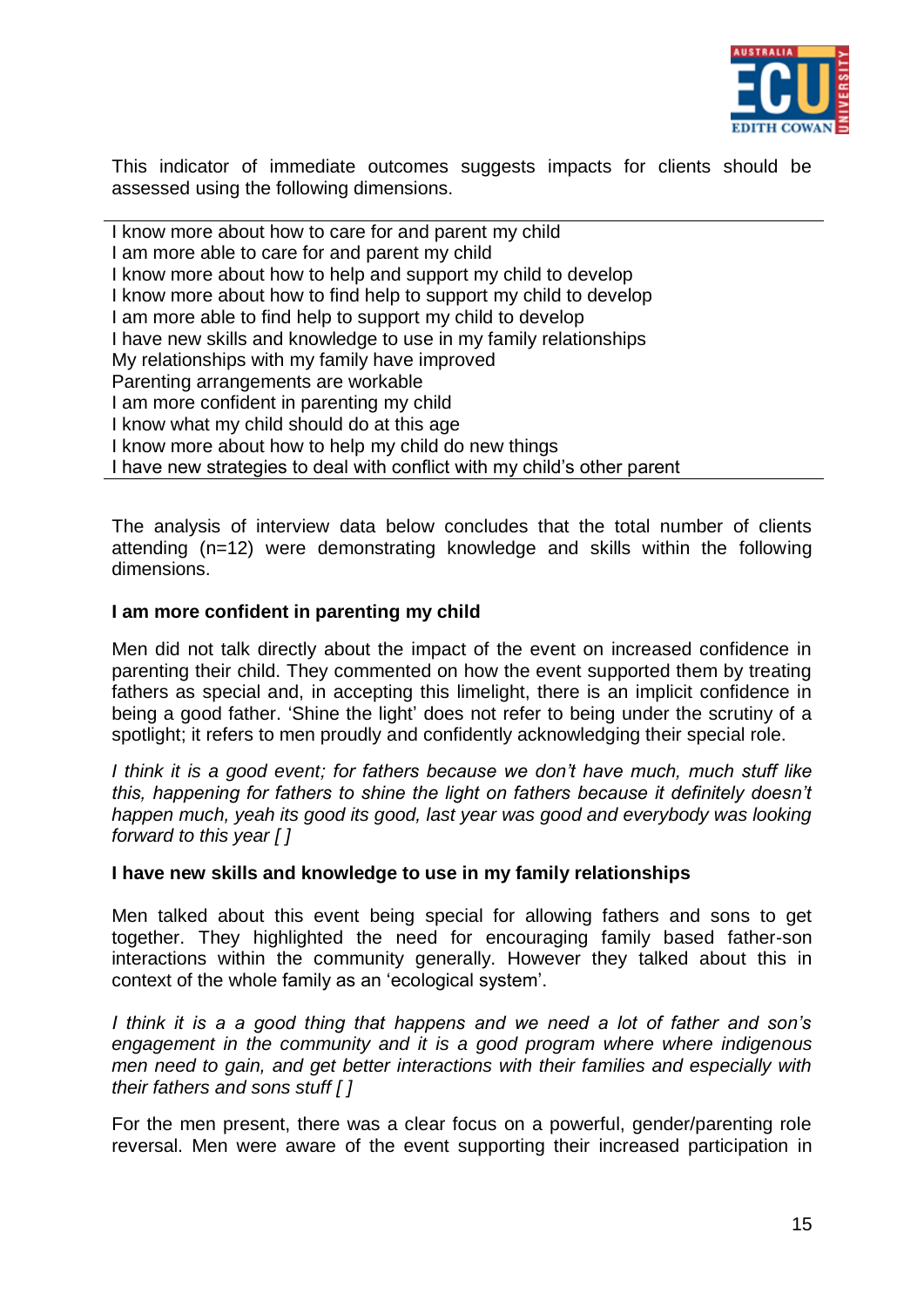This indicator of immediate outcomes suggests impacts for clients should be assessed using the following dimensions.

---

I know more about how to care for and parent my child
I am more able to care for and parent my child
I know more about how to help and support my child to develop
I know more about how to find help to support my child to develop
I am more able to find help to support my child to develop
I have new skills and knowledge to use in my family relationships
My relationships with my family have improved
Parenting arrangements are workable
I am more confident in parenting my child
I know what my child should do at this age
I know more about how to help my child do new things
I have new strategies to deal with conflict with my child's other parent

---

The analysis of interview data below concludes that the total number of clients attending (n=12) were demonstrating knowledge and skills within the following dimensions.

**I am more confident in parenting my child**

Men did not talk directly about the impact of the event on increased confidence in parenting their child. They commented on how the event supported them by treating fathers as special and, in accepting this limelight, there is an implicit confidence in being a good father. 'Shine the light' does not refer to being under the scrutiny of a spotlight; it refers to men proudly and confidently acknowledging their special role.

*I think it is a good event; for fathers because we don't have much, much stuff like this, happening for fathers to shine the light on fathers because it definitely doesn't happen much, yeah its good its good, last year was good and everybody was looking forward to this year [ ]*

**I have new skills and knowledge to use in my family relationships**

Men talked about this event being special for allowing fathers and sons to get together. They highlighted the need for encouraging family based father-son interactions within the community generally. However they talked about this in context of the whole family as an 'ecological system'.

*I think it is a a good thing that happens and we need a lot of father and son's engagement in the community and it is a good program where where indigenous men need to gain, and get better interactions with their families and especially with their fathers and sons stuff [ ]*

For the men present, there was a clear focus on a powerful, gender/parenting role reversal. Men were aware of the event supporting their increased participation in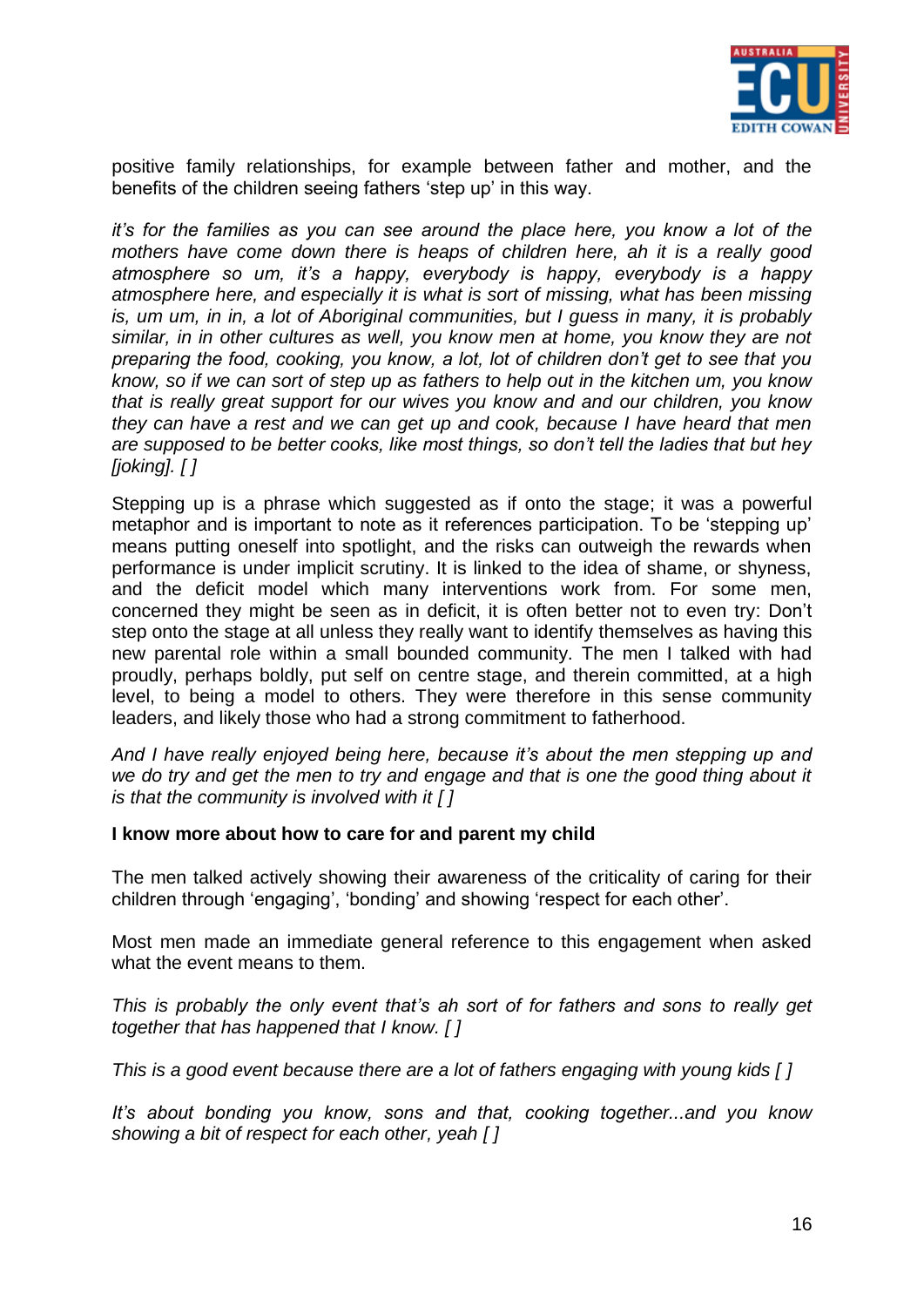positive family relationships, for example between father and mother, and the benefits of the children seeing fathers 'step up' in this way.

*it's for the families as you can see around the place here, you know a lot of the mothers have come down there is heaps of children here, ah it is a really good atmosphere so um, it's a happy, everybody is happy, everybody is a happy atmosphere here, and especially it is what is sort of missing, what has been missing is, um um, in in, a lot of Aboriginal communities, but I guess in many, it is probably similar, in in other cultures as well, you know men at home, you know they are not preparing the food, cooking, you know, a lot, lot of children don't get to see that you know, so if we can sort of step up as fathers to help out in the kitchen um, you know that is really great support for our wives you know and and our children, you know they can have a rest and we can get up and cook, because I have heard that men are supposed to be better cooks, like most things, so don't tell the ladies that but hey [joking]. [ ]*

Stepping up is a phrase which suggested as if onto the stage; it was a powerful metaphor and is important to note as it references participation. To be 'stepping up' means putting oneself into spotlight, and the risks can outweigh the rewards when performance is under implicit scrutiny. It is linked to the idea of shame, or shyness, and the deficit model which many interventions work from. For some men, concerned they might be seen as in deficit, it is often better not to even try: Don't step onto the stage at all unless they really want to identify themselves as having this new parental role within a small bounded community. The men I talked with had proudly, perhaps boldly, put self on centre stage, and therein committed, at a high level, to being a model to others. They were therefore in this sense community leaders, and likely those who had a strong commitment to fatherhood.

*And I have really enjoyed being here, because it's about the men stepping up and we do try and get the men to try and engage and that is one the good thing about it is that the community is involved with it [ ]*

**I know more about how to care for and parent my child**

The men talked actively showing their awareness of the criticality of caring for their children through 'engaging', 'bonding' and showing 'respect for each other'.

Most men made an immediate general reference to this engagement when asked what the event means to them.

*This is probably the only event that's ah sort of for fathers and sons to really get together that has happened that I know. [ ]*

*This is a good event because there are a lot of fathers engaging with young kids [ ]*

*It's about bonding you know, sons and that, cooking together...and you know showing a bit of respect for each other, yeah [ ]*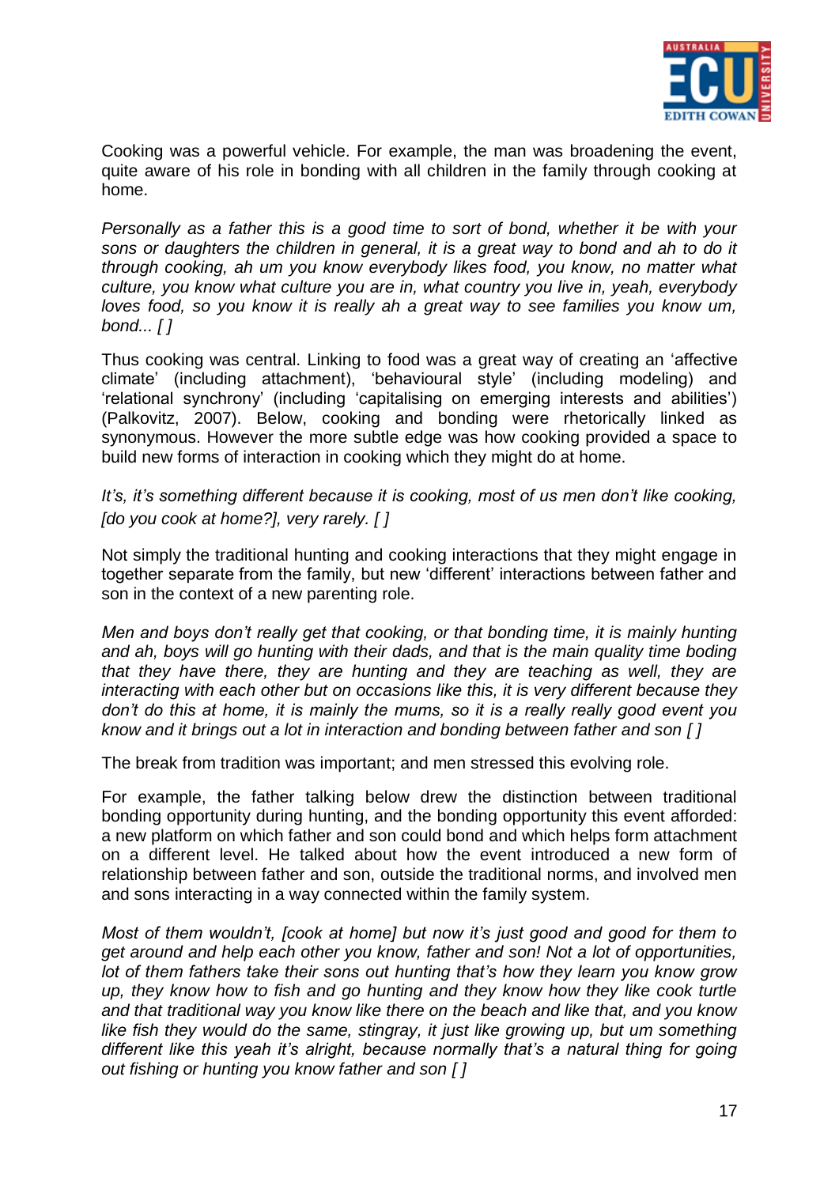Cooking was a powerful vehicle. For example, the man was broadening the event, quite aware of his role in bonding with all children in the family through cooking at home.

*Personally as a father this is a good time to sort of bond, whether it be with your sons or daughters the children in general, it is a great way to bond and ah to do it through cooking, ah um you know everybody likes food, you know, no matter what culture, you know what culture you are in, what country you live in, yeah, everybody loves food, so you know it is really ah a great way to see families you know um, bond... [ ]*

Thus cooking was central. Linking to food was a great way of creating an 'affective climate' (including attachment), 'behavioural style' (including modeling) and 'relational synchrony' (including 'capitalising on emerging interests and abilities') (Palkovitz, 2007). Below, cooking and bonding were rhetorically linked as synonymous. However the more subtle edge was how cooking provided a space to build new forms of interaction in cooking which they might do at home.

*It's, it's something different because it is cooking, most of us men don't like cooking, [do you cook at home?], very rarely. [ ]*

Not simply the traditional hunting and cooking interactions that they might engage in together separate from the family, but new 'different' interactions between father and son in the context of a new parenting role.

*Men and boys don't really get that cooking, or that bonding time, it is mainly hunting and ah, boys will go hunting with their dads, and that is the main quality time boding that they have there, they are hunting and they are teaching as well, they are interacting with each other but on occasions like this, it is very different because they don't do this at home, it is mainly the mums, so it is a really really good event you know and it brings out a lot in interaction and bonding between father and son [ ]*

The break from tradition was important; and men stressed this evolving role.

For example, the father talking below drew the distinction between traditional bonding opportunity during hunting, and the bonding opportunity this event afforded: a new platform on which father and son could bond and which helps form attachment on a different level. He talked about how the event introduced a new form of relationship between father and son, outside the traditional norms, and involved men and sons interacting in a way connected within the family system.

*Most of them wouldn't, [cook at home] but now it's just good and good for them to get around and help each other you know, father and son! Not a lot of opportunities, lot of them fathers take their sons out hunting that's how they learn you know grow up, they know how to fish and go hunting and they know how they like cook turtle and that traditional way you know like there on the beach and like that, and you know like fish they would do the same, stingray, it just like growing up, but um something different like this yeah it's alright, because normally that's a natural thing for going out fishing or hunting you know father and son [ ]*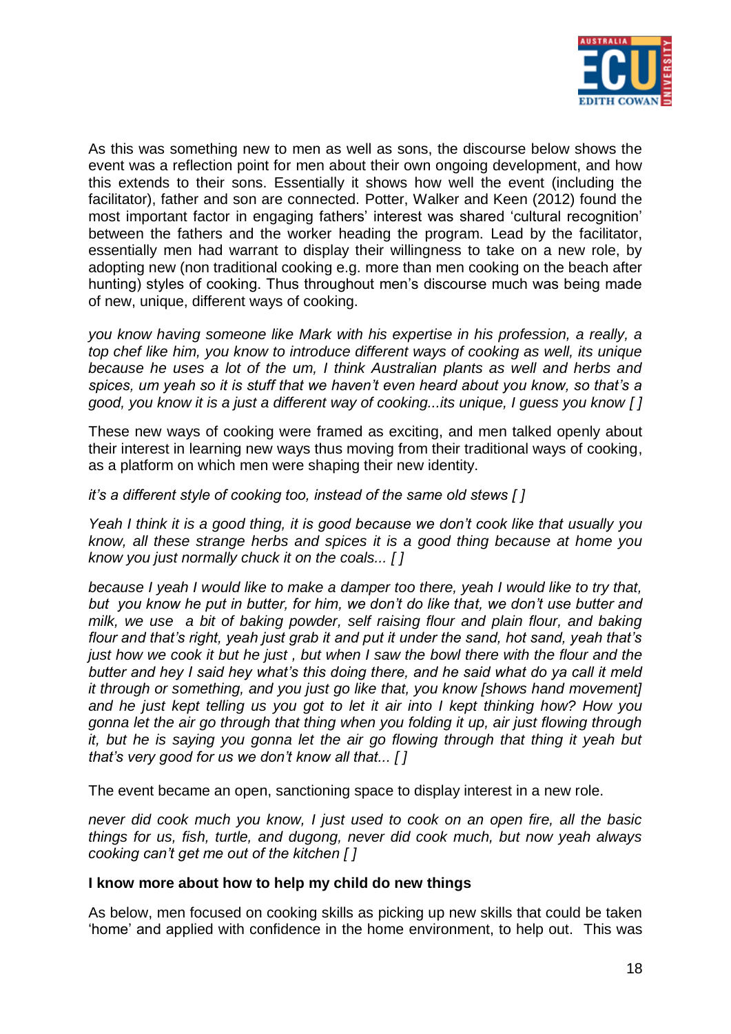As this was something new to men as well as sons, the discourse below shows the event was a reflection point for men about their own ongoing development, and how this extends to their sons. Essentially it shows how well the event (including the facilitator), father and son are connected. Potter, Walker and Keen (2012) found the most important factor in engaging fathers' interest was shared 'cultural recognition' between the fathers and the worker heading the program. Lead by the facilitator, essentially men had warrant to display their willingness to take on a new role, by adopting new (non traditional cooking e.g. more than men cooking on the beach after hunting) styles of cooking. Thus throughout men's discourse much was being made of new, unique, different ways of cooking.

*you know having someone like Mark with his expertise in his profession, a really, a top chef like him, you know to introduce different ways of cooking as well, its unique because he uses a lot of the um, I think Australian plants as well and herbs and spices, um yeah so it is stuff that we haven't even heard about you know, so that's a good, you know it is a just a different way of cooking...its unique, I guess you know [ ]*

These new ways of cooking were framed as exciting, and men talked openly about their interest in learning new ways thus moving from their traditional ways of cooking, as a platform on which men were shaping their new identity.

*it's a different style of cooking too, instead of the same old stews [ ]*

*Yeah I think it is a good thing, it is good because we don't cook like that usually you know, all these strange herbs and spices it is a good thing because at home you know you just normally chuck it on the coals... [ ]*

*because I yeah I would like to make a damper too there, yeah I would like to try that, but you know he put in butter, for him, we don't do like that, we don't use butter and milk, we use a bit of baking powder, self raising flour and plain flour, and baking flour and that's right, yeah just grab it and put it under the sand, hot sand, yeah that's just how we cook it but he just , but when I saw the bowl there with the flour and the butter and hey I said hey what's this doing there, and he said what do ya call it meld it through or something, and you just go like that, you know [shows hand movement] and he just kept telling us you got to let it air into I kept thinking how? How you gonna let the air go through that thing when you folding it up, air just flowing through it, but he is saying you gonna let the air go flowing through that thing it yeah but that's very good for us we don't know all that... [ ]*

The event became an open, sanctioning space to display interest in a new role.

*never did cook much you know, I just used to cook on an open fire, all the basic things for us, fish, turtle, and dugong, never did cook much, but now yeah always cooking can't get me out of the kitchen [ ]*

**I know more about how to help my child do new things**

As below, men focused on cooking skills as picking up new skills that could be taken 'home' and applied with confidence in the home environment, to help out. This was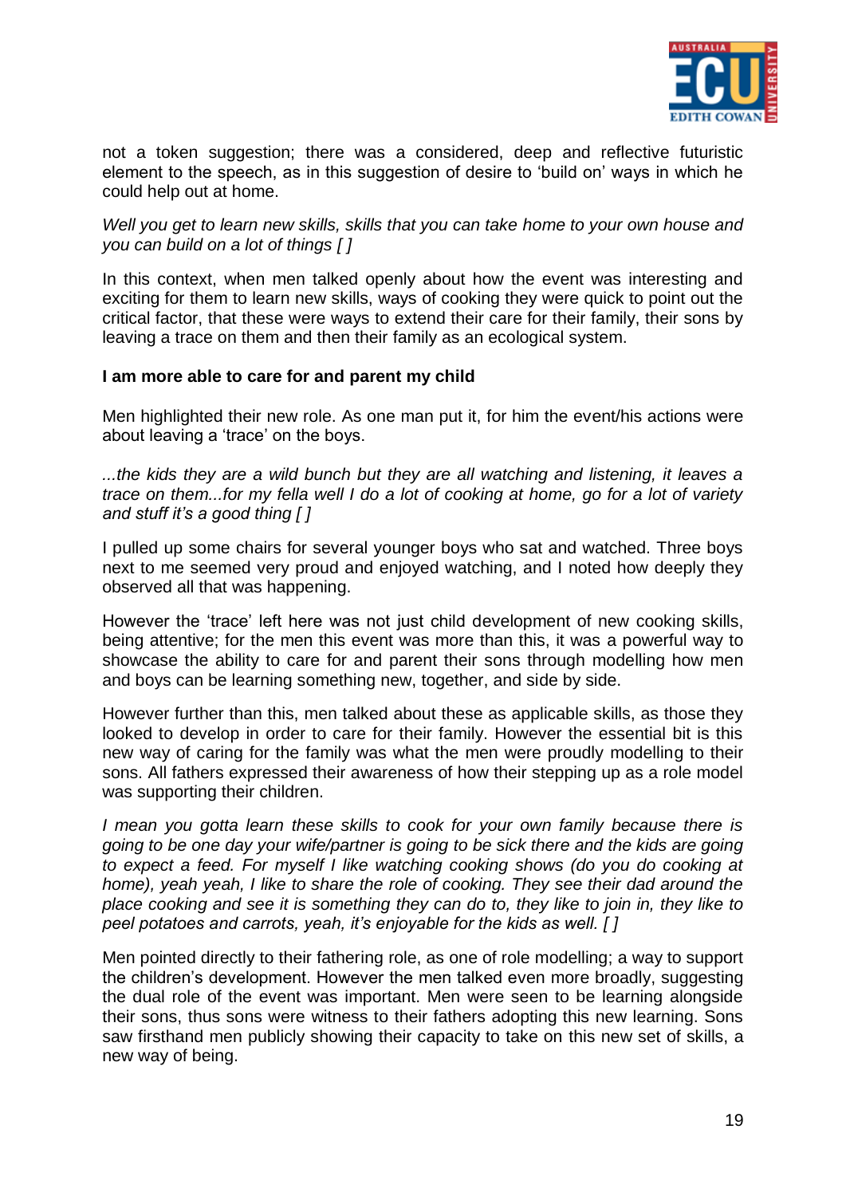not a token suggestion; there was a considered, deep and reflective futuristic element to the speech, as in this suggestion of desire to 'build on' ways in which he could help out at home.

*Well you get to learn new skills, skills that you can take home to your own house and you can build on a lot of things [ ]*

In this context, when men talked openly about how the event was interesting and exciting for them to learn new skills, ways of cooking they were quick to point out the critical factor, that these were ways to extend their care for their family, their sons by leaving a trace on them and then their family as an ecological system.

**I am more able to care for and parent my child**

Men highlighted their new role. As one man put it, for him the event/his actions were about leaving a 'trace' on the boys.

*...the kids they are a wild bunch but they are all watching and listening, it leaves a trace on them...for my fella well I do a lot of cooking at home, go for a lot of variety and stuff it's a good thing [ ]*

I pulled up some chairs for several younger boys who sat and watched. Three boys next to me seemed very proud and enjoyed watching, and I noted how deeply they observed all that was happening.

However the 'trace' left here was not just child development of new cooking skills, being attentive; for the men this event was more than this, it was a powerful way to showcase the ability to care for and parent their sons through modelling how men and boys can be learning something new, together, and side by side.

However further than this, men talked about these as applicable skills, as those they looked to develop in order to care for their family. However the essential bit is this new way of caring for the family was what the men were proudly modelling to their sons. All fathers expressed their awareness of how their stepping up as a role model was supporting their children.

*I mean you gotta learn these skills to cook for your own family because there is going to be one day your wife/partner is going to be sick there and the kids are going to expect a feed. For myself I like watching cooking shows (do you do cooking at home), yeah yeah, I like to share the role of cooking. They see their dad around the place cooking and see it is something they can do to, they like to join in, they like to peel potatoes and carrots, yeah, it's enjoyable for the kids as well. [ ]*

Men pointed directly to their fathering role, as one of role modelling; a way to support the children's development. However the men talked even more broadly, suggesting the dual role of the event was important. Men were seen to be learning alongside their sons, thus sons were witness to their fathers adopting this new learning. Sons saw firsthand men publicly showing their capacity to take on this new set of skills, a new way of being.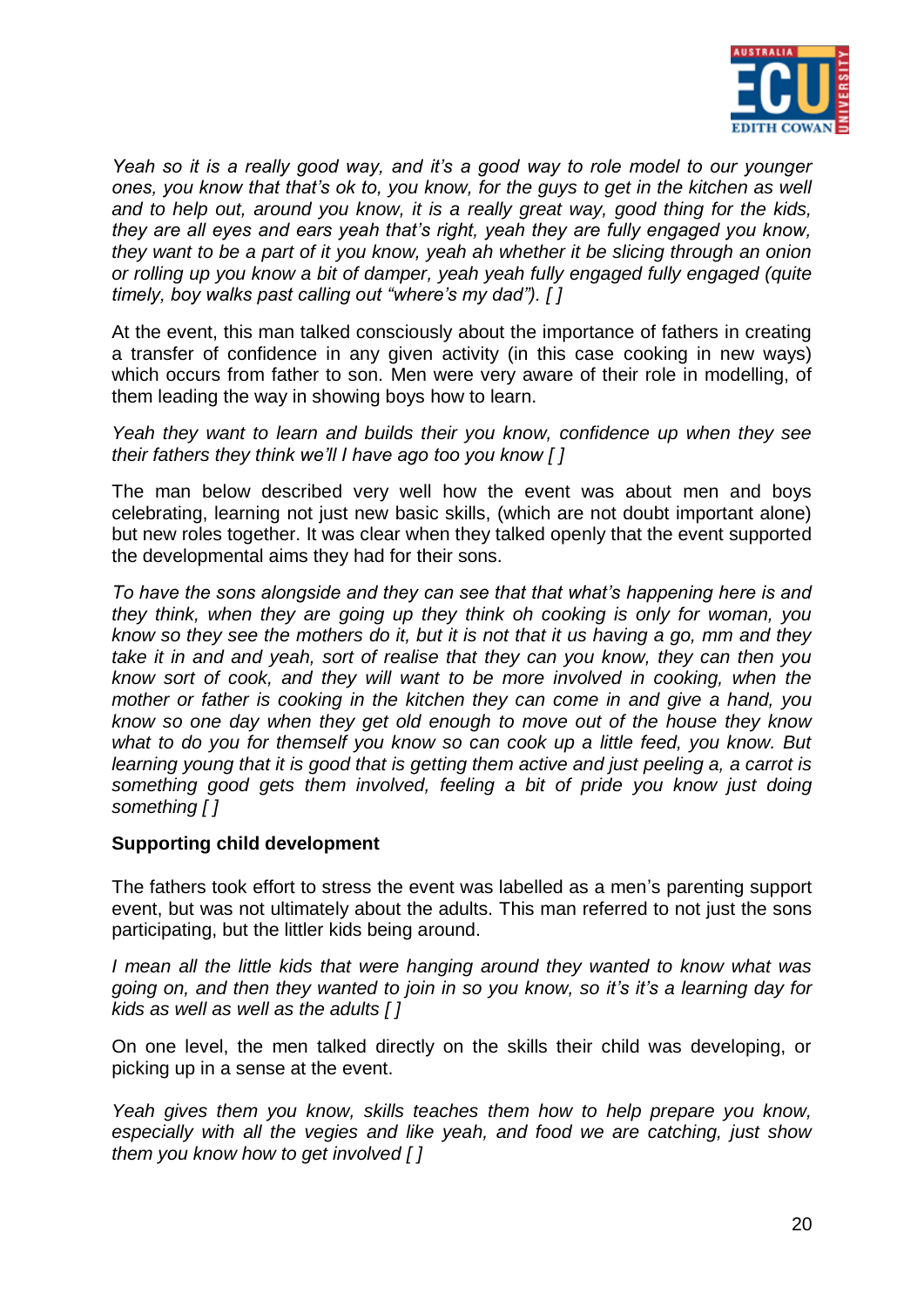*Yeah so it is a really good way, and it's a good way to role model to our younger ones, you know that that's ok to, you know, for the guys to get in the kitchen as well and to help out, around you know, it is a really great way, good thing for the kids, they are all eyes and ears yeah that's right, yeah they are fully engaged you know, they want to be a part of it you know, yeah ah whether it be slicing through an onion or rolling up you know a bit of damper, yeah yeah fully engaged fully engaged (quite timely, boy walks past calling out "where's my dad"). [ ]*

At the event, this man talked consciously about the importance of fathers in creating a transfer of confidence in any given activity (in this case cooking in new ways) which occurs from father to son. Men were very aware of their role in modelling, of them leading the way in showing boys how to learn.

*Yeah they want to learn and builds their you know, confidence up when they see their fathers they think we'll I have ago too you know [ ]*

The man below described very well how the event was about men and boys celebrating, learning not just new basic skills, (which are not doubt important alone) but new roles together. It was clear when they talked openly that the event supported the developmental aims they had for their sons.

*To have the sons alongside and they can see that that what's happening here is and they think, when they are going up they think oh cooking is only for woman, you know so they see the mothers do it, but it is not that it us having a go, mm and they take it in and and yeah, sort of realise that they can you know, they can then you know sort of cook, and they will want to be more involved in cooking, when the mother or father is cooking in the kitchen they can come in and give a hand, you know so one day when they get old enough to move out of the house they know what to do you for themself you know so can cook up a little feed, you know. But learning young that it is good that is getting them active and just peeling a, a carrot is something good gets them involved, feeling a bit of pride you know just doing something [ ]*

**Supporting child development**

The fathers took effort to stress the event was labelled as a men's parenting support event, but was not ultimately about the adults. This man referred to not just the sons participating, but the littler kids being around.

*I mean all the little kids that were hanging around they wanted to know what was going on, and then they wanted to join in so you know, so it's it's a learning day for kids as well as well as the adults [ ]*

On one level, the men talked directly on the skills their child was developing, or picking up in a sense at the event.

*Yeah gives them you know, skills teaches them how to help prepare you know, especially with all the vegies and like yeah, and food we are catching, just show them you know how to get involved [ ]*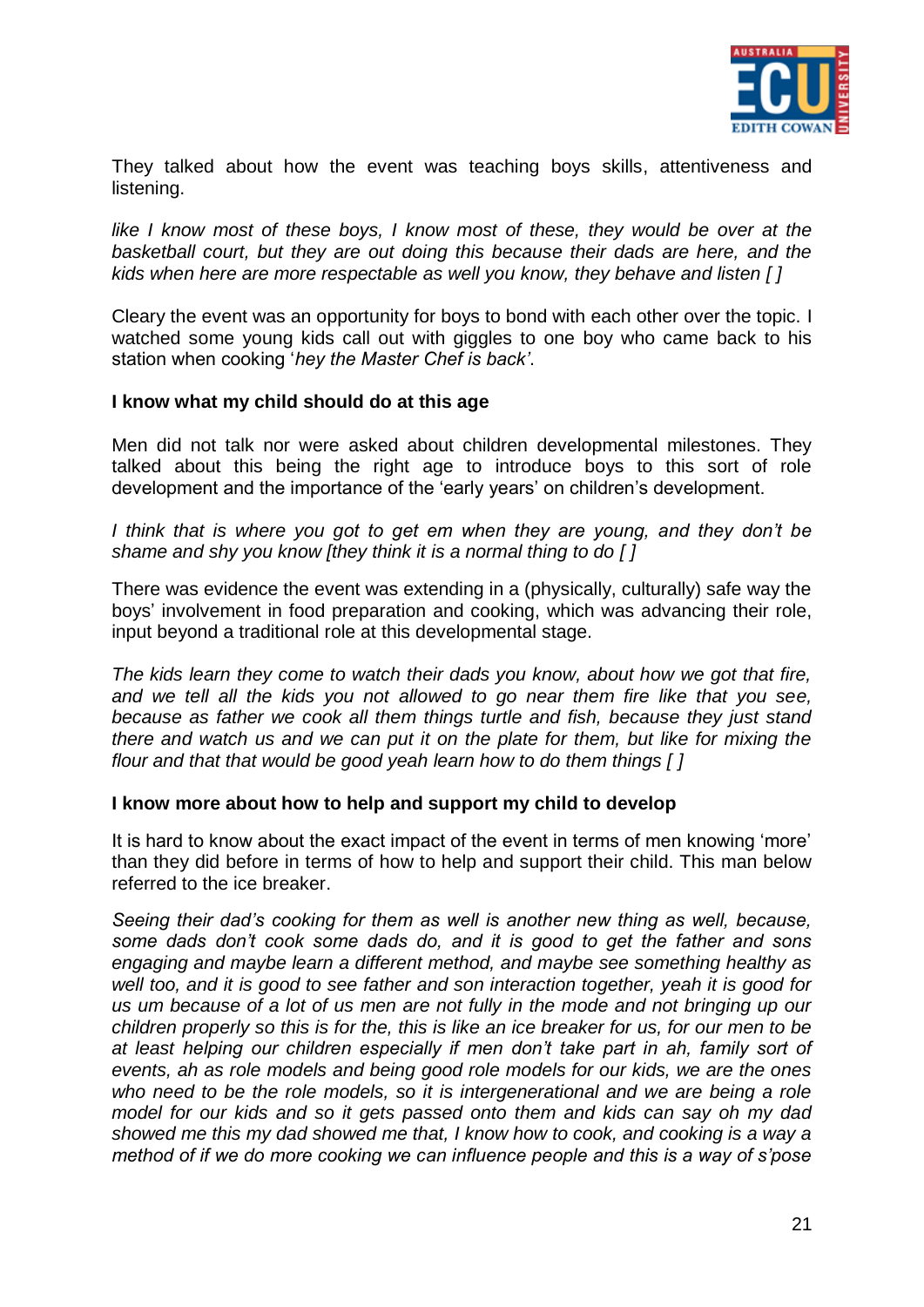They talked about how the event was teaching boys skills, attentiveness and listening.

*like I know most of these boys, I know most of these, they would be over at the basketball court, but they are out doing this because their dads are here, and the kids when here are more respectable as well you know, they behave and listen [ ]*

Cleary the event was an opportunity for boys to bond with each other over the topic. I watched some young kids call out with giggles to one boy who came back to his station when cooking '*hey the Master Chef is back'*.

**I know what my child should do at this age**

Men did not talk nor were asked about children developmental milestones. They talked about this being the right age to introduce boys to this sort of role development and the importance of the 'early years' on children's development.

*I think that is where you got to get em when they are young, and they don't be shame and shy you know [they think it is a normal thing to do [ ]*

There was evidence the event was extending in a (physically, culturally) safe way the boys' involvement in food preparation and cooking, which was advancing their role, input beyond a traditional role at this developmental stage.

*The kids learn they come to watch their dads you know, about how we got that fire, and we tell all the kids you not allowed to go near them fire like that you see, because as father we cook all them things turtle and fish, because they just stand there and watch us and we can put it on the plate for them, but like for mixing the flour and that that would be good yeah learn how to do them things [ ]*

**I know more about how to help and support my child to develop**

It is hard to know about the exact impact of the event in terms of men knowing 'more' than they did before in terms of how to help and support their child. This man below referred to the ice breaker.

*Seeing their dad's cooking for them as well is another new thing as well, because, some dads don't cook some dads do, and it is good to get the father and sons engaging and maybe learn a different method, and maybe see something healthy as well too, and it is good to see father and son interaction together, yeah it is good for us um because of a lot of us men are not fully in the mode and not bringing up our children properly so this is for the, this is like an ice breaker for us, for our men to be at least helping our children especially if men don't take part in ah, family sort of events, ah as role models and being good role models for our kids, we are the ones who need to be the role models, so it is intergenerational and we are being a role model for our kids and so it gets passed onto them and kids can say oh my dad showed me this my dad showed me that, I know how to cook, and cooking is a way a method of if we do more cooking we can influence people and this is a way of s'pose*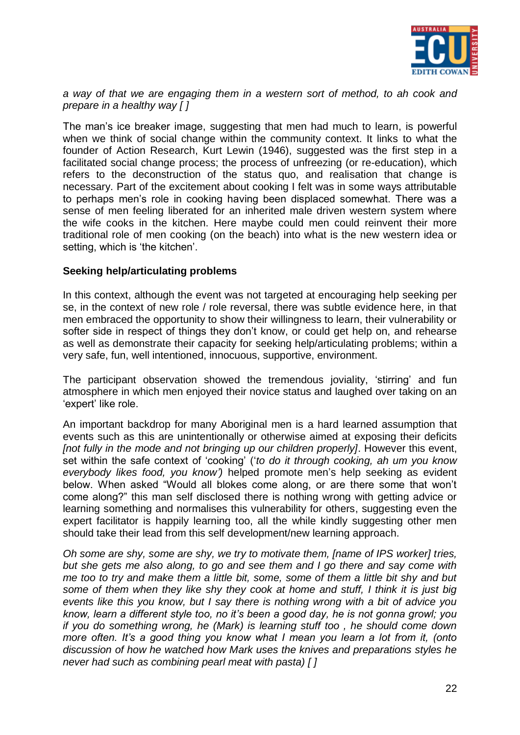*a way of that we are engaging them in a western sort of method, to ah cook and prepare in a healthy way [ ]*

The man's ice breaker image, suggesting that men had much to learn, is powerful when we think of social change within the community context. It links to what the founder of Action Research, Kurt Lewin (1946), suggested was the first step in a facilitated social change process; the process of unfreezing (or re-education), which refers to the deconstruction of the status quo, and realisation that change is necessary. Part of the excitement about cooking I felt was in some ways attributable to perhaps men's role in cooking having been displaced somewhat. There was a sense of men feeling liberated for an inherited male driven western system where the wife cooks in the kitchen. Here maybe could men could reinvent their more traditional role of men cooking (on the beach) into what is the new western idea or setting, which is 'the kitchen'.

**Seeking help/articulating problems**

In this context, although the event was not targeted at encouraging help seeking per se, in the context of new role / role reversal, there was subtle evidence here, in that men embraced the opportunity to show their willingness to learn, their vulnerability or softer side in respect of things they don't know, or could get help on, and rehearse as well as demonstrate their capacity for seeking help/articulating problems; within a very safe, fun, well intentioned, innocuous, supportive, environment.

The participant observation showed the tremendous joviality, 'stirring' and fun atmosphere in which men enjoyed their novice status and laughed over taking on an 'expert' like role.

An important backdrop for many Aboriginal men is a hard learned assumption that events such as this are unintentionally or otherwise aimed at exposing their deficits *[not fully in the mode and not bringing up our children properly]*. However this event, set within the safe context of 'cooking' ('*to do it through cooking, ah um you know everybody likes food, you know')* helped promote men's help seeking as evident below. When asked "Would all blokes come along, or are there some that won't come along?" this man self disclosed there is nothing wrong with getting advice or learning something and normalises this vulnerability for others, suggesting even the expert facilitator is happily learning too, all the while kindly suggesting other men should take their lead from this self development/new learning approach.

*Oh some are shy, some are shy, we try to motivate them, [name of IPS worker] tries, but she gets me also along, to go and see them and I go there and say come with me too to try and make them a little bit, some, some of them a little bit shy and but some of them when they like shy they cook at home and stuff, I think it is just big events like this you know, but I say there is nothing wrong with a bit of advice you know, learn a different style too, no it's been a good day, he is not gonna growl; you if you do something wrong, he (Mark) is learning stuff too , he should come down more often. It's a good thing you know what I mean you learn a lot from it, (onto discussion of how he watched how Mark uses the knives and preparations styles he never had such as combining pearl meat with pasta) [ ]*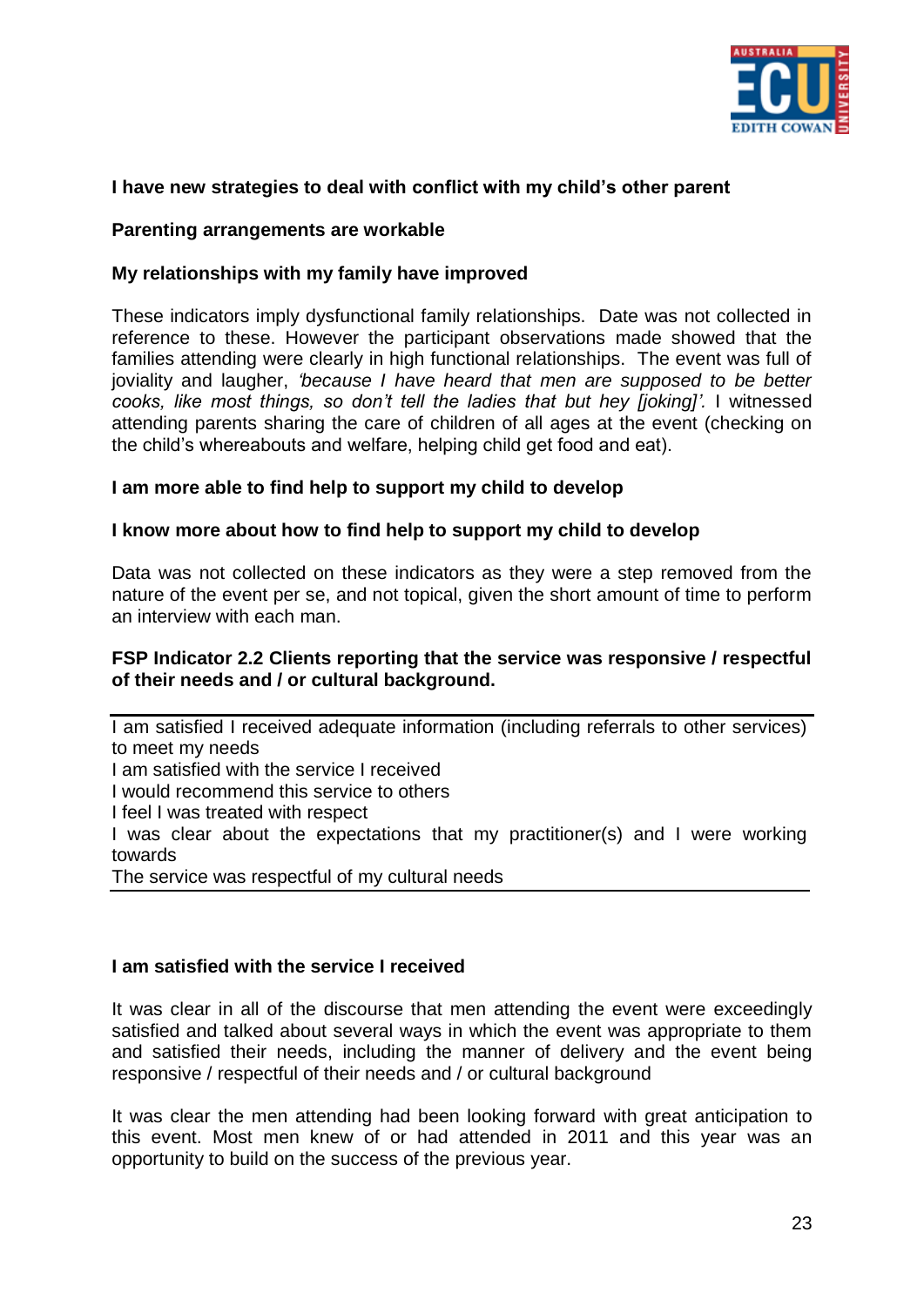**I have new strategies to deal with conflict with my child's other parent**

**Parenting arrangements are workable**

**My relationships with my family have improved**

These indicators imply dysfunctional family relationships. Date was not collected in reference to these. However the participant observations made showed that the families attending were clearly in high functional relationships. The event was full of joviality and laughter, *'because I have heard that men are supposed to be better cooks, like most things, so don't tell the ladies that but hey [joking]'.* I witnessed attending parents sharing the care of children of all ages at the event (checking on the child's whereabouts and welfare, helping child get food and eat).

**I am more able to find help to support my child to develop**

**I know more about how to find help to support my child to develop**

Data was not collected on these indicators as they were a step removed from the nature of the event per se, and not topical, given the short amount of time to perform an interview with each man.

**FSP Indicator 2.2 Clients reporting that the service was responsive / respectful of their needs and / or cultural background.**

I am satisfied I received adequate information (including referrals to other services) to meet my needs
I am satisfied with the service I received
I would recommend this service to others
I feel I was treated with respect
I was clear about the expectations that my practitioner(s) and I were working towards
The service was respectful of my cultural needs

**I am satisfied with the service I received**

It was clear in all of the discourse that men attending the event were exceedingly satisfied and talked about several ways in which the event was appropriate to them and satisfied their needs, including the manner of delivery and the event being responsive / respectful of their needs and / or cultural background

It was clear the men attending had been looking forward with great anticipation to this event. Most men knew of or had attended in 2011 and this year was an opportunity to build on the success of the previous year.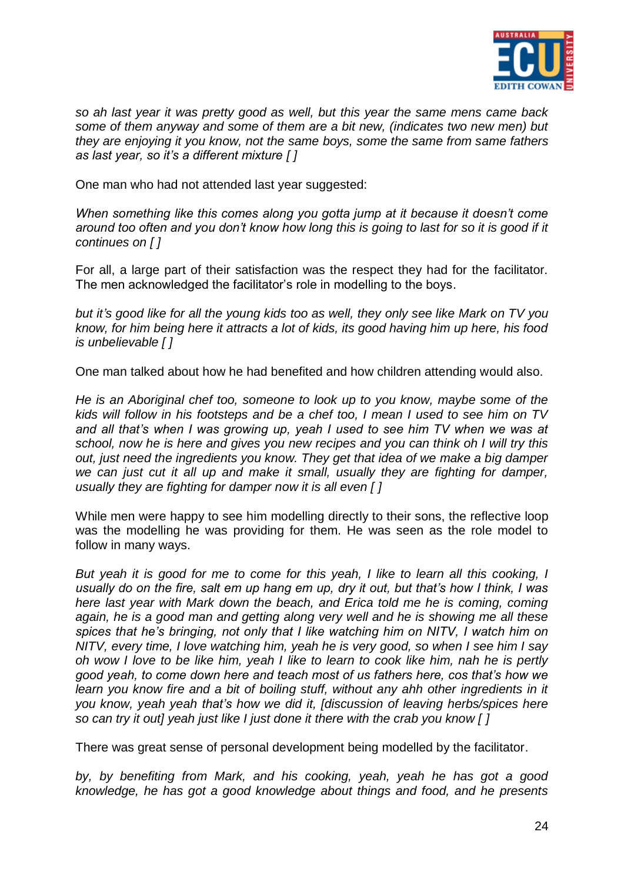*so ah last year it was pretty good as well, but this year the same mens came back some of them anyway and some of them are a bit new, (indicates two new men) but they are enjoying it you know, not the same boys, some the same from same fathers as last year, so it's a different mixture [ ]*

One man who had not attended last year suggested:

*When something like this comes along you gotta jump at it because it doesn't come around too often and you don't know how long this is going to last for so it is good if it continues on [ ]*

For all, a large part of their satisfaction was the respect they had for the facilitator. The men acknowledged the facilitator's role in modelling to the boys.

*but it's good like for all the young kids too as well, they only see like Mark on TV you know, for him being here it attracts a lot of kids, its good having him up here, his food is unbelievable [ ]*

One man talked about how he had benefited and how children attending would also.

*He is an Aboriginal chef too, someone to look up to you know, maybe some of the kids will follow in his footsteps and be a chef too, I mean I used to see him on TV and all that's when I was growing up, yeah I used to see him TV when we was at school, now he is here and gives you new recipes and you can think oh I will try this out, just need the ingredients you know. They get that idea of we make a big damper we can just cut it all up and make it small, usually they are fighting for damper, usually they are fighting for damper now it is all even [ ]*

While men were happy to see him modelling directly to their sons, the reflective loop was the modelling he was providing for them. He was seen as the role model to follow in many ways.

*But yeah it is good for me to come for this yeah, I like to learn all this cooking, I usually do on the fire, salt em up hang em up, dry it out, but that's how I think, I was here last year with Mark down the beach, and Erica told me he is coming, coming again, he is a good man and getting along very well and he is showing me all these spices that he's bringing, not only that I like watching him on NITV, I watch him on NITV, every time, I love watching him, yeah he is very good, so when I see him I say oh wow I love to be like him, yeah I like to learn to cook like him, nah he is pertly good yeah, to come down here and teach most of us fathers here, cos that's how we learn you know fire and a bit of boiling stuff, without any ahh other ingredients in it you know, yeah yeah that's how we did it, [discussion of leaving herbs/spices here so can try it out] yeah just like I just done it there with the crab you know [ ]*

There was great sense of personal development being modelled by the facilitator.

*by, by benefiting from Mark, and his cooking, yeah, yeah he has got a good knowledge, he has got a good knowledge about things and food, and he presents*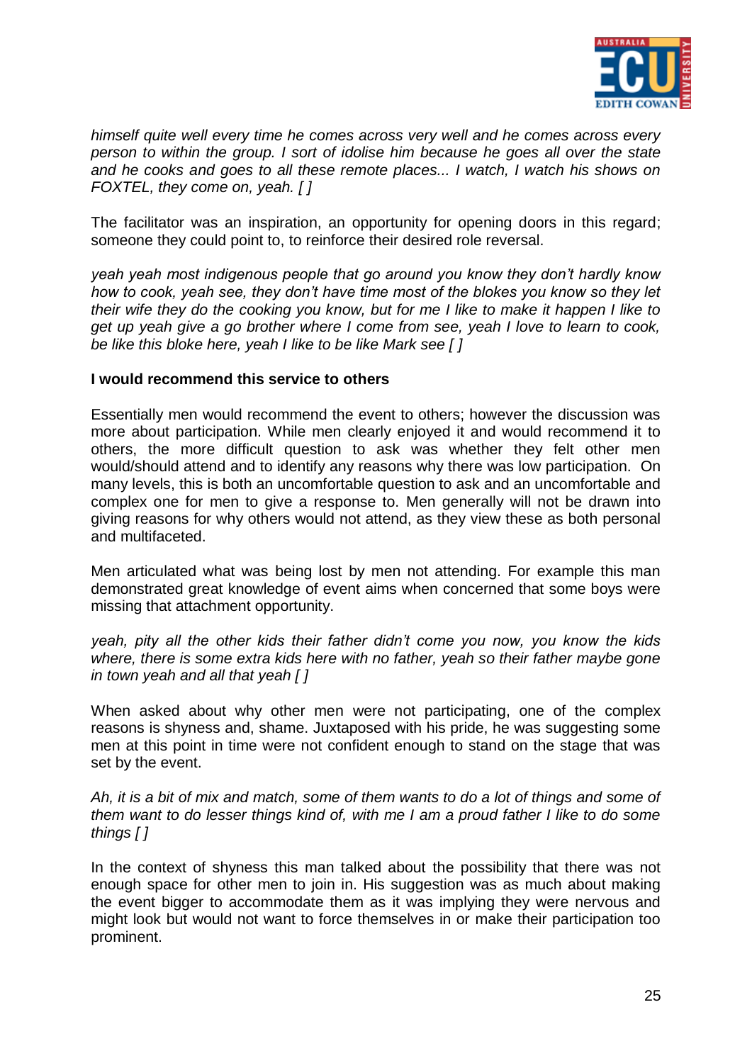*himself quite well every time he comes across very well and he comes across every person to within the group. I sort of idolise him because he goes all over the state and he cooks and goes to all these remote places... I watch, I watch his shows on FOXTEL, they come on, yeah. [ ]*

The facilitator was an inspiration, an opportunity for opening doors in this regard; someone they could point to, to reinforce their desired role reversal.

*yeah yeah most indigenous people that go around you know they don't hardly know how to cook, yeah see, they don't have time most of the blokes you know so they let their wife they do the cooking you know, but for me I like to make it happen I like to get up yeah give a go brother where I come from see, yeah I love to learn to cook, be like this bloke here, yeah I like to be like Mark see [ ]*

**I would recommend this service to others**

Essentially men would recommend the event to others; however the discussion was more about participation. While men clearly enjoyed it and would recommend it to others, the more difficult question to ask was whether they felt other men would/should attend and to identify any reasons why there was low participation. On many levels, this is both an uncomfortable question to ask and an uncomfortable and complex one for men to give a response to. Men generally will not be drawn into giving reasons for why others would not attend, as they view these as both personal and multifaceted.

Men articulated what was being lost by men not attending. For example this man demonstrated great knowledge of event aims when concerned that some boys were missing that attachment opportunity.

*yeah, pity all the other kids their father didn't come you now, you know the kids where, there is some extra kids here with no father, yeah so their father maybe gone in town yeah and all that yeah [ ]*

When asked about why other men were not participating, one of the complex reasons is shyness and, shame. Juxtaposed with his pride, he was suggesting some men at this point in time were not confident enough to stand on the stage that was set by the event.

*Ah, it is a bit of mix and match, some of them wants to do a lot of things and some of them want to do lesser things kind of, with me I am a proud father I like to do some things [ ]*

In the context of shyness this man talked about the possibility that there was not enough space for other men to join in. His suggestion was as much about making the event bigger to accommodate them as it was implying they were nervous and might look but would not want to force themselves in or make their participation too prominent.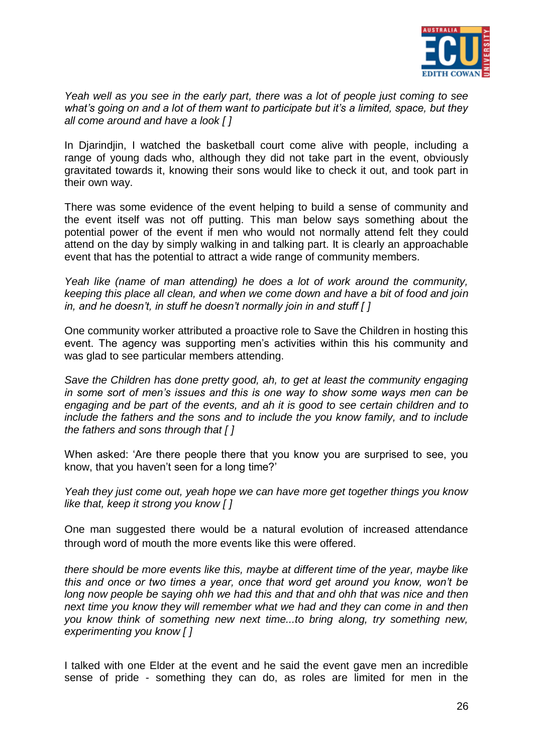*Yeah well as you see in the early part, there was a lot of people just coming to see what's going on and a lot of them want to participate but it's a limited, space, but they all come around and have a look [ ]*

In Djarindjin, I watched the basketball court come alive with people, including a range of young dads who, although they did not take part in the event, obviously gravitated towards it, knowing their sons would like to check it out, and took part in their own way.

There was some evidence of the event helping to build a sense of community and the event itself was not off putting. This man below says something about the potential power of the event if men who would not normally attend felt they could attend on the day by simply walking in and talking part. It is clearly an approachable event that has the potential to attract a wide range of community members.

*Yeah like (name of man attending) he does a lot of work around the community, keeping this place all clean, and when we come down and have a bit of food and join in, and he doesn't, in stuff he doesn't normally join in and stuff [ ]*

One community worker attributed a proactive role to Save the Children in hosting this event. The agency was supporting men's activities within this his community and was glad to see particular members attending.

*Save the Children has done pretty good, ah, to get at least the community engaging in some sort of men's issues and this is one way to show some ways men can be engaging and be part of the events, and ah it is good to see certain children and to include the fathers and the sons and to include the you know family, and to include the fathers and sons through that [ ]*

When asked: 'Are there people there that you know you are surprised to see, you know, that you haven't seen for a long time?'

*Yeah they just come out, yeah hope we can have more get together things you know like that, keep it strong you know [ ]*

One man suggested there would be a natural evolution of increased attendance through word of mouth the more events like this were offered.

*there should be more events like this, maybe at different time of the year, maybe like this and once or two times a year, once that word get around you know, won't be long now people be saying ohh we had this and that and ohh that was nice and then next time you know they will remember what we had and they can come in and then you know think of something new next time...to bring along, try something new, experimenting you know [ ]*

I talked with one Elder at the event and he said the event gave men an incredible sense of pride - something they can do, as roles are limited for men in the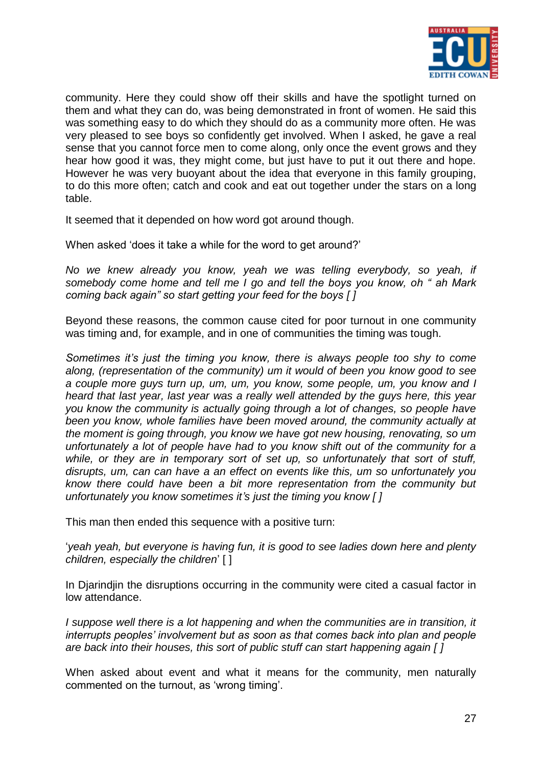community. Here they could show off their skills and have the spotlight turned on them and what they can do, was being demonstrated in front of women. He said this was something easy to do which they should do as a community more often. He was very pleased to see boys so confidently get involved. When I asked, he gave a real sense that you cannot force men to come along, only once the event grows and they hear how good it was, they might come, but just have to put it out there and hope. However he was very buoyant about the idea that everyone in this family grouping, to do this more often; catch and cook and eat out together under the stars on a long table.

It seemed that it depended on how word got around though.

When asked 'does it take a while for the word to get around?'

*No we knew already you know, yeah we was telling everybody, so yeah, if somebody come home and tell me I go and tell the boys you know, oh " ah Mark coming back again" so start getting your feed for the boys [ ]*

Beyond these reasons, the common cause cited for poor turnout in one community was timing and, for example, and in one of communities the timing was tough.

*Sometimes it's just the timing you know, there is always people too shy to come along, (representation of the community) um it would of been you know good to see a couple more guys turn up, um, um, you know, some people, um, you know and I heard that last year, last year was a really well attended by the guys here, this year you know the community is actually going through a lot of changes, so people have been you know, whole families have been moved around, the community actually at the moment is going through, you know we have got new housing, renovating, so um unfortunately a lot of people have had to you know shift out of the community for a while, or they are in temporary sort of set up, so unfortunately that sort of stuff, disrupts, um, can can have a an effect on events like this, um so unfortunately you know there could have been a bit more representation from the community but unfortunately you know sometimes it's just the timing you know [ ]*

This man then ended this sequence with a positive turn:

'*yeah yeah, but everyone is having fun, it is good to see ladies down here and plenty children, especially the children*' [ ]

In Djarindjin the disruptions occurring in the community were cited a casual factor in low attendance.

*I suppose well there is a lot happening and when the communities are in transition, it interrupts peoples' involvement but as soon as that comes back into plan and people are back into their houses, this sort of public stuff can start happening again [ ]*

When asked about event and what it means for the community, men naturally commented on the turnout, as 'wrong timing'.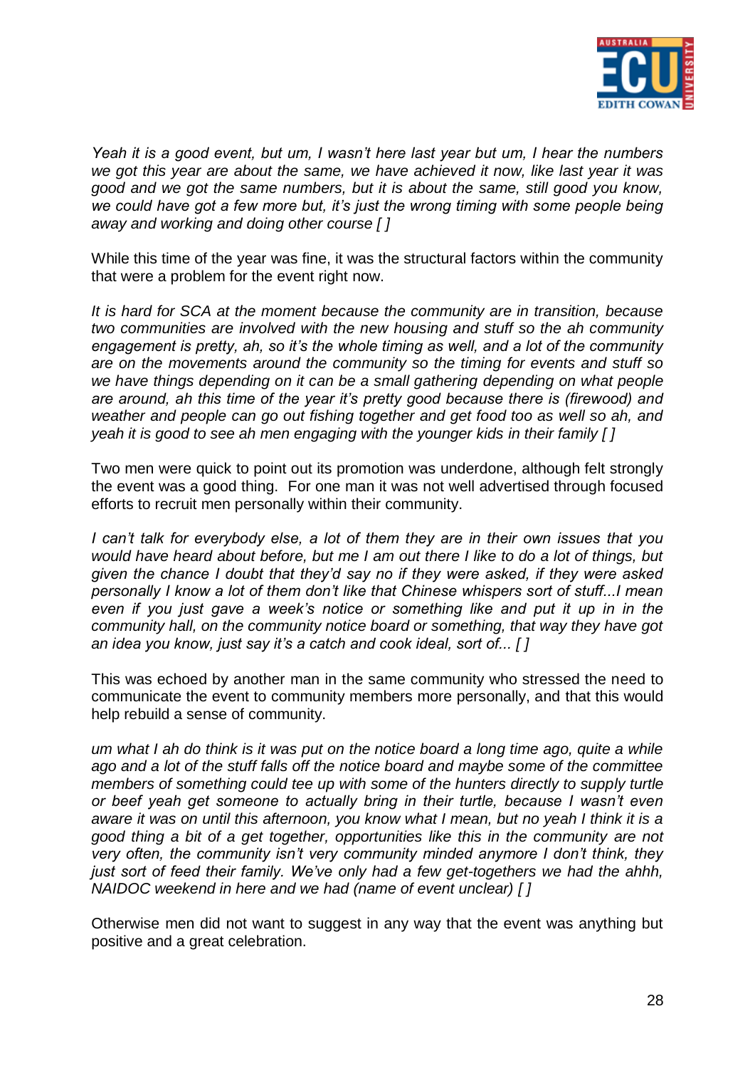*Yeah it is a good event, but um, I wasn't here last year but um, I hear the numbers we got this year are about the same, we have achieved it now, like last year it was good and we got the same numbers, but it is about the same, still good you know, we could have got a few more but, it's just the wrong timing with some people being away and working and doing other course [ ]*

While this time of the year was fine, it was the structural factors within the community that were a problem for the event right now.

*It is hard for SCA at the moment because the community are in transition, because two communities are involved with the new housing and stuff so the ah community engagement is pretty, ah, so it's the whole timing as well, and a lot of the community are on the movements around the community so the timing for events and stuff so we have things depending on it can be a small gathering depending on what people are around, ah this time of the year it's pretty good because there is (firewood) and weather and people can go out fishing together and get food too as well so ah, and yeah it is good to see ah men engaging with the younger kids in their family [ ]*

Two men were quick to point out its promotion was underdone, although felt strongly the event was a good thing. For one man it was not well advertised through focused efforts to recruit men personally within their community.

*I can't talk for everybody else, a lot of them they are in their own issues that you would have heard about before, but me I am out there I like to do a lot of things, but given the chance I doubt that they'd say no if they were asked, if they were asked personally I know a lot of them don't like that Chinese whispers sort of stuff...I mean even if you just gave a week's notice or something like and put it up in in the community hall, on the community notice board or something, that way they have got an idea you know, just say it's a catch and cook ideal, sort of... [ ]*

This was echoed by another man in the same community who stressed the need to communicate the event to community members more personally, and that this would help rebuild a sense of community.

*um what I ah do think is it was put on the notice board a long time ago, quite a while ago and a lot of the stuff falls off the notice board and maybe some of the committee members of something could tee up with some of the hunters directly to supply turtle or beef yeah get someone to actually bring in their turtle, because I wasn't even aware it was on until this afternoon, you know what I mean, but no yeah I think it is a good thing a bit of a get together, opportunities like this in the community are not very often, the community isn't very community minded anymore I don't think, they just sort of feed their family. We've only had a few get-togethers we had the ahhh, NAIDOC weekend in here and we had (name of event unclear) [ ]*

Otherwise men did not want to suggest in any way that the event was anything but positive and a great celebration.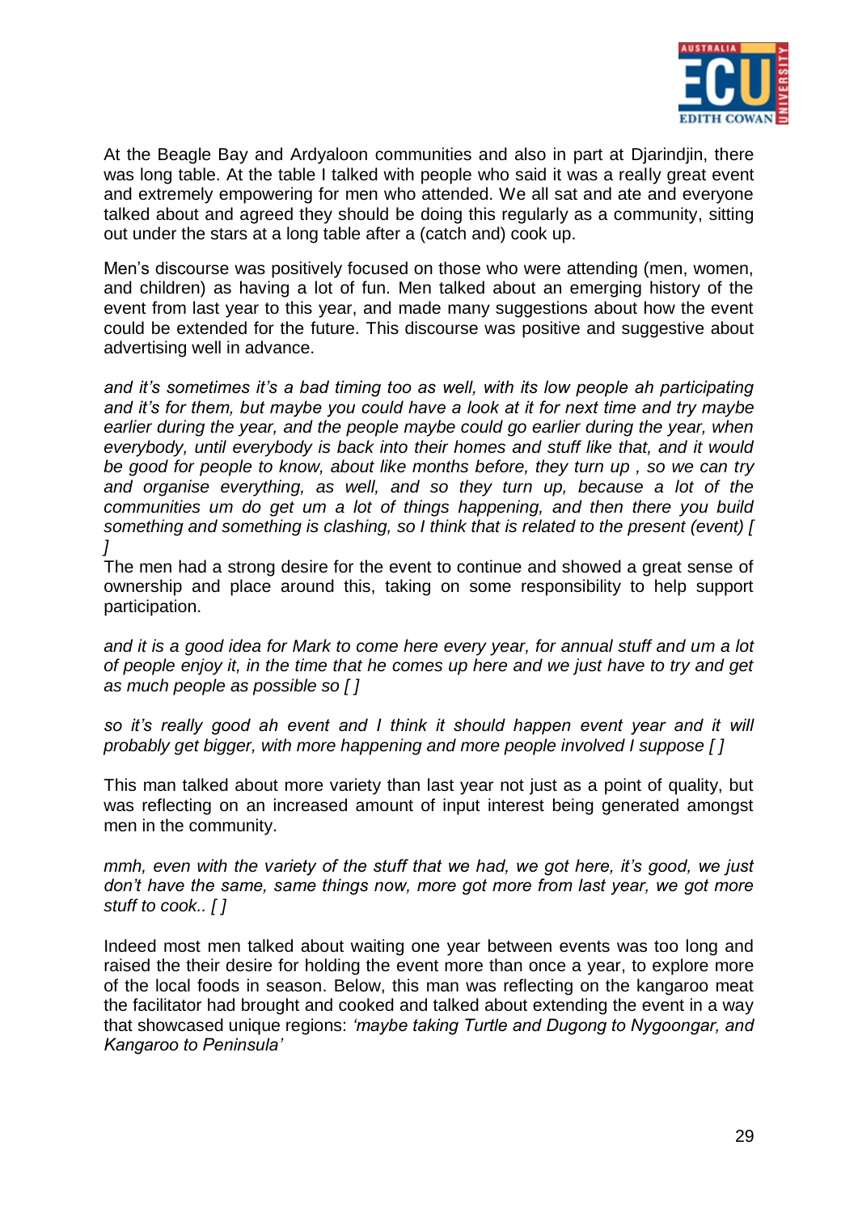At the Beagle Bay and Ardyaloon communities and also in part at Djarindjin, there was long table. At the table I talked with people who said it was a really great event and extremely empowering for men who attended. We all sat and ate and everyone talked about and agreed they should be doing this regularly as a community, sitting out under the stars at a long table after a (catch and) cook up.

Men's discourse was positively focused on those who were attending (men, women, and children) as having a lot of fun. Men talked about an emerging history of the event from last year to this year, and made many suggestions about how the event could be extended for the future. This discourse was positive and suggestive about advertising well in advance.

*and it's sometimes it's a bad timing too as well, with its low people ah participating and it's for them, but maybe you could have a look at it for next time and try maybe earlier during the year, and the people maybe could go earlier during the year, when everybody, until everybody is back into their homes and stuff like that, and it would be good for people to know, about like months before, they turn up , so we can try and organise everything, as well, and so they turn up, because a lot of the communities um do get um a lot of things happening, and then there you build something and something is clashing, so I think that is related to the present (event) [ ]*

The men had a strong desire for the event to continue and showed a great sense of ownership and place around this, taking on some responsibility to help support participation.

*and it is a good idea for Mark to come here every year, for annual stuff and um a lot of people enjoy it, in the time that he comes up here and we just have to try and get as much people as possible so [ ]*

*so it's really good ah event and I think it should happen event year and it will probably get bigger, with more happening and more people involved I suppose [ ]*

This man talked about more variety than last year not just as a point of quality, but was reflecting on an increased amount of input interest being generated amongst men in the community.

*mmh, even with the variety of the stuff that we had, we got here, it's good, we just don't have the same, same things now, more got more from last year, we got more stuff to cook.. [ ]*

Indeed most men talked about waiting one year between events was too long and raised the their desire for holding the event more than once a year, to explore more of the local foods in season. Below, this man was reflecting on the kangaroo meat the facilitator had brought and cooked and talked about extending the event in a way that showcased unique regions: *'maybe taking Turtle and Dugong to Nygoongar, and Kangaroo to Peninsula'*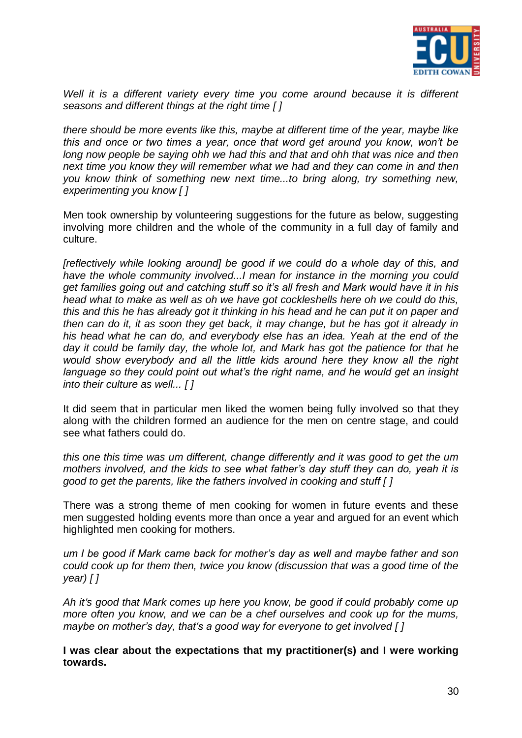*Well it is a different variety every time you come around because it is different seasons and different things at the right time [ ]*

*there should be more events like this, maybe at different time of the year, maybe like this and once or two times a year, once that word get around you know, won't be long now people be saying ohh we had this and that and ohh that was nice and then next time you know they will remember what we had and they can come in and then you know think of something new next time...to bring along, try something new, experimenting you know [ ]*

Men took ownership by volunteering suggestions for the future as below, suggesting involving more children and the whole of the community in a full day of family and culture.

*[reflectively while looking around] be good if we could do a whole day of this, and have the whole community involved...I mean for instance in the morning you could get families going out and catching stuff so it's all fresh and Mark would have it in his head what to make as well as oh we have got cockleshells here oh we could do this, this and this he has already got it thinking in his head and he can put it on paper and then can do it, it as soon they get back, it may change, but he has got it already in his head what he can do, and everybody else has an idea. Yeah at the end of the day it could be family day, the whole lot, and Mark has got the patience for that he would show everybody and all the little kids around here they know all the right language so they could point out what's the right name, and he would get an insight into their culture as well... [ ]*

It did seem that in particular men liked the women being fully involved so that they along with the children formed an audience for the men on centre stage, and could see what fathers could do.

*this one this time was um different, change differently and it was good to get the um mothers involved, and the kids to see what father's day stuff they can do, yeah it is good to get the parents, like the fathers involved in cooking and stuff [ ]*

There was a strong theme of men cooking for women in future events and these men suggested holding events more than once a year and argued for an event which highlighted men cooking for mothers.

*um I be good if Mark came back for mother's day as well and maybe father and son could cook up for them then, twice you know (discussion that was a good time of the year) [ ]*

*Ah it's good that Mark comes up here you know, be good if could probably come up more often you know, and we can be a chef ourselves and cook up for the mums, maybe on mother's day, that's a good way for everyone to get involved [ ]*

**I was clear about the expectations that my practitioner(s) and I were working towards.**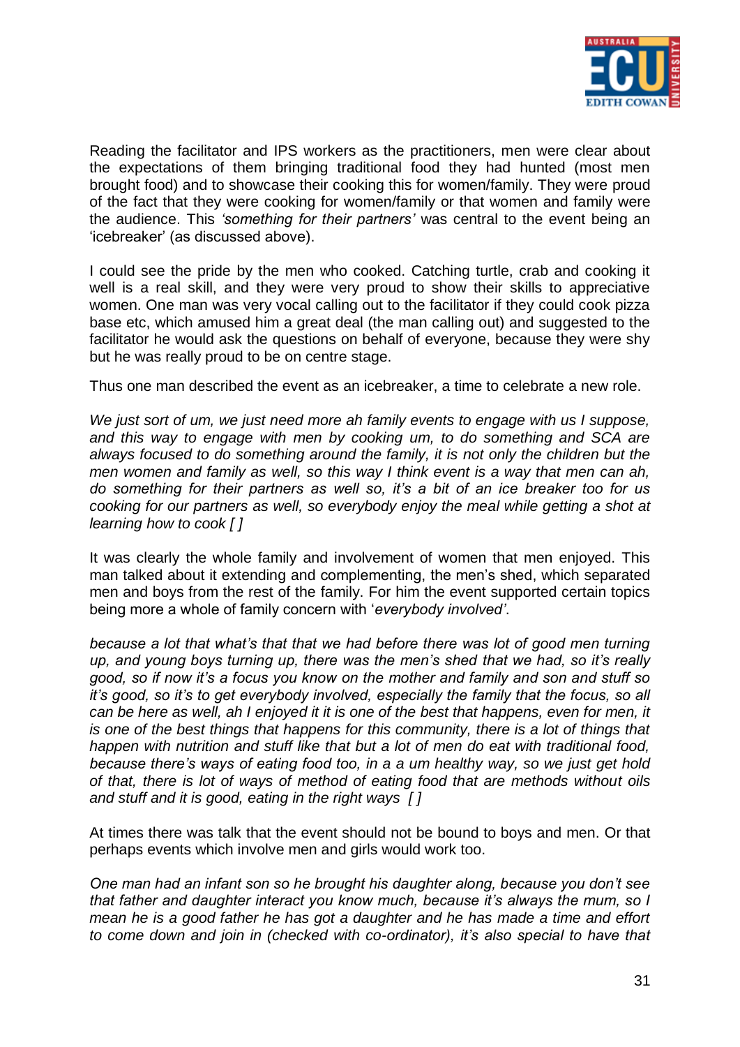Reading the facilitator and IPS workers as the practitioners, men were clear about the expectations of them bringing traditional food they had hunted (most men brought food) and to showcase their cooking this for women/family. They were proud of the fact that they were cooking for women/family or that women and family were the audience. This *'something for their partners'* was central to the event being an 'icebreaker' (as discussed above).

I could see the pride by the men who cooked. Catching turtle, crab and cooking it well is a real skill, and they were very proud to show their skills to appreciative women. One man was very vocal calling out to the facilitator if they could cook pizza base etc, which amused him a great deal (the man calling out) and suggested to the facilitator he would ask the questions on behalf of everyone, because they were shy but he was really proud to be on centre stage.

Thus one man described the event as an icebreaker, a time to celebrate a new role.

*We just sort of um, we just need more ah family events to engage with us I suppose, and this way to engage with men by cooking um, to do something and SCA are always focused to do something around the family, it is not only the children but the men women and family as well, so this way I think event is a way that men can ah, do something for their partners as well so, it's a bit of an ice breaker too for us cooking for our partners as well, so everybody enjoy the meal while getting a shot at learning how to cook [ ]*

It was clearly the whole family and involvement of women that men enjoyed. This man talked about it extending and complementing, the men's shed, which separated men and boys from the rest of the family. For him the event supported certain topics being more a whole of family concern with '*everybody involved'*.

*because a lot that what's that that we had before there was lot of good men turning up, and young boys turning up, there was the men's shed that we had, so it's really good, so if now it's a focus you know on the mother and family and son and stuff so it's good, so it's to get everybody involved, especially the family that the focus, so all can be here as well, ah I enjoyed it it is one of the best that happens, even for men, it is one of the best things that happens for this community, there is a lot of things that happen with nutrition and stuff like that but a lot of men do eat with traditional food, because there's ways of eating food too, in a a um healthy way, so we just get hold of that, there is lot of ways of method of eating food that are methods without oils and stuff and it is good, eating in the right ways [ ]*

At times there was talk that the event should not be bound to boys and men. Or that perhaps events which involve men and girls would work too.

*One man had an infant son so he brought his daughter along, because you don't see that father and daughter interact you know much, because it's always the mum, so I mean he is a good father he has got a daughter and he has made a time and effort to come down and join in (checked with co-ordinator), it's also special to have that*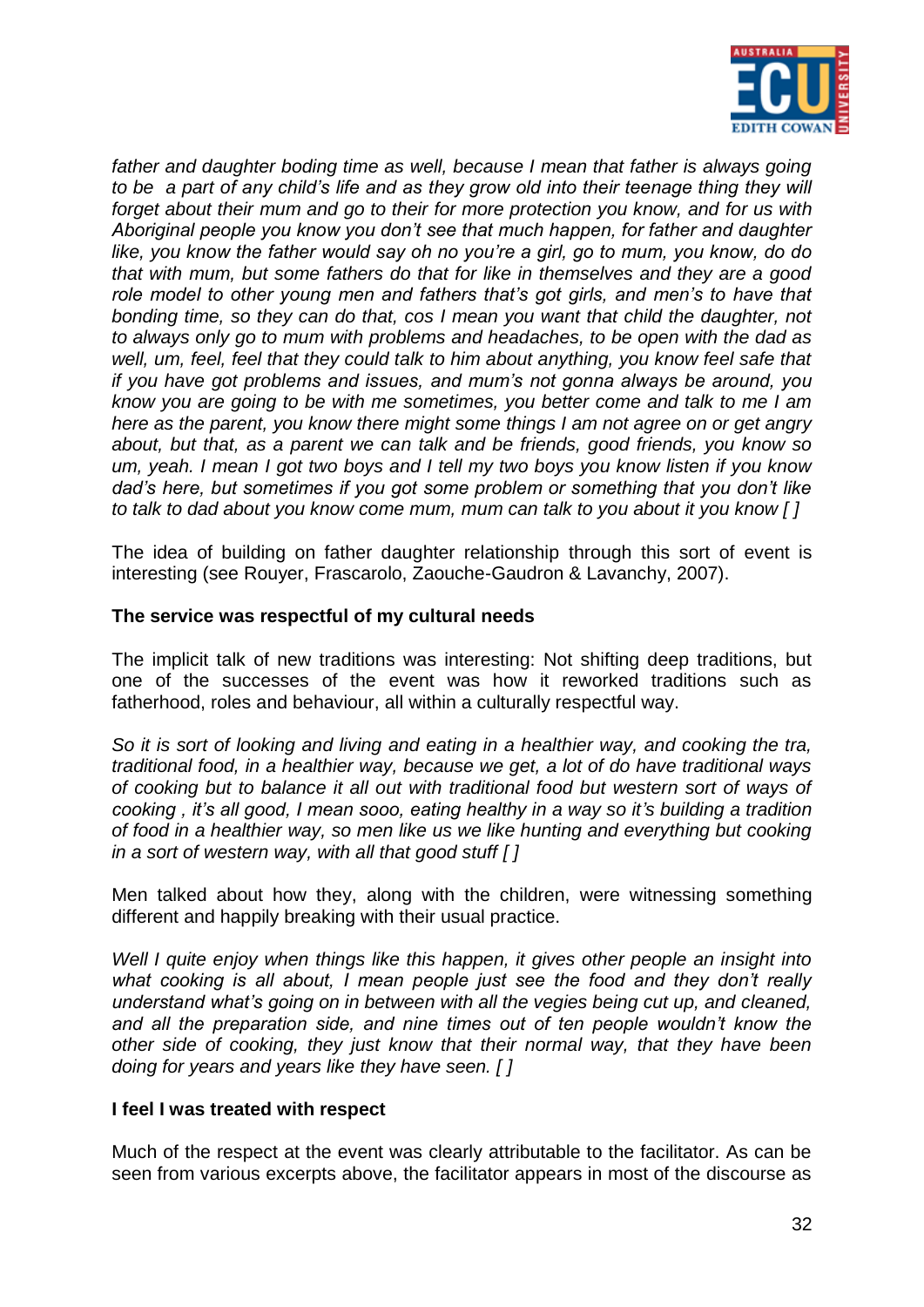*father and daughter boding time as well, because I mean that father is always going to be a part of any child's life and as they grow old into their teenage thing they will forget about their mum and go to their for more protection you know, and for us with Aboriginal people you know you don't see that much happen, for father and daughter like, you know the father would say oh no you're a girl, go to mum, you know, do do that with mum, but some fathers do that for like in themselves and they are a good role model to other young men and fathers that's got girls, and men's to have that bonding time, so they can do that, cos I mean you want that child the daughter, not to always only go to mum with problems and headaches, to be open with the dad as well, um, feel, feel that they could talk to him about anything, you know feel safe that if you have got problems and issues, and mum's not gonna always be around, you know you are going to be with me sometimes, you better come and talk to me I am here as the parent, you know there might some things I am not agree on or get angry about, but that, as a parent we can talk and be friends, good friends, you know so um, yeah. I mean I got two boys and I tell my two boys you know listen if you know dad's here, but sometimes if you got some problem or something that you don't like to talk to dad about you know come mum, mum can talk to you about it you know [ ]*

The idea of building on father daughter relationship through this sort of event is interesting (see Rouyer, Frascarolo, Zaouche-Gaudron & Lavanchy, 2007).

**The service was respectful of my cultural needs**

The implicit talk of new traditions was interesting: Not shifting deep traditions, but one of the successes of the event was how it reworked traditions such as fatherhood, roles and behaviour, all within a culturally respectful way.

*So it is sort of looking and living and eating in a healthier way, and cooking the tra, traditional food, in a healthier way, because we get, a lot of do have traditional ways of cooking but to balance it all out with traditional food but western sort of ways of cooking , it's all good, I mean sooo, eating healthy in a way so it's building a tradition of food in a healthier way, so men like us we like hunting and everything but cooking in a sort of western way, with all that good stuff [ ]*

Men talked about how they, along with the children, were witnessing something different and happily breaking with their usual practice.

*Well I quite enjoy when things like this happen, it gives other people an insight into what cooking is all about, I mean people just see the food and they don't really understand what's going on in between with all the vegies being cut up, and cleaned, and all the preparation side, and nine times out of ten people wouldn't know the other side of cooking, they just know that their normal way, that they have been doing for years and years like they have seen. [ ]*

**I feel I was treated with respect**

Much of the respect at the event was clearly attributable to the facilitator. As can be seen from various excerpts above, the facilitator appears in most of the discourse as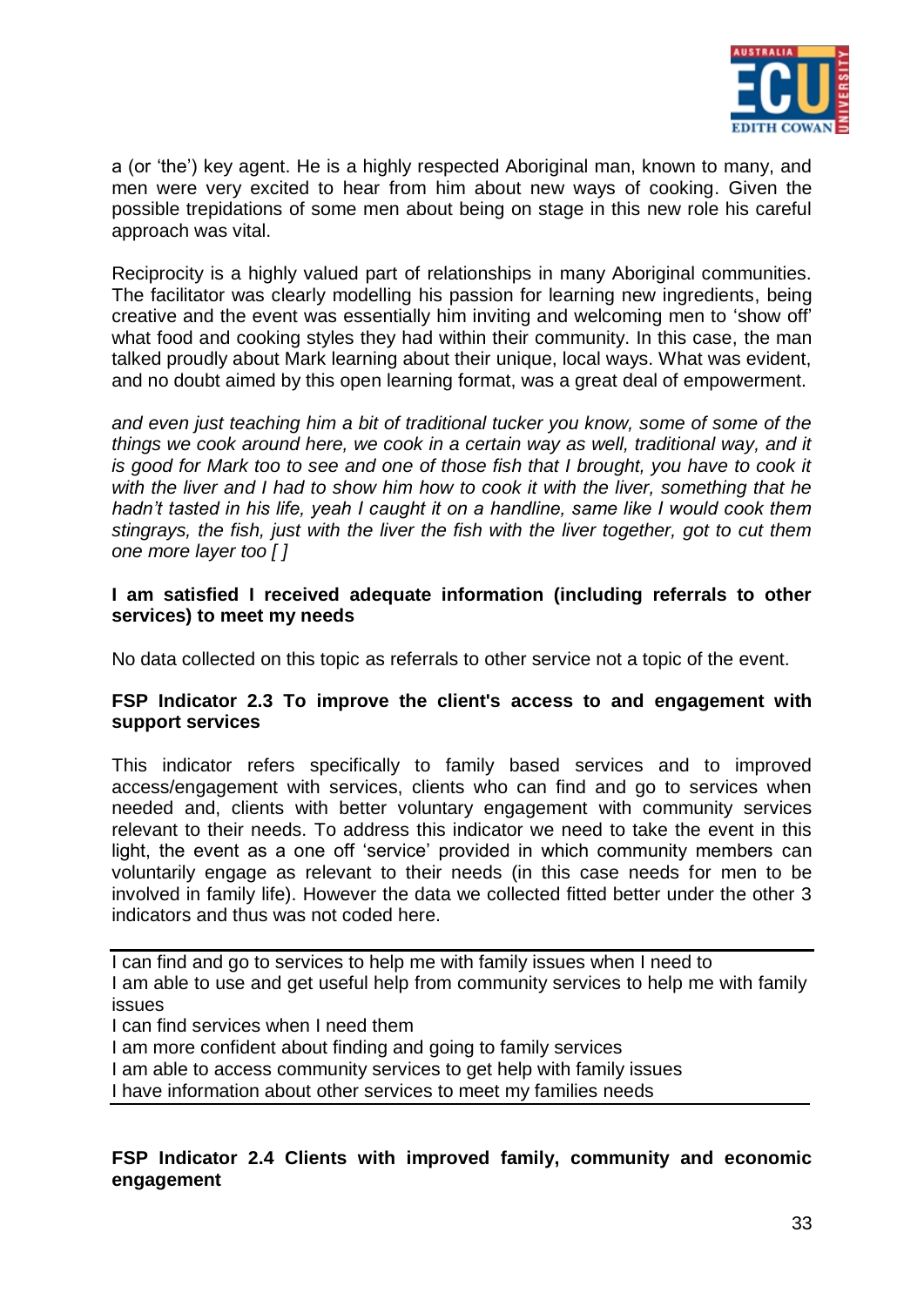a (or 'the') key agent. He is a highly respected Aboriginal man, known to many, and men were very excited to hear from him about new ways of cooking. Given the possible trepidations of some men about being on stage in this new role his careful approach was vital.

Reciprocity is a highly valued part of relationships in many Aboriginal communities. The facilitator was clearly modelling his passion for learning new ingredients, being creative and the event was essentially him inviting and welcoming men to 'show off' what food and cooking styles they had within their community. In this case, the man talked proudly about Mark learning about their unique, local ways. What was evident, and no doubt aimed by this open learning format, was a great deal of empowerment.

*and even just teaching him a bit of traditional tucker you know, some of some of the things we cook around here, we cook in a certain way as well, traditional way, and it is good for Mark too to see and one of those fish that I brought, you have to cook it with the liver and I had to show him how to cook it with the liver, something that he hadn't tasted in his life, yeah I caught it on a handline, same like I would cook them stingrays, the fish, just with the liver the fish with the liver together, got to cut them one more layer too [ ]*

**I am satisfied I received adequate information (including referrals to other services) to meet my needs**

No data collected on this topic as referrals to other service not a topic of the event.

**FSP Indicator 2.3 To improve the client's access to and engagement with support services**

This indicator refers specifically to family based services and to improved access/engagement with services, clients who can find and go to services when needed and, clients with better voluntary engagement with community services relevant to their needs. To address this indicator we need to take the event in this light, the event as a one off 'service' provided in which community members can voluntarily engage as relevant to their needs (in this case needs for men to be involved in family life). However the data we collected fitted better under the other 3 indicators and thus was not coded here.

I can find and go to services to help me with family issues when I need to
I am able to use and get useful help from community services to help me with family issues
I can find services when I need them
I am more confident about finding and going to family services
I am able to access community services to get help with family issues
I have information about other services to meet my families needs

**FSP Indicator 2.4 Clients with improved family, community and economic engagement**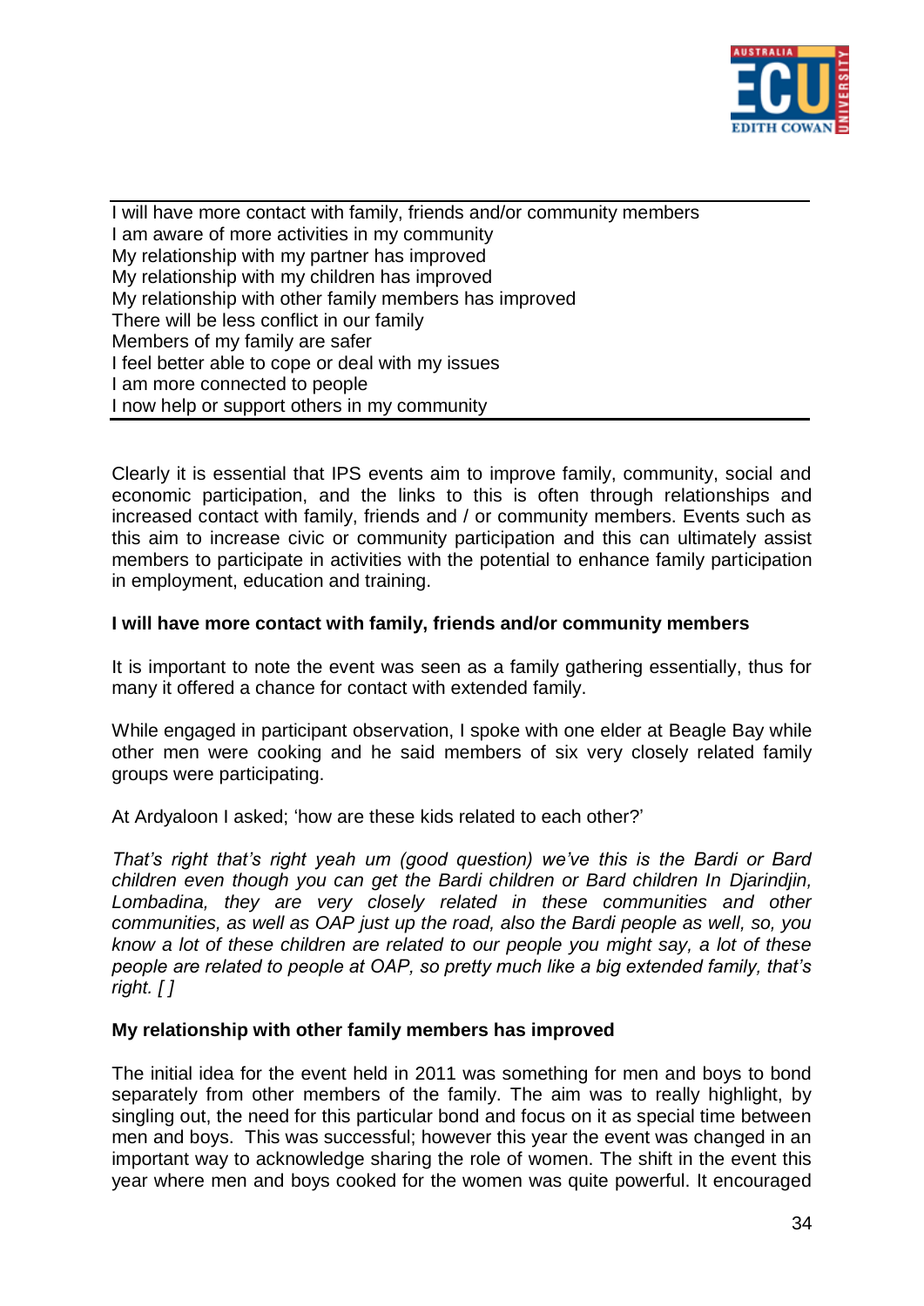| I will have more contact with family, friends and/or community members |
| --- |
| I am aware of more activities in my community |
| My relationship with my partner has improved |
| My relationship with my children has improved |
| My relationship with other family members has improved |
| There will be less conflict in our family |
| Members of my family are safer |
| I feel better able to cope or deal with my issues |
| I am more connected to people |
| I now help or support others in my community |

Clearly it is essential that IPS events aim to improve family, community, social and economic participation, and the links to this is often through relationships and increased contact with family, friends and / or community members. Events such as this aim to increase civic or community participation and this can ultimately assist members to participate in activities with the potential to enhance family participation in employment, education and training.

**I will have more contact with family, friends and/or community members**

It is important to note the event was seen as a family gathering essentially, thus for many it offered a chance for contact with extended family.

While engaged in participant observation, I spoke with one elder at Beagle Bay while other men were cooking and he said members of six very closely related family groups were participating.

At Ardyaloon I asked; 'how are these kids related to each other?'

*That's right that's right yeah um (good question) we've this is the Bardi or Bard children even though you can get the Bardi children or Bard children In Djarindjin, Lombadina, they are very closely related in these communities and other communities, as well as OAP just up the road, also the Bardi people as well, so, you know a lot of these children are related to our people you might say, a lot of these people are related to people at OAP, so pretty much like a big extended family, that's right. [ ]*

**My relationship with other family members has improved**

The initial idea for the event held in 2011 was something for men and boys to bond separately from other members of the family. The aim was to really highlight, by singling out, the need for this particular bond and focus on it as special time between men and boys. This was successful; however this year the event was changed in an important way to acknowledge sharing the role of women. The shift in the event this year where men and boys cooked for the women was quite powerful. It encouraged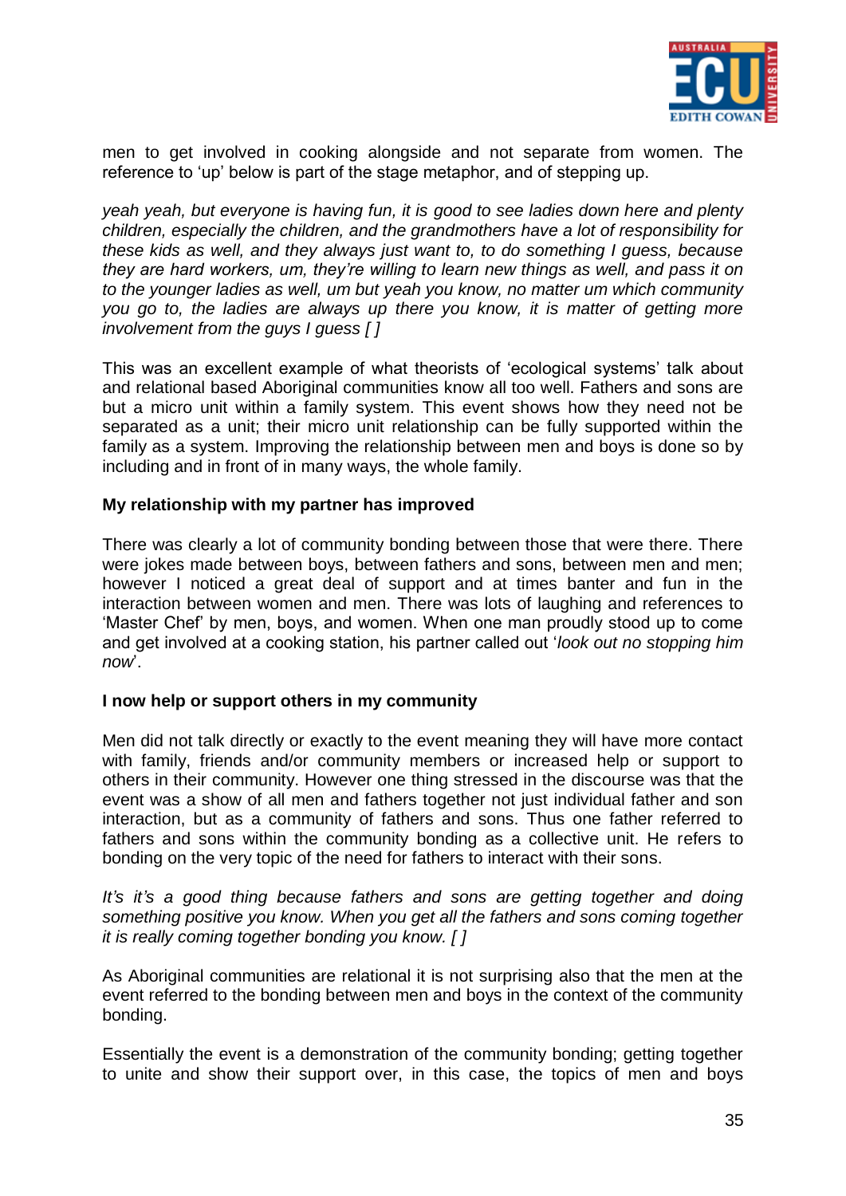men to get involved in cooking alongside and not separate from women. The reference to 'up' below is part of the stage metaphor, and of stepping up.

*yeah yeah, but everyone is having fun, it is good to see ladies down here and plenty children, especially the children, and the grandmothers have a lot of responsibility for these kids as well, and they always just want to, to do something I guess, because they are hard workers, um, they're willing to learn new things as well, and pass it on to the younger ladies as well, um but yeah you know, no matter um which community you go to, the ladies are always up there you know, it is matter of getting more involvement from the guys I guess [ ]*

This was an excellent example of what theorists of 'ecological systems' talk about and relational based Aboriginal communities know all too well. Fathers and sons are but a micro unit within a family system. This event shows how they need not be separated as a unit; their micro unit relationship can be fully supported within the family as a system. Improving the relationship between men and boys is done so by including and in front of in many ways, the whole family.

**My relationship with my partner has improved**

There was clearly a lot of community bonding between those that were there. There were jokes made between boys, between fathers and sons, between men and men; however I noticed a great deal of support and at times banter and fun in the interaction between women and men. There was lots of laughing and references to 'Master Chef' by men, boys, and women. When one man proudly stood up to come and get involved at a cooking station, his partner called out '*look out no stopping him now*'.

**I now help or support others in my community**

Men did not talk directly or exactly to the event meaning they will have more contact with family, friends and/or community members or increased help or support to others in their community. However one thing stressed in the discourse was that the event was a show of all men and fathers together not just individual father and son interaction, but as a community of fathers and sons. Thus one father referred to fathers and sons within the community bonding as a collective unit. He refers to bonding on the very topic of the need for fathers to interact with their sons.

*It's it's a good thing because fathers and sons are getting together and doing something positive you know. When you get all the fathers and sons coming together it is really coming together bonding you know. [ ]*

As Aboriginal communities are relational it is not surprising also that the men at the event referred to the bonding between men and boys in the context of the community bonding.

Essentially the event is a demonstration of the community bonding; getting together to unite and show their support over, in this case, the topics of men and boys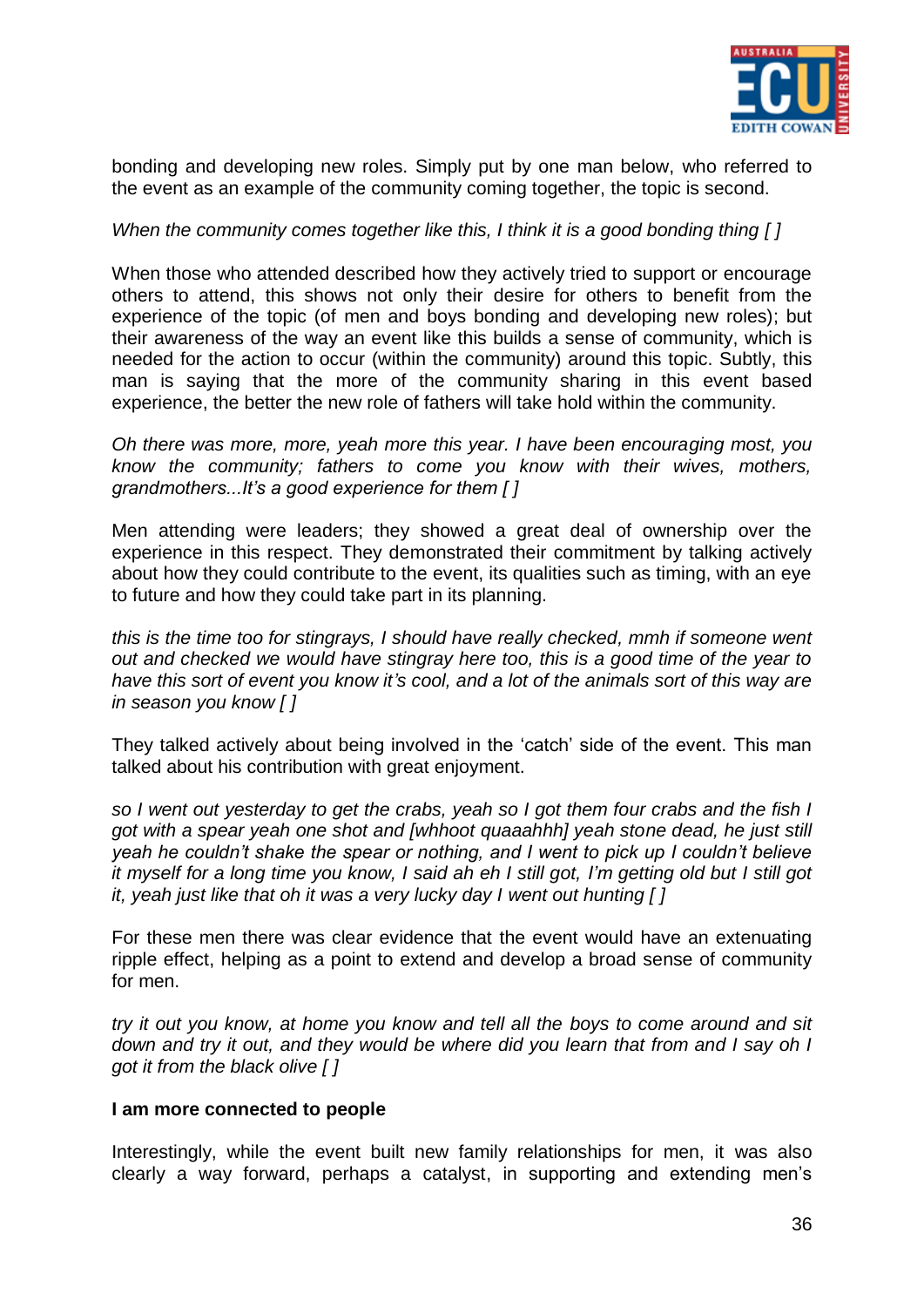bonding and developing new roles. Simply put by one man below, who referred to the event as an example of the community coming together, the topic is second.

*When the community comes together like this, I think it is a good bonding thing [ ]*

When those who attended described how they actively tried to support or encourage others to attend, this shows not only their desire for others to benefit from the experience of the topic (of men and boys bonding and developing new roles); but their awareness of the way an event like this builds a sense of community, which is needed for the action to occur (within the community) around this topic. Subtly, this man is saying that the more of the community sharing in this event based experience, the better the new role of fathers will take hold within the community.

*Oh there was more, more, yeah more this year. I have been encouraging most, you know the community; fathers to come you know with their wives, mothers, grandmothers...It's a good experience for them [ ]*

Men attending were leaders; they showed a great deal of ownership over the experience in this respect. They demonstrated their commitment by talking actively about how they could contribute to the event, its qualities such as timing, with an eye to future and how they could take part in its planning.

*this is the time too for stingrays, I should have really checked, mmh if someone went out and checked we would have stingray here too, this is a good time of the year to have this sort of event you know it's cool, and a lot of the animals sort of this way are in season you know [ ]*

They talked actively about being involved in the 'catch' side of the event. This man talked about his contribution with great enjoyment.

*so I went out yesterday to get the crabs, yeah so I got them four crabs and the fish I got with a spear yeah one shot and [whhoot quaaahhh] yeah stone dead, he just still yeah he couldn't shake the spear or nothing, and I went to pick up I couldn't believe it myself for a long time you know, I said ah eh I still got, I'm getting old but I still got it, yeah just like that oh it was a very lucky day I went out hunting [ ]*

For these men there was clear evidence that the event would have an extenuating ripple effect, helping as a point to extend and develop a broad sense of community for men.

*try it out you know, at home you know and tell all the boys to come around and sit down and try it out, and they would be where did you learn that from and I say oh I got it from the black olive [ ]*

**I am more connected to people**

Interestingly, while the event built new family relationships for men, it was also clearly a way forward, perhaps a catalyst, in supporting and extending men's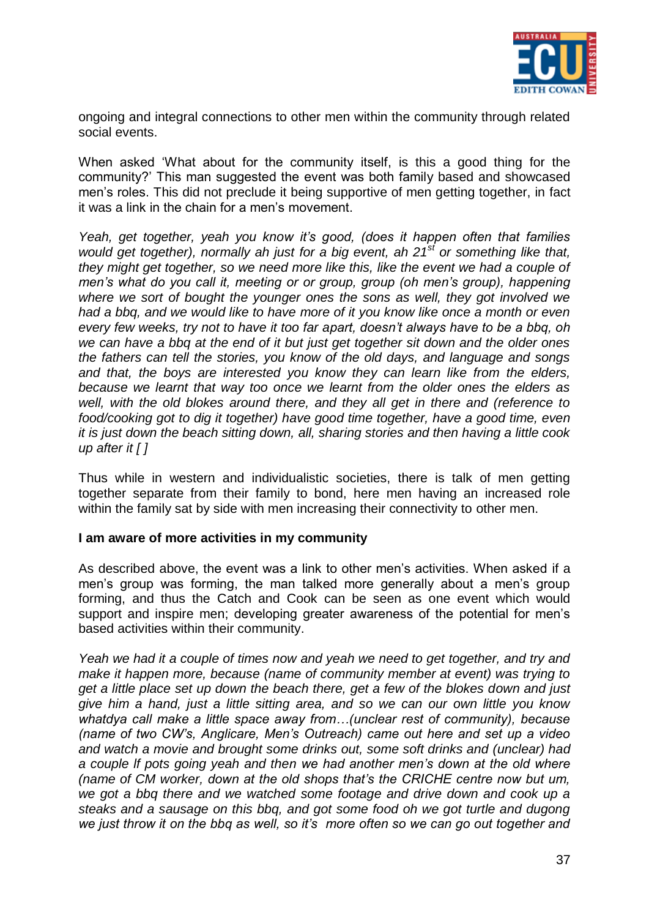ongoing and integral connections to other men within the community through related social events.

When asked 'What about for the community itself, is this a good thing for the community?' This man suggested the event was both family based and showcased men's roles. This did not preclude it being supportive of men getting together, in fact it was a link in the chain for a men's movement.

*Yeah, get together, yeah you know it's good, (does it happen often that families would get together), normally ah just for a big event, ah 21st or something like that, they might get together, so we need more like this, like the event we had a couple of men's what do you call it, meeting or or group, group (oh men's group), happening where we sort of bought the younger ones the sons as well, they got involved we had a bbq, and we would like to have more of it you know like once a month or even every few weeks, try not to have it too far apart, doesn't always have to be a bbq, oh we can have a bbq at the end of it but just get together sit down and the older ones the fathers can tell the stories, you know of the old days, and language and songs and that, the boys are interested you know they can learn like from the elders, because we learnt that way too once we learnt from the older ones the elders as well, with the old blokes around there, and they all get in there and (reference to food/cooking got to dig it together) have good time together, have a good time, even it is just down the beach sitting down, all, sharing stories and then having a little cook up after it [ ]*

Thus while in western and individualistic societies, there is talk of men getting together separate from their family to bond, here men having an increased role within the family sat by side with men increasing their connectivity to other men.

**I am aware of more activities in my community**

As described above, the event was a link to other men's activities. When asked if a men's group was forming, the man talked more generally about a men's group forming, and thus the Catch and Cook can be seen as one event which would support and inspire men; developing greater awareness of the potential for men's based activities within their community.

*Yeah we had it a couple of times now and yeah we need to get together, and try and make it happen more, because (name of community member at event) was trying to get a little place set up down the beach there, get a few of the blokes down and just give him a hand, just a little sitting area, and so we can our own little you know whatdya call make a little space away from…(unclear rest of community), because (name of two CW's, Anglicare, Men's Outreach) came out here and set up a video and watch a movie and brought some drinks out, some soft drinks and (unclear) had a couple lf pots going yeah and then we had another men's down at the old where (name of CM worker, down at the old shops that's the CRICHE centre now but um, we got a bbq there and we watched some footage and drive down and cook up a steaks and a sausage on this bbq, and got some food oh we got turtle and dugong we just throw it on the bbq as well, so it's more often so we can go out together and*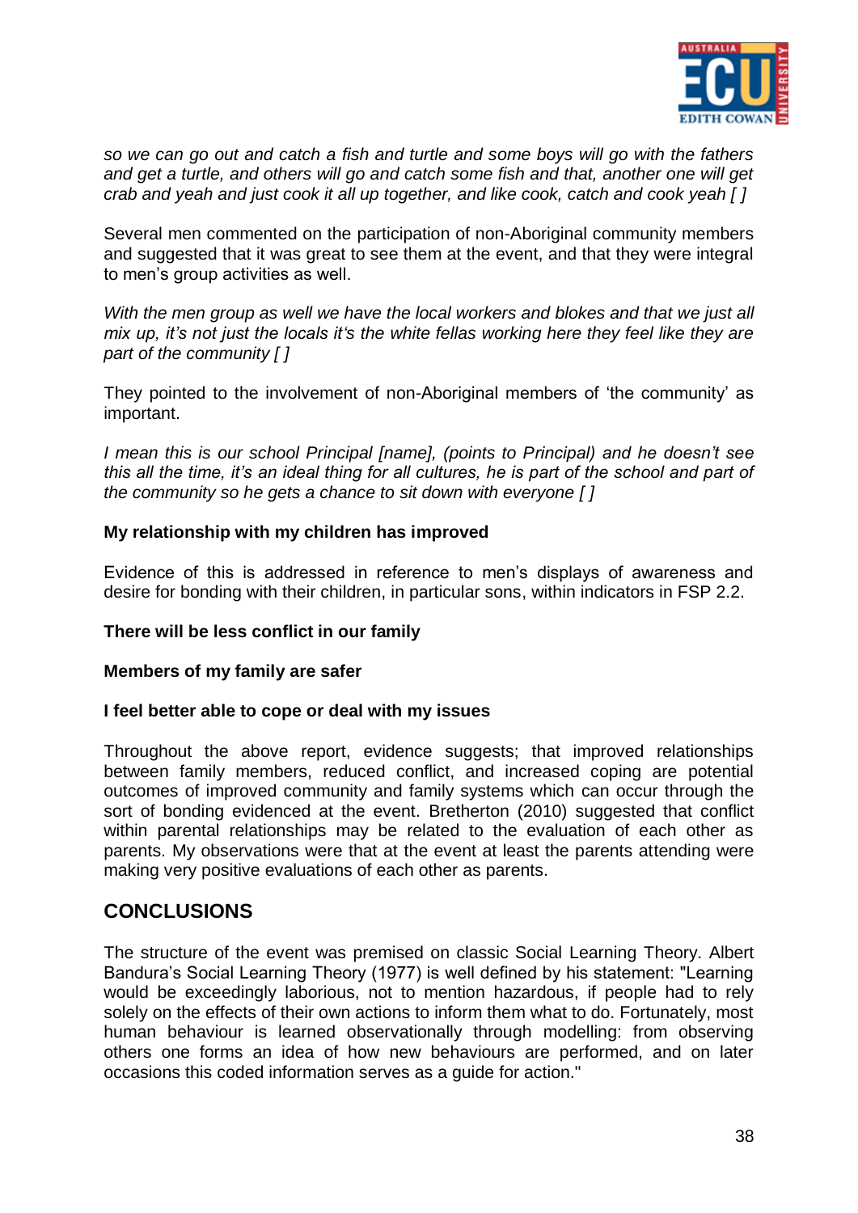*so we can go out and catch a fish and turtle and some boys will go with the fathers and get a turtle, and others will go and catch some fish and that, another one will get crab and yeah and just cook it all up together, and like cook, catch and cook yeah [ ]*

Several men commented on the participation of non-Aboriginal community members and suggested that it was great to see them at the event, and that they were integral to men's group activities as well.

*With the men group as well we have the local workers and blokes and that we just all mix up, it's not just the locals it's the white fellas working here they feel like they are part of the community [ ]*

They pointed to the involvement of non-Aboriginal members of 'the community' as important.

*I mean this is our school Principal [name], (points to Principal) and he doesn't see this all the time, it's an ideal thing for all cultures, he is part of the school and part of the community so he gets a chance to sit down with everyone [ ]*

**My relationship with my children has improved**

Evidence of this is addressed in reference to men's displays of awareness and desire for bonding with their children, in particular sons, within indicators in FSP 2.2.

**There will be less conflict in our family**

**Members of my family are safer**

**I feel better able to cope or deal with my issues**

Throughout the above report, evidence suggests; that improved relationships between family members, reduced conflict, and increased coping are potential outcomes of improved community and family systems which can occur through the sort of bonding evidenced at the event. Bretherton (2010) suggested that conflict within parental relationships may be related to the evaluation of each other as parents. My observations were that at the event at least the parents attending were making very positive evaluations of each other as parents.

## CONCLUSIONS

The structure of the event was premised on classic Social Learning Theory. Albert Bandura's Social Learning Theory (1977) is well defined by his statement: "Learning would be exceedingly laborious, not to mention hazardous, if people had to rely solely on the effects of their own actions to inform them what to do. Fortunately, most human behaviour is learned observationally through modelling: from observing others one forms an idea of how new behaviours are performed, and on later occasions this coded information serves as a guide for action."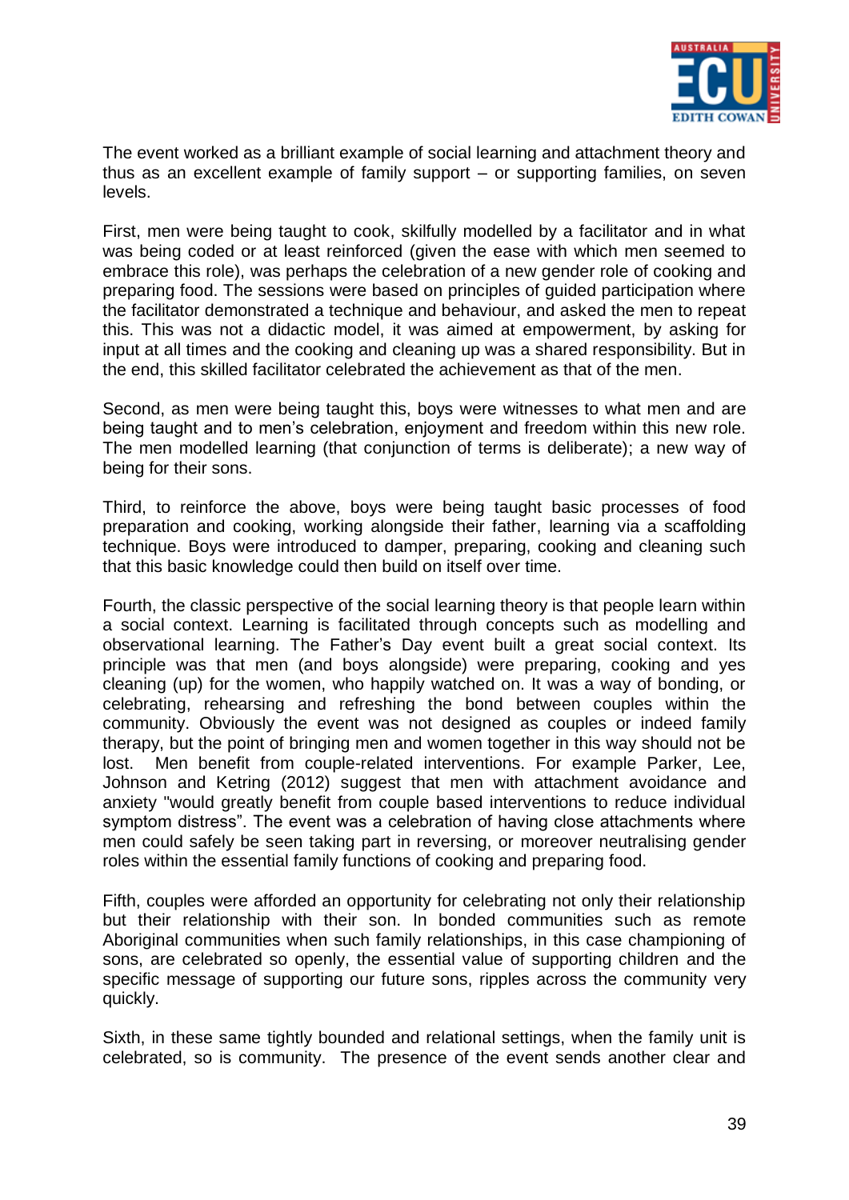The event worked as a brilliant example of social learning and attachment theory and thus as an excellent example of family support – or supporting families, on seven levels.

First, men were being taught to cook, skilfully modelled by a facilitator and in what was being coded or at least reinforced (given the ease with which men seemed to embrace this role), was perhaps the celebration of a new gender role of cooking and preparing food. The sessions were based on principles of guided participation where the facilitator demonstrated a technique and behaviour, and asked the men to repeat this. This was not a didactic model, it was aimed at empowerment, by asking for input at all times and the cooking and cleaning up was a shared responsibility. But in the end, this skilled facilitator celebrated the achievement as that of the men.

Second, as men were being taught this, boys were witnesses to what men and are being taught and to men's celebration, enjoyment and freedom within this new role. The men modelled learning (that conjunction of terms is deliberate); a new way of being for their sons.

Third, to reinforce the above, boys were being taught basic processes of food preparation and cooking, working alongside their father, learning via a scaffolding technique. Boys were introduced to damper, preparing, cooking and cleaning such that this basic knowledge could then build on itself over time.

Fourth, the classic perspective of the social learning theory is that people learn within a social context. Learning is facilitated through concepts such as modelling and observational learning. The Father's Day event built a great social context. Its principle was that men (and boys alongside) were preparing, cooking and yes cleaning (up) for the women, who happily watched on. It was a way of bonding, or celebrating, rehearsing and refreshing the bond between couples within the community. Obviously the event was not designed as couples or indeed family therapy, but the point of bringing men and women together in this way should not be lost. Men benefit from couple-related interventions. For example Parker, Lee, Johnson and Ketring (2012) suggest that men with attachment avoidance and anxiety "would greatly benefit from couple based interventions to reduce individual symptom distress". The event was a celebration of having close attachments where men could safely be seen taking part in reversing, or moreover neutralising gender roles within the essential family functions of cooking and preparing food.

Fifth, couples were afforded an opportunity for celebrating not only their relationship but their relationship with their son. In bonded communities such as remote Aboriginal communities when such family relationships, in this case championing of sons, are celebrated so openly, the essential value of supporting children and the specific message of supporting our future sons, ripples across the community very quickly.

Sixth, in these same tightly bounded and relational settings, when the family unit is celebrated, so is community. The presence of the event sends another clear and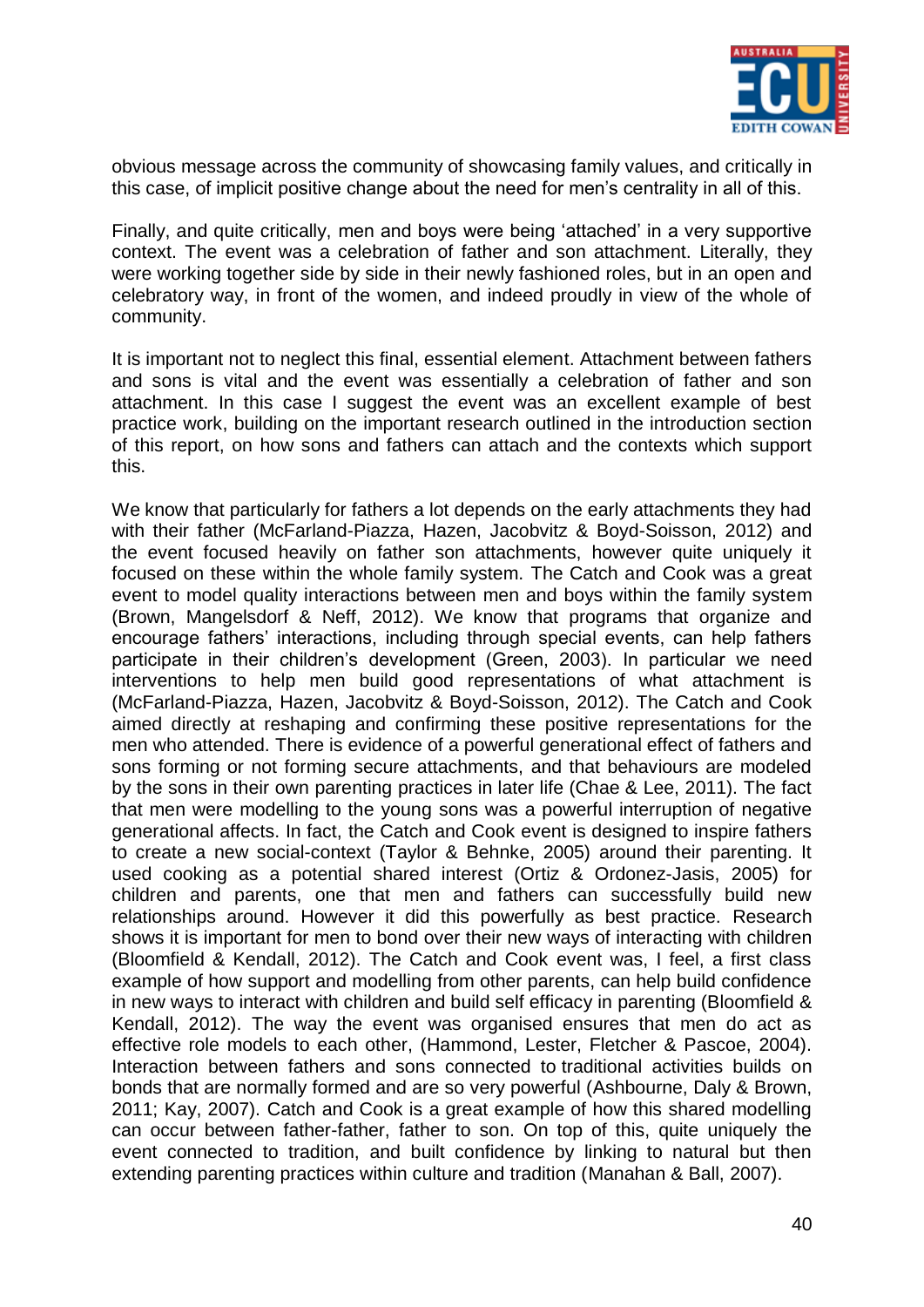obvious message across the community of showcasing family values, and critically in this case, of implicit positive change about the need for men's centrality in all of this.

Finally, and quite critically, men and boys were being 'attached' in a very supportive context. The event was a celebration of father and son attachment. Literally, they were working together side by side in their newly fashioned roles, but in an open and celebratory way, in front of the women, and indeed proudly in view of the whole of community.

It is important not to neglect this final, essential element. Attachment between fathers and sons is vital and the event was essentially a celebration of father and son attachment. In this case I suggest the event was an excellent example of best practice work, building on the important research outlined in the introduction section of this report, on how sons and fathers can attach and the contexts which support this.

We know that particularly for fathers a lot depends on the early attachments they had with their father (McFarland-Piazza, Hazen, Jacobvitz & Boyd-Soisson, 2012) and the event focused heavily on father son attachments, however quite uniquely it focused on these within the whole family system. The Catch and Cook was a great event to model quality interactions between men and boys within the family system (Brown, Mangelsdorf & Neff, 2012). We know that programs that organize and encourage fathers' interactions, including through special events, can help fathers participate in their children's development (Green, 2003). In particular we need interventions to help men build good representations of what attachment is (McFarland-Piazza, Hazen, Jacobvitz & Boyd-Soisson, 2012). The Catch and Cook aimed directly at reshaping and confirming these positive representations for the men who attended. There is evidence of a powerful generational effect of fathers and sons forming or not forming secure attachments, and that behaviours are modeled by the sons in their own parenting practices in later life (Chae & Lee, 2011). The fact that men were modelling to the young sons was a powerful interruption of negative generational affects. In fact, the Catch and Cook event is designed to inspire fathers to create a new social-context (Taylor & Behnke, 2005) around their parenting. It used cooking as a potential shared interest (Ortiz & Ordonez-Jasis, 2005) for children and parents, one that men and fathers can successfully build new relationships around. However it did this powerfully as best practice. Research shows it is important for men to bond over their new ways of interacting with children (Bloomfield & Kendall, 2012). The Catch and Cook event was, I feel, a first class example of how support and modelling from other parents, can help build confidence in new ways to interact with children and build self efficacy in parenting (Bloomfield & Kendall, 2012). The way the event was organised ensures that men do act as effective role models to each other, (Hammond, Lester, Fletcher & Pascoe, 2004). Interaction between fathers and sons connected to traditional activities builds on bonds that are normally formed and are so very powerful (Ashbourne, Daly & Brown, 2011; Kay, 2007). Catch and Cook is a great example of how this shared modelling can occur between father-father, father to son. On top of this, quite uniquely the event connected to tradition, and built confidence by linking to natural but then extending parenting practices within culture and tradition (Manahan & Ball, 2007).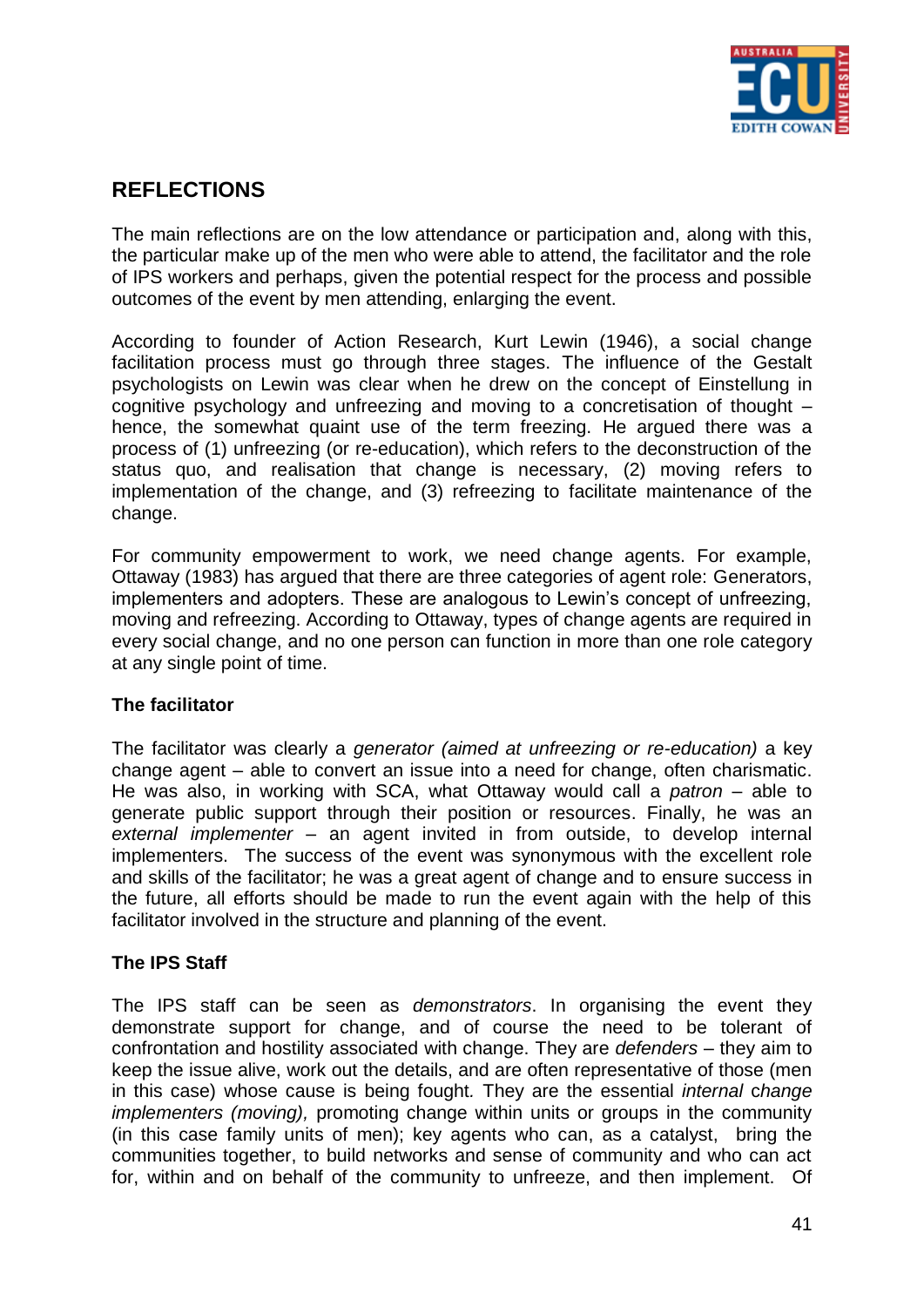## REFLECTIONS

The main reflections are on the low attendance or participation and, along with this, the particular make up of the men who were able to attend, the facilitator and the role of IPS workers and perhaps, given the potential respect for the process and possible outcomes of the event by men attending, enlarging the event.

According to founder of Action Research, Kurt Lewin (1946), a social change facilitation process must go through three stages. The influence of the Gestalt psychologists on Lewin was clear when he drew on the concept of Einstellung in cognitive psychology and unfreezing and moving to a concretisation of thought – hence, the somewhat quaint use of the term freezing. He argued there was a process of (1) unfreezing (or re-education), which refers to the deconstruction of the status quo, and realisation that change is necessary, (2) moving refers to implementation of the change, and (3) refreezing to facilitate maintenance of the change.

For community empowerment to work, we need change agents. For example, Ottaway (1983) has argued that there are three categories of agent role: Generators, implementers and adopters. These are analogous to Lewin's concept of unfreezing, moving and refreezing. According to Ottaway, types of change agents are required in every social change, and no one person can function in more than one role category at any single point of time.

### The facilitator

The facilitator was clearly a *generator (aimed at unfreezing or re-education)* a key change agent – able to convert an issue into a need for change, often charismatic. He was also, in working with SCA, what Ottaway would call a *patron* – able to generate public support through their position or resources. Finally, he was an *external implementer* – an agent invited in from outside, to develop internal implementers. The success of the event was synonymous with the excellent role and skills of the facilitator; he was a great agent of change and to ensure success in the future, all efforts should be made to run the event again with the help of this facilitator involved in the structure and planning of the event.

### The IPS Staff

The IPS staff can be seen as *demonstrators*. In organising the event they demonstrate support for change, and of course the need to be tolerant of confrontation and hostility associated with change. They are *defenders* – they aim to keep the issue alive, work out the details, and are often representative of those (men in this case) whose cause is being fought. They are the essential *internal change implementers (moving),* promoting change within units or groups in the community (in this case family units of men); key agents who can, as a catalyst, bring the communities together, to build networks and sense of community and who can act for, within and on behalf of the community to unfreeze, and then implement. Of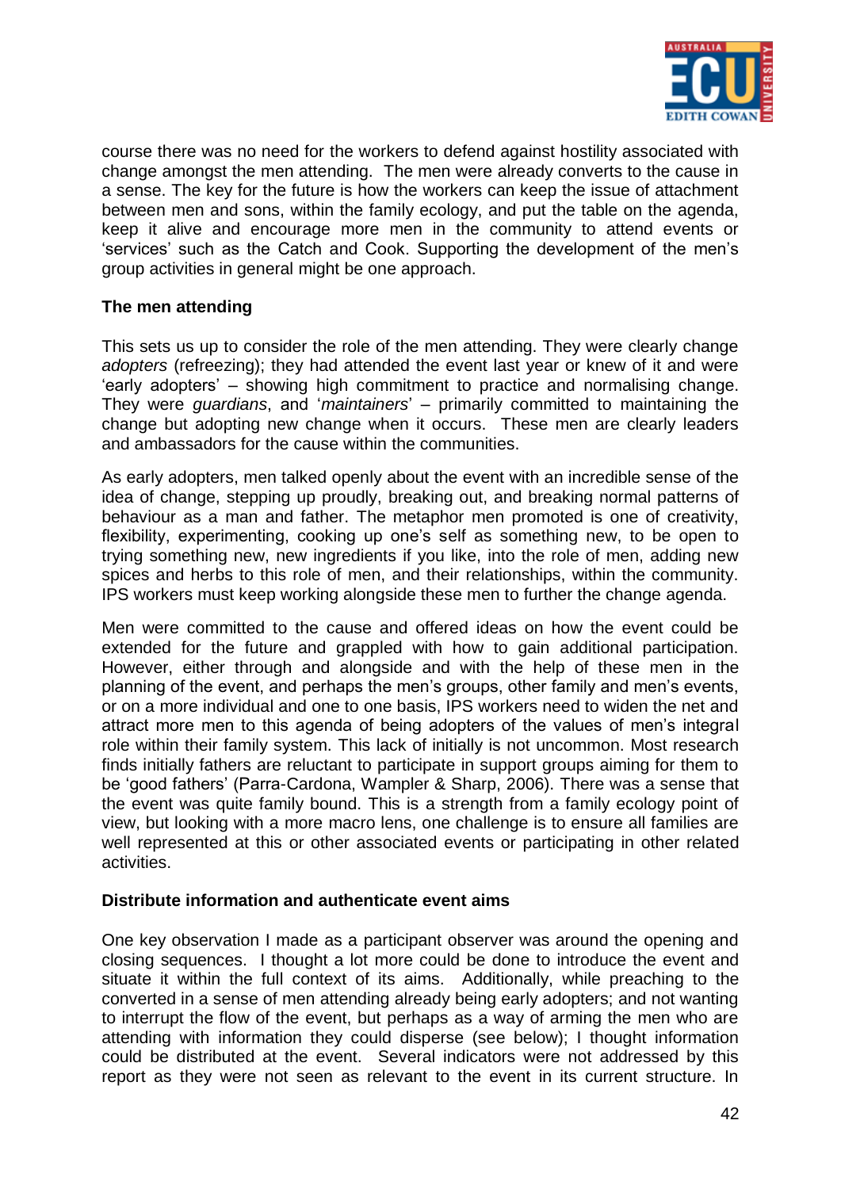course there was no need for the workers to defend against hostility associated with change amongst the men attending. The men were already converts to the cause in a sense. The key for the future is how the workers can keep the issue of attachment between men and sons, within the family ecology, and put the table on the agenda, keep it alive and encourage more men in the community to attend events or 'services' such as the Catch and Cook. Supporting the development of the men's group activities in general might be one approach.

**The men attending**

This sets us up to consider the role of the men attending. They were clearly change *adopters* (refreezing); they had attended the event last year or knew of it and were 'early adopters' – showing high commitment to practice and normalising change. They were *guardians*, and '*maintainers*' – primarily committed to maintaining the change but adopting new change when it occurs. These men are clearly leaders and ambassadors for the cause within the communities.

As early adopters, men talked openly about the event with an incredible sense of the idea of change, stepping up proudly, breaking out, and breaking normal patterns of behaviour as a man and father. The metaphor men promoted is one of creativity, flexibility, experimenting, cooking up one's self as something new, to be open to trying something new, new ingredients if you like, into the role of men, adding new spices and herbs to this role of men, and their relationships, within the community. IPS workers must keep working alongside these men to further the change agenda.

Men were committed to the cause and offered ideas on how the event could be extended for the future and grappled with how to gain additional participation. However, either through and alongside and with the help of these men in the planning of the event, and perhaps the men's groups, other family and men's events, or on a more individual and one to one basis, IPS workers need to widen the net and attract more men to this agenda of being adopters of the values of men's integral role within their family system. This lack of initially is not uncommon. Most research finds initially fathers are reluctant to participate in support groups aiming for them to be 'good fathers' (Parra-Cardona, Wampler & Sharp, 2006). There was a sense that the event was quite family bound. This is a strength from a family ecology point of view, but looking with a more macro lens, one challenge is to ensure all families are well represented at this or other associated events or participating in other related activities.

**Distribute information and authenticate event aims**

One key observation I made as a participant observer was around the opening and closing sequences. I thought a lot more could be done to introduce the event and situate it within the full context of its aims. Additionally, while preaching to the converted in a sense of men attending already being early adopters; and not wanting to interrupt the flow of the event, but perhaps as a way of arming the men who are attending with information they could disperse (see below); I thought information could be distributed at the event. Several indicators were not addressed by this report as they were not seen as relevant to the event in its current structure. In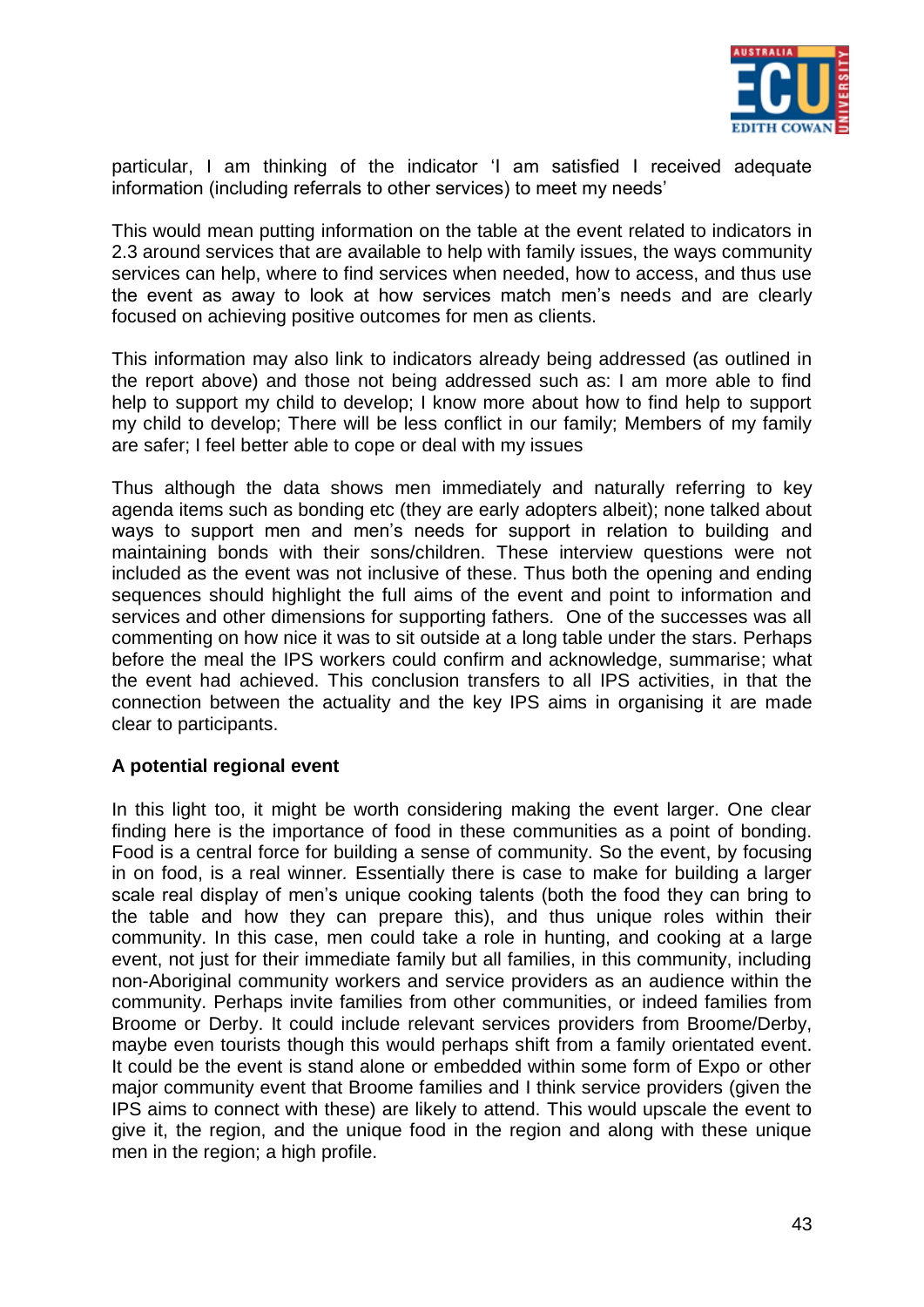particular, I am thinking of the indicator 'I am satisfied I received adequate information (including referrals to other services) to meet my needs'

This would mean putting information on the table at the event related to indicators in 2.3 around services that are available to help with family issues, the ways community services can help, where to find services when needed, how to access, and thus use the event as away to look at how services match men's needs and are clearly focused on achieving positive outcomes for men as clients.

This information may also link to indicators already being addressed (as outlined in the report above) and those not being addressed such as: I am more able to find help to support my child to develop; I know more about how to find help to support my child to develop; There will be less conflict in our family; Members of my family are safer; I feel better able to cope or deal with my issues

Thus although the data shows men immediately and naturally referring to key agenda items such as bonding etc (they are early adopters albeit); none talked about ways to support men and men's needs for support in relation to building and maintaining bonds with their sons/children. These interview questions were not included as the event was not inclusive of these. Thus both the opening and ending sequences should highlight the full aims of the event and point to information and services and other dimensions for supporting fathers. One of the successes was all commenting on how nice it was to sit outside at a long table under the stars. Perhaps before the meal the IPS workers could confirm and acknowledge, summarise; what the event had achieved. This conclusion transfers to all IPS activities, in that the connection between the actuality and the key IPS aims in organising it are made clear to participants.

**A potential regional event**

In this light too, it might be worth considering making the event larger. One clear finding here is the importance of food in these communities as a point of bonding. Food is a central force for building a sense of community. So the event, by focusing in on food, is a real winner. Essentially there is case to make for building a larger scale real display of men's unique cooking talents (both the food they can bring to the table and how they can prepare this), and thus unique roles within their community. In this case, men could take a role in hunting, and cooking at a large event, not just for their immediate family but all families, in this community, including non-Aboriginal community workers and service providers as an audience within the community. Perhaps invite families from other communities, or indeed families from Broome or Derby. It could include relevant services providers from Broome/Derby, maybe even tourists though this would perhaps shift from a family orientated event. It could be the event is stand alone or embedded within some form of Expo or other major community event that Broome families and I think service providers (given the IPS aims to connect with these) are likely to attend. This would upscale the event to give it, the region, and the unique food in the region and along with these unique men in the region; a high profile.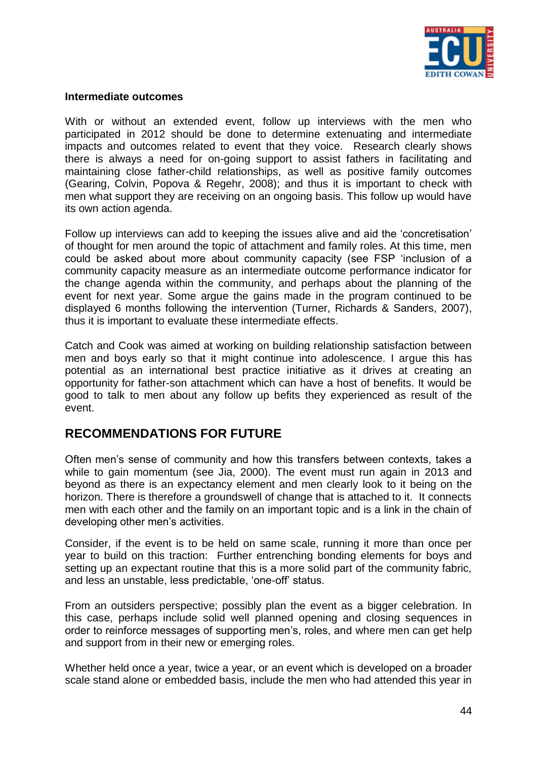**Intermediate outcomes**

With or without an extended event, follow up interviews with the men who participated in 2012 should be done to determine extenuating and intermediate impacts and outcomes related to event that they voice. Research clearly shows there is always a need for on-going support to assist fathers in facilitating and maintaining close father-child relationships, as well as positive family outcomes (Gearing, Colvin, Popova & Regehr, 2008); and thus it is important to check with men what support they are receiving on an ongoing basis. This follow up would have its own action agenda.

Follow up interviews can add to keeping the issues alive and aid the 'concretisation' of thought for men around the topic of attachment and family roles. At this time, men could be asked about more about community capacity (see FSP 'inclusion of a community capacity measure as an intermediate outcome performance indicator for the change agenda within the community, and perhaps about the planning of the event for next year. Some argue the gains made in the program continued to be displayed 6 months following the intervention (Turner, Richards & Sanders, 2007), thus it is important to evaluate these intermediate effects.

Catch and Cook was aimed at working on building relationship satisfaction between men and boys early so that it might continue into adolescence. I argue this has potential as an international best practice initiative as it drives at creating an opportunity for father-son attachment which can have a host of benefits. It would be good to talk to men about any follow up befits they experienced as result of the event.

## RECOMMENDATIONS FOR FUTURE

Often men's sense of community and how this transfers between contexts, takes a while to gain momentum (see Jia, 2000). The event must run again in 2013 and beyond as there is an expectancy element and men clearly look to it being on the horizon. There is therefore a groundswell of change that is attached to it. It connects men with each other and the family on an important topic and is a link in the chain of developing other men's activities.

Consider, if the event is to be held on same scale, running it more than once per year to build on this traction: Further entrenching bonding elements for boys and setting up an expectant routine that this is a more solid part of the community fabric, and less an unstable, less predictable, 'one-off' status.

From an outsiders perspective; possibly plan the event as a bigger celebration. In this case, perhaps include solid well planned opening and closing sequences in order to reinforce messages of supporting men's, roles, and where men can get help and support from in their new or emerging roles.

Whether held once a year, twice a year, or an event which is developed on a broader scale stand alone or embedded basis, include the men who had attended this year in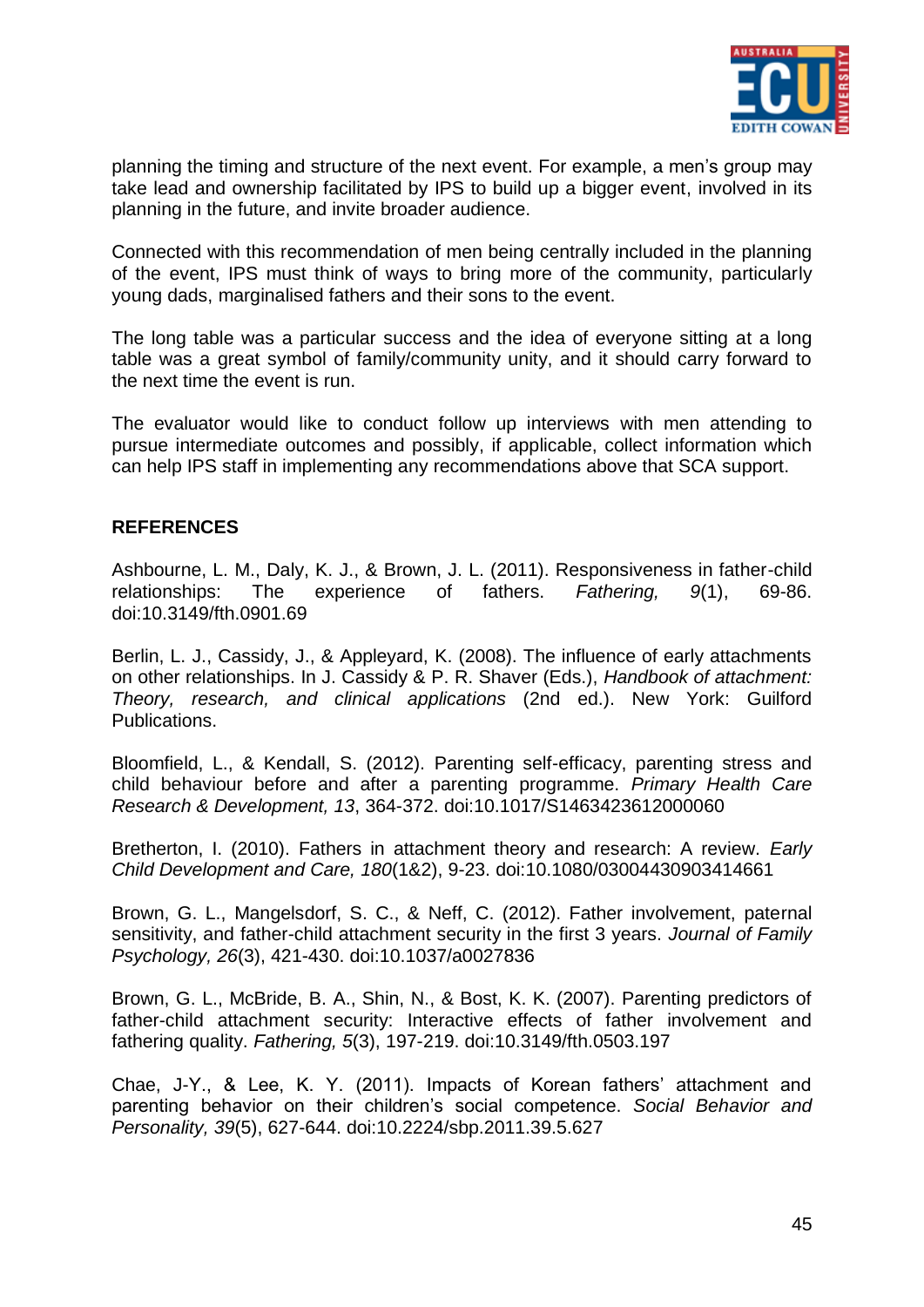planning the timing and structure of the next event. For example, a men's group may take lead and ownership facilitated by IPS to build up a bigger event, involved in its planning in the future, and invite broader audience.

Connected with this recommendation of men being centrally included in the planning of the event, IPS must think of ways to bring more of the community, particularly young dads, marginalised fathers and their sons to the event.

The long table was a particular success and the idea of everyone sitting at a long table was a great symbol of family/community unity, and it should carry forward to the next time the event is run.

The evaluator would like to conduct follow up interviews with men attending to pursue intermediate outcomes and possibly, if applicable, collect information which can help IPS staff in implementing any recommendations above that SCA support.

## REFERENCES

Ashbourne, L. M., Daly, K. J., & Brown, J. L. (2011). Responsiveness in father-child relationships: The experience of fathers. *Fathering, 9*(1), 69-86. doi:10.3149/fth.0901.69

Berlin, L. J., Cassidy, J., & Appleyard, K. (2008). The influence of early attachments on other relationships. In J. Cassidy & P. R. Shaver (Eds.), *Handbook of attachment: Theory, research, and clinical applications* (2nd ed.). New York: Guilford Publications.

Bloomfield, L., & Kendall, S. (2012). Parenting self-efficacy, parenting stress and child behaviour before and after a parenting programme. *Primary Health Care Research & Development, 13*, 364-372. doi:10.1017/S1463423612000060

Bretherton, I. (2010). Fathers in attachment theory and research: A review. *Early Child Development and Care, 180*(1&2), 9-23. doi:10.1080/03004430903414661

Brown, G. L., Mangelsdorf, S. C., & Neff, C. (2012). Father involvement, paternal sensitivity, and father-child attachment security in the first 3 years. *Journal of Family Psychology, 26*(3), 421-430. doi:10.1037/a0027836

Brown, G. L., McBride, B. A., Shin, N., & Bost, K. K. (2007). Parenting predictors of father-child attachment security: Interactive effects of father involvement and fathering quality. *Fathering, 5*(3), 197-219. doi:10.3149/fth.0503.197

Chae, J-Y., & Lee, K. Y. (2011). Impacts of Korean fathers' attachment and parenting behavior on their children's social competence. *Social Behavior and Personality, 39*(5), 627-644. doi:10.2224/sbp.2011.39.5.627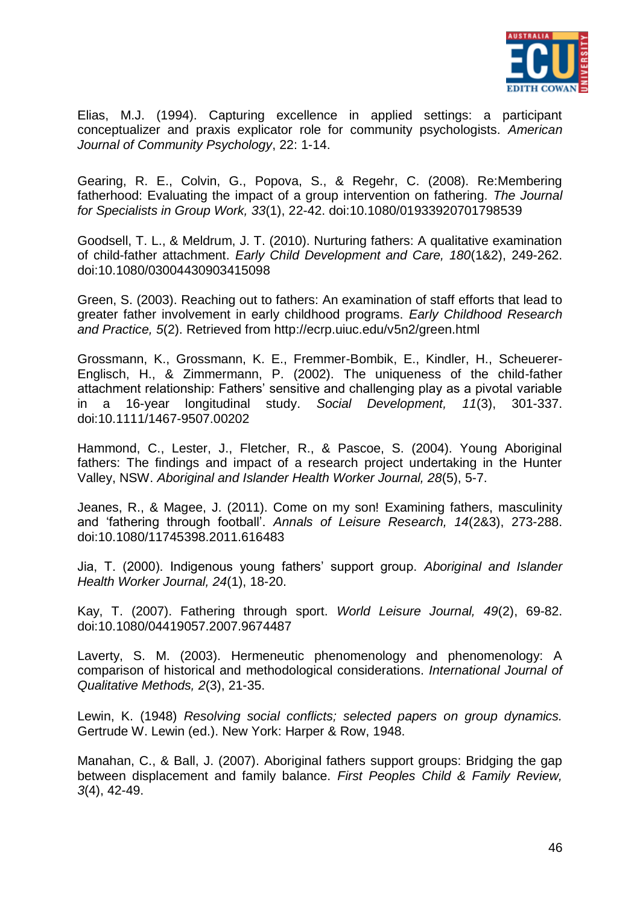Elias, M.J. (1994). Capturing excellence in applied settings: a participant conceptualizer and praxis explicator role for community psychologists. *American Journal of Community Psychology*, 22: 1-14.

Gearing, R. E., Colvin, G., Popova, S., & Regehr, C. (2008). Re:Membering fatherhood: Evaluating the impact of a group intervention on fathering. *The Journal for Specialists in Group Work, 33*(1), 22-42. doi:10.1080/01933920701798539

Goodsell, T. L., & Meldrum, J. T. (2010). Nurturing fathers: A qualitative examination of child-father attachment. *Early Child Development and Care, 180*(1&2), 249-262. doi:10.1080/03004430903415098

Green, S. (2003). Reaching out to fathers: An examination of staff efforts that lead to greater father involvement in early childhood programs. *Early Childhood Research and Practice, 5*(2). Retrieved from http://ecrp.uiuc.edu/v5n2/green.html

Grossmann, K., Grossmann, K. E., Fremmer-Bombik, E., Kindler, H., Scheuerer-Englisch, H., & Zimmermann, P. (2002). The uniqueness of the child-father attachment relationship: Fathers' sensitive and challenging play as a pivotal variable in a 16-year longitudinal study. *Social Development, 11*(3), 301-337. doi:10.1111/1467-9507.00202

Hammond, C., Lester, J., Fletcher, R., & Pascoe, S. (2004). Young Aboriginal fathers: The findings and impact of a research project undertaking in the Hunter Valley, NSW. *Aboriginal and Islander Health Worker Journal, 28*(5), 5-7.

Jeanes, R., & Magee, J. (2011). Come on my son! Examining fathers, masculinity and 'fathering through football'. *Annals of Leisure Research, 14*(2&3), 273-288. doi:10.1080/11745398.2011.616483

Jia, T. (2000). Indigenous young fathers' support group. *Aboriginal and Islander Health Worker Journal, 24*(1), 18-20.

Kay, T. (2007). Fathering through sport. *World Leisure Journal, 49*(2), 69-82. doi:10.1080/04419057.2007.9674487

Laverty, S. M. (2003). Hermeneutic phenomenology and phenomenology: A comparison of historical and methodological considerations. *International Journal of Qualitative Methods, 2*(3), 21-35.

Lewin, K. (1948) *Resolving social conflicts; selected papers on group dynamics.* Gertrude W. Lewin (ed.). New York: Harper & Row, 1948.

Manahan, C., & Ball, J. (2007). Aboriginal fathers support groups: Bridging the gap between displacement and family balance. *First Peoples Child & Family Review, 3*(4), 42-49.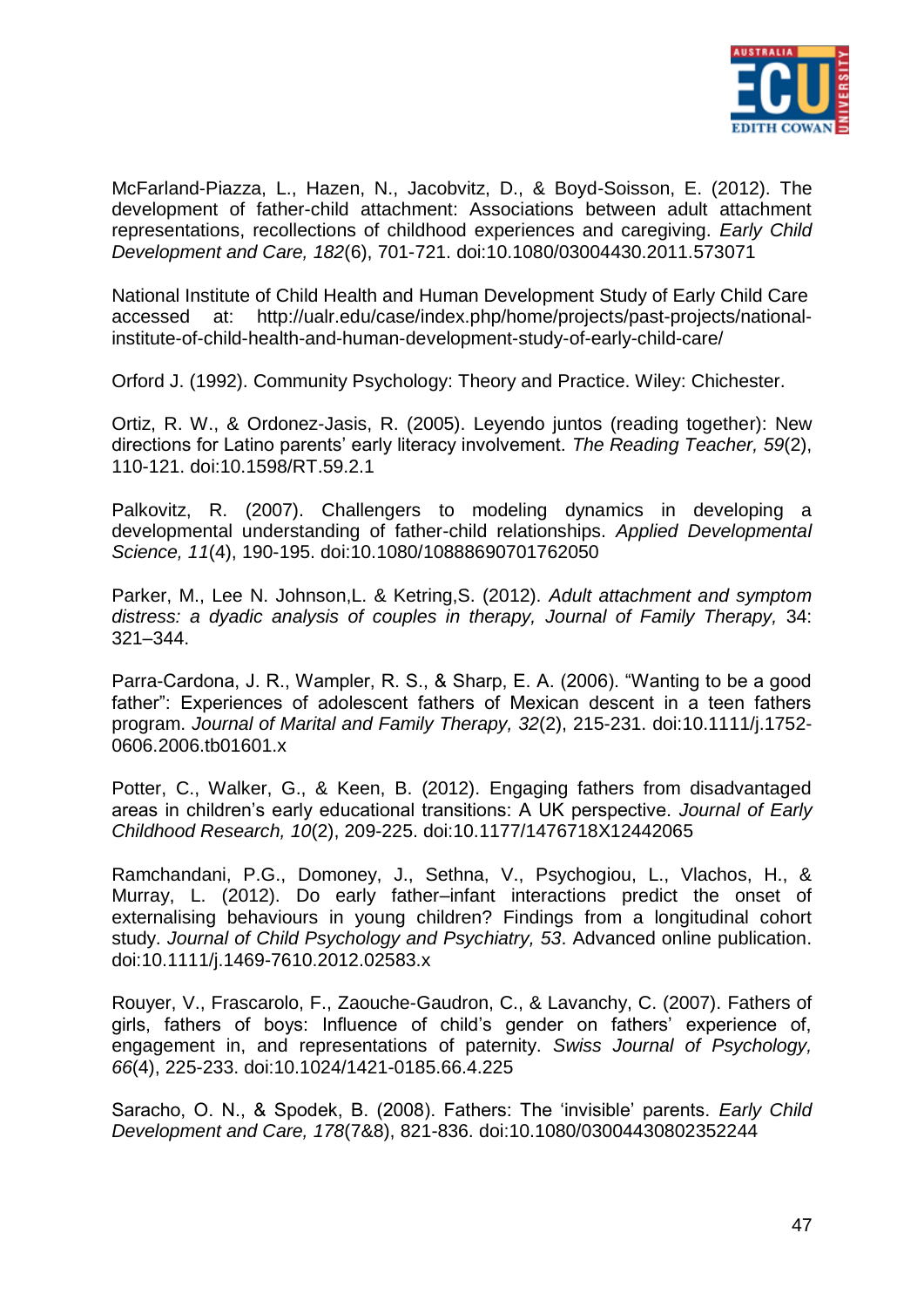McFarland-Piazza, L., Hazen, N., Jacobvitz, D., & Boyd-Soisson, E. (2012). The development of father-child attachment: Associations between adult attachment representations, recollections of childhood experiences and caregiving. *Early Child Development and Care, 182*(6), 701-721. doi:10.1080/03004430.2011.573071

National Institute of Child Health and Human Development Study of Early Child Care accessed at: http://ualr.edu/case/index.php/home/projects/past-projects/national-institute-of-child-health-and-human-development-study-of-early-child-care/

Orford J. (1992). Community Psychology: Theory and Practice. Wiley: Chichester.

Ortiz, R. W., & Ordonez-Jasis, R. (2005). Leyendo juntos (reading together): New directions for Latino parents' early literacy involvement. *The Reading Teacher, 59*(2), 110-121. doi:10.1598/RT.59.2.1

Palkovitz, R. (2007). Challengers to modeling dynamics in developing a developmental understanding of father-child relationships. *Applied Developmental Science, 11*(4), 190-195. doi:10.1080/10888690701762050

Parker, M., Lee N. Johnson,L. & Ketring,S. (2012). *Adult attachment and symptom distress: a dyadic analysis of couples in therapy, Journal of Family Therapy,* 34: 321–344.

Parra-Cardona, J. R., Wampler, R. S., & Sharp, E. A. (2006). "Wanting to be a good father": Experiences of adolescent fathers of Mexican descent in a teen fathers program. *Journal of Marital and Family Therapy, 32*(2), 215-231. doi:10.1111/j.1752-0606.2006.tb01601.x

Potter, C., Walker, G., & Keen, B. (2012). Engaging fathers from disadvantaged areas in children's early educational transitions: A UK perspective. *Journal of Early Childhood Research, 10*(2), 209-225. doi:10.1177/1476718X12442065

Ramchandani, P.G., Domoney, J., Sethna, V., Psychogiou, L., Vlachos, H., & Murray, L. (2012). Do early father–infant interactions predict the onset of externalising behaviours in young children? Findings from a longitudinal cohort study. *Journal of Child Psychology and Psychiatry, 53*. Advanced online publication. doi:10.1111/j.1469-7610.2012.02583.x

Rouyer, V., Frascarolo, F., Zaouche-Gaudron, C., & Lavanchy, C. (2007). Fathers of girls, fathers of boys: Influence of child's gender on fathers' experience of, engagement in, and representations of paternity. *Swiss Journal of Psychology, 66*(4), 225-233. doi:10.1024/1421-0185.66.4.225

Saracho, O. N., & Spodek, B. (2008). Fathers: The 'invisible' parents. *Early Child Development and Care, 178*(7&8), 821-836. doi:10.1080/03004430802352244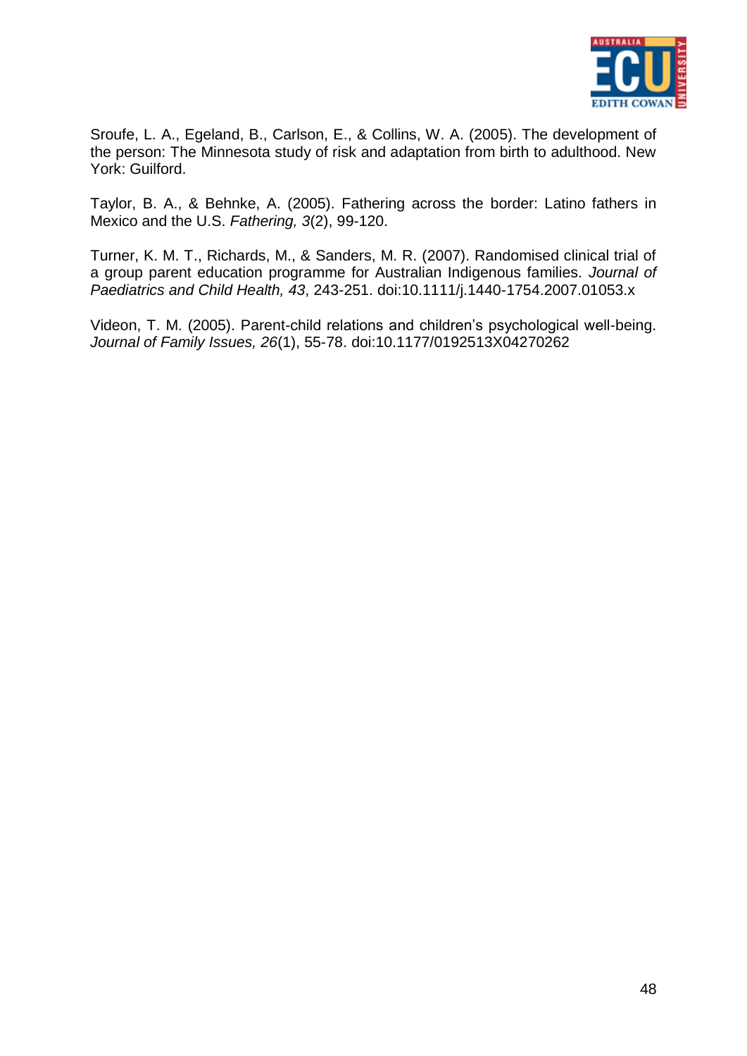Sroufe, L. A., Egeland, B., Carlson, E., & Collins, W. A. (2005). The development of the person: The Minnesota study of risk and adaptation from birth to adulthood. New York: Guilford.

Taylor, B. A., & Behnke, A. (2005). Fathering across the border: Latino fathers in Mexico and the U.S. *Fathering, 3*(2), 99-120.

Turner, K. M. T., Richards, M., & Sanders, M. R. (2007). Randomised clinical trial of a group parent education programme for Australian Indigenous families. *Journal of Paediatrics and Child Health, 43*, 243-251. doi:10.1111/j.1440-1754.2007.01053.x

Videon, T. M. (2005). Parent-child relations and children's psychological well-being. *Journal of Family Issues, 26*(1), 55-78. doi:10.1177/0192513X04270262